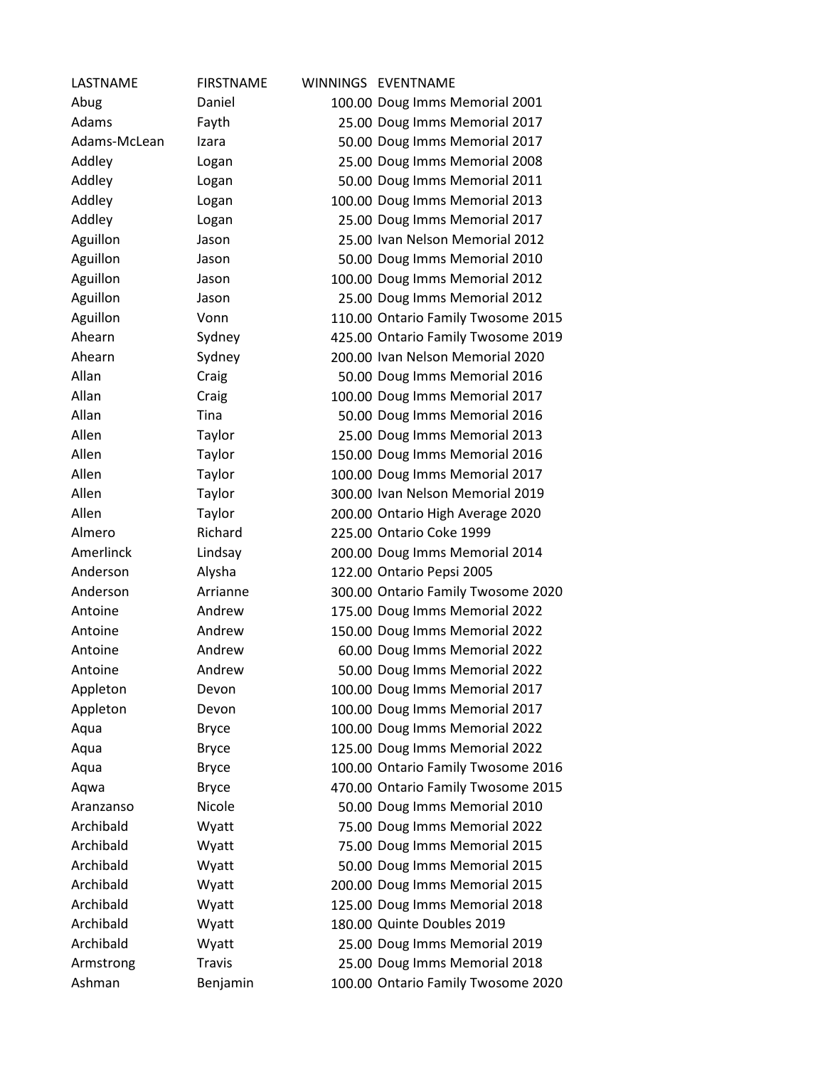| LASTNAME | FIRSTNAME | WINNINGS | EVENTNAME |
| --- | --- | --- | --- |
| Abug | Daniel | 100.00 | Doug Imms Memorial 2001 |
| Adams | Fayth | 25.00 | Doug Imms Memorial 2017 |
| Adams-McLean | Izara | 50.00 | Doug Imms Memorial 2017 |
| Addley | Logan | 25.00 | Doug Imms Memorial 2008 |
| Addley | Logan | 50.00 | Doug Imms Memorial 2011 |
| Addley | Logan | 100.00 | Doug Imms Memorial 2013 |
| Addley | Logan | 25.00 | Doug Imms Memorial 2017 |
| Aguillon | Jason | 25.00 | Ivan Nelson Memorial 2012 |
| Aguillon | Jason | 50.00 | Doug Imms Memorial 2010 |
| Aguillon | Jason | 100.00 | Doug Imms Memorial 2012 |
| Aguillon | Jason | 25.00 | Doug Imms Memorial 2012 |
| Aguillon | Vonn | 110.00 | Ontario Family Twosome 2015 |
| Ahearn | Sydney | 425.00 | Ontario Family Twosome 2019 |
| Ahearn | Sydney | 200.00 | Ivan Nelson Memorial 2020 |
| Allan | Craig | 50.00 | Doug Imms Memorial 2016 |
| Allan | Craig | 100.00 | Doug Imms Memorial 2017 |
| Allan | Tina | 50.00 | Doug Imms Memorial 2016 |
| Allen | Taylor | 25.00 | Doug Imms Memorial 2013 |
| Allen | Taylor | 150.00 | Doug Imms Memorial 2016 |
| Allen | Taylor | 100.00 | Doug Imms Memorial 2017 |
| Allen | Taylor | 300.00 | Ivan Nelson Memorial 2019 |
| Allen | Taylor | 200.00 | Ontario High Average 2020 |
| Almero | Richard | 225.00 | Ontario Coke 1999 |
| Amerlinck | Lindsay | 200.00 | Doug Imms Memorial 2014 |
| Anderson | Alysha | 122.00 | Ontario Pepsi 2005 |
| Anderson | Arrianne | 300.00 | Ontario Family Twosome 2020 |
| Antoine | Andrew | 175.00 | Doug Imms Memorial 2022 |
| Antoine | Andrew | 150.00 | Doug Imms Memorial 2022 |
| Antoine | Andrew | 60.00 | Doug Imms Memorial 2022 |
| Antoine | Andrew | 50.00 | Doug Imms Memorial 2022 |
| Appleton | Devon | 100.00 | Doug Imms Memorial 2017 |
| Appleton | Devon | 100.00 | Doug Imms Memorial 2017 |
| Aqua | Bryce | 100.00 | Doug Imms Memorial 2022 |
| Aqua | Bryce | 125.00 | Doug Imms Memorial 2022 |
| Aqua | Bryce | 100.00 | Ontario Family Twosome 2016 |
| Aqwa | Bryce | 470.00 | Ontario Family Twosome 2015 |
| Aranzanso | Nicole | 50.00 | Doug Imms Memorial 2010 |
| Archibald | Wyatt | 75.00 | Doug Imms Memorial 2022 |
| Archibald | Wyatt | 75.00 | Doug Imms Memorial 2015 |
| Archibald | Wyatt | 50.00 | Doug Imms Memorial 2015 |
| Archibald | Wyatt | 200.00 | Doug Imms Memorial 2015 |
| Archibald | Wyatt | 125.00 | Doug Imms Memorial 2018 |
| Archibald | Wyatt | 180.00 | Quinte Doubles 2019 |
| Archibald | Wyatt | 25.00 | Doug Imms Memorial 2019 |
| Armstrong | Travis | 25.00 | Doug Imms Memorial 2018 |
| Ashman | Benjamin | 100.00 | Ontario Family Twosome 2020 |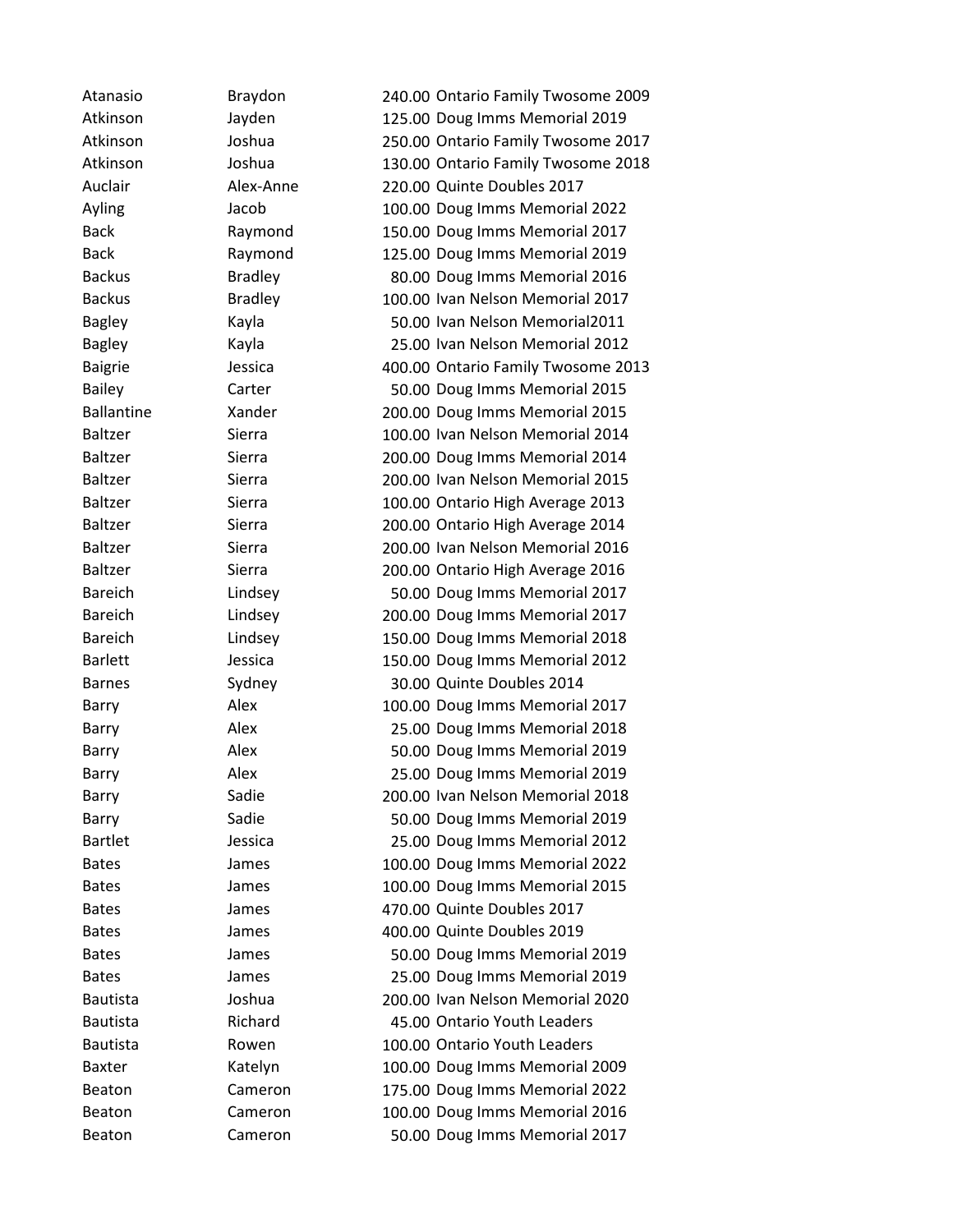| | | | |
|---|---|---|---|
| Atanasio | Braydon | 240.00 | Ontario Family Twosome 2009 |
| Atkinson | Jayden | 125.00 | Doug Imms Memorial 2019 |
| Atkinson | Joshua | 250.00 | Ontario Family Twosome 2017 |
| Atkinson | Joshua | 130.00 | Ontario Family Twosome 2018 |
| Auclair | Alex-Anne | 220.00 | Quinte Doubles 2017 |
| Ayling | Jacob | 100.00 | Doug Imms Memorial 2022 |
| Back | Raymond | 150.00 | Doug Imms Memorial 2017 |
| Back | Raymond | 125.00 | Doug Imms Memorial 2019 |
| Backus | Bradley | 80.00 | Doug Imms Memorial 2016 |
| Backus | Bradley | 100.00 | Ivan Nelson Memorial 2017 |
| Bagley | Kayla | 50.00 | Ivan Nelson Memorial2011 |
| Bagley | Kayla | 25.00 | Ivan Nelson Memorial 2012 |
| Baigrie | Jessica | 400.00 | Ontario Family Twosome 2013 |
| Bailey | Carter | 50.00 | Doug Imms Memorial 2015 |
| Ballantine | Xander | 200.00 | Doug Imms Memorial 2015 |
| Baltzer | Sierra | 100.00 | Ivan Nelson Memorial 2014 |
| Baltzer | Sierra | 200.00 | Doug Imms Memorial 2014 |
| Baltzer | Sierra | 200.00 | Ivan Nelson Memorial 2015 |
| Baltzer | Sierra | 100.00 | Ontario High Average 2013 |
| Baltzer | Sierra | 200.00 | Ontario High Average 2014 |
| Baltzer | Sierra | 200.00 | Ivan Nelson Memorial 2016 |
| Baltzer | Sierra | 200.00 | Ontario High Average 2016 |
| Bareich | Lindsey | 50.00 | Doug Imms Memorial 2017 |
| Bareich | Lindsey | 200.00 | Doug Imms Memorial 2017 |
| Bareich | Lindsey | 150.00 | Doug Imms Memorial 2018 |
| Barlett | Jessica | 150.00 | Doug Imms Memorial 2012 |
| Barnes | Sydney | 30.00 | Quinte Doubles 2014 |
| Barry | Alex | 100.00 | Doug Imms Memorial 2017 |
| Barry | Alex | 25.00 | Doug Imms Memorial 2018 |
| Barry | Alex | 50.00 | Doug Imms Memorial 2019 |
| Barry | Alex | 25.00 | Doug Imms Memorial 2019 |
| Barry | Sadie | 200.00 | Ivan Nelson Memorial 2018 |
| Barry | Sadie | 50.00 | Doug Imms Memorial 2019 |
| Bartlet | Jessica | 25.00 | Doug Imms Memorial 2012 |
| Bates | James | 100.00 | Doug Imms Memorial 2022 |
| Bates | James | 100.00 | Doug Imms Memorial 2015 |
| Bates | James | 470.00 | Quinte Doubles 2017 |
| Bates | James | 400.00 | Quinte Doubles 2019 |
| Bates | James | 50.00 | Doug Imms Memorial 2019 |
| Bates | James | 25.00 | Doug Imms Memorial 2019 |
| Bautista | Joshua | 200.00 | Ivan Nelson Memorial 2020 |
| Bautista | Richard | 45.00 | Ontario Youth Leaders |
| Bautista | Rowen | 100.00 | Ontario Youth Leaders |
| Baxter | Katelyn | 100.00 | Doug Imms Memorial 2009 |
| Beaton | Cameron | 175.00 | Doug Imms Memorial 2022 |
| Beaton | Cameron | 100.00 | Doug Imms Memorial 2016 |
| Beaton | Cameron | 50.00 | Doug Imms Memorial 2017 |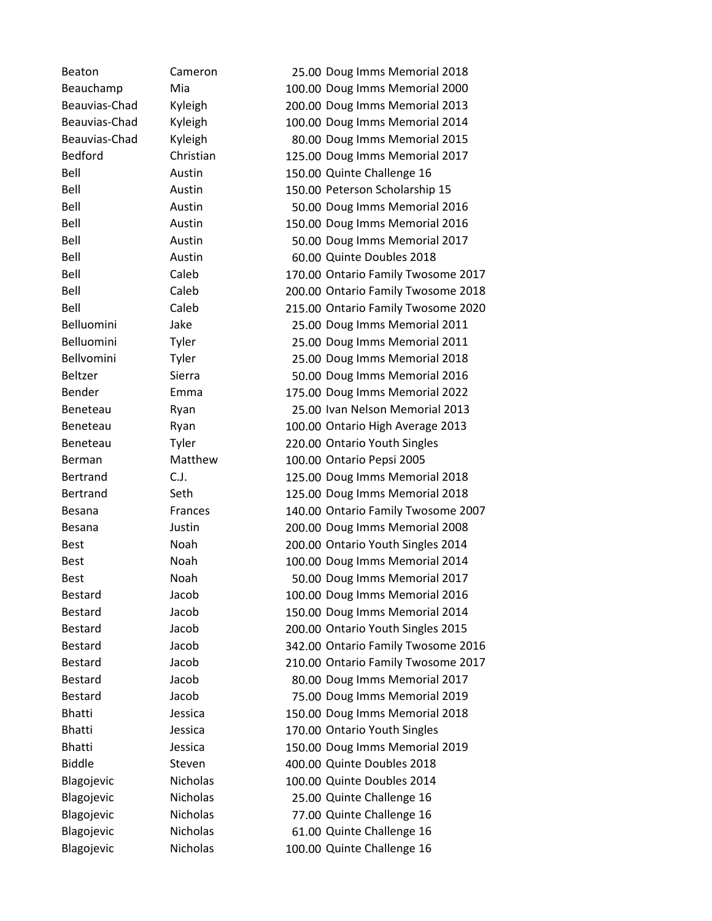| | | | |
|---|---|---|---|
| Beaton | Cameron | 25.00 | Doug Imms Memorial 2018 |
| Beauchamp | Mia | 100.00 | Doug Imms Memorial 2000 |
| Beauvias-Chad | Kyleigh | 200.00 | Doug Imms Memorial 2013 |
| Beauvias-Chad | Kyleigh | 100.00 | Doug Imms Memorial 2014 |
| Beauvias-Chad | Kyleigh | 80.00 | Doug Imms Memorial 2015 |
| Bedford | Christian | 125.00 | Doug Imms Memorial 2017 |
| Bell | Austin | 150.00 | Quinte Challenge 16 |
| Bell | Austin | 150.00 | Peterson Scholarship 15 |
| Bell | Austin | 50.00 | Doug Imms Memorial 2016 |
| Bell | Austin | 150.00 | Doug Imms Memorial 2016 |
| Bell | Austin | 50.00 | Doug Imms Memorial 2017 |
| Bell | Austin | 60.00 | Quinte Doubles 2018 |
| Bell | Caleb | 170.00 | Ontario Family Twosome 2017 |
| Bell | Caleb | 200.00 | Ontario Family Twosome 2018 |
| Bell | Caleb | 215.00 | Ontario Family Twosome 2020 |
| Belluomini | Jake | 25.00 | Doug Imms Memorial 2011 |
| Belluomini | Tyler | 25.00 | Doug Imms Memorial 2011 |
| Bellvomini | Tyler | 25.00 | Doug Imms Memorial 2018 |
| Beltzer | Sierra | 50.00 | Doug Imms Memorial 2016 |
| Bender | Emma | 175.00 | Doug Imms Memorial 2022 |
| Beneteau | Ryan | 25.00 | Ivan Nelson Memorial 2013 |
| Beneteau | Ryan | 100.00 | Ontario High Average 2013 |
| Beneteau | Tyler | 220.00 | Ontario Youth Singles |
| Berman | Matthew | 100.00 | Ontario Pepsi 2005 |
| Bertrand | C.J. | 125.00 | Doug Imms Memorial 2018 |
| Bertrand | Seth | 125.00 | Doug Imms Memorial 2018 |
| Besana | Frances | 140.00 | Ontario Family Twosome 2007 |
| Besana | Justin | 200.00 | Doug Imms Memorial 2008 |
| Best | Noah | 200.00 | Ontario Youth Singles 2014 |
| Best | Noah | 100.00 | Doug Imms Memorial 2014 |
| Best | Noah | 50.00 | Doug Imms Memorial 2017 |
| Bestard | Jacob | 100.00 | Doug Imms Memorial 2016 |
| Bestard | Jacob | 150.00 | Doug Imms Memorial 2014 |
| Bestard | Jacob | 200.00 | Ontario Youth Singles 2015 |
| Bestard | Jacob | 342.00 | Ontario Family Twosome 2016 |
| Bestard | Jacob | 210.00 | Ontario Family Twosome 2017 |
| Bestard | Jacob | 80.00 | Doug Imms Memorial 2017 |
| Bestard | Jacob | 75.00 | Doug Imms Memorial 2019 |
| Bhatti | Jessica | 150.00 | Doug Imms Memorial 2018 |
| Bhatti | Jessica | 170.00 | Ontario Youth Singles |
| Bhatti | Jessica | 150.00 | Doug Imms Memorial 2019 |
| Biddle | Steven | 400.00 | Quinte Doubles 2018 |
| Blagojevic | Nicholas | 100.00 | Quinte Doubles 2014 |
| Blagojevic | Nicholas | 25.00 | Quinte Challenge 16 |
| Blagojevic | Nicholas | 77.00 | Quinte Challenge 16 |
| Blagojevic | Nicholas | 61.00 | Quinte Challenge 16 |
| Blagojevic | Nicholas | 100.00 | Quinte Challenge 16 |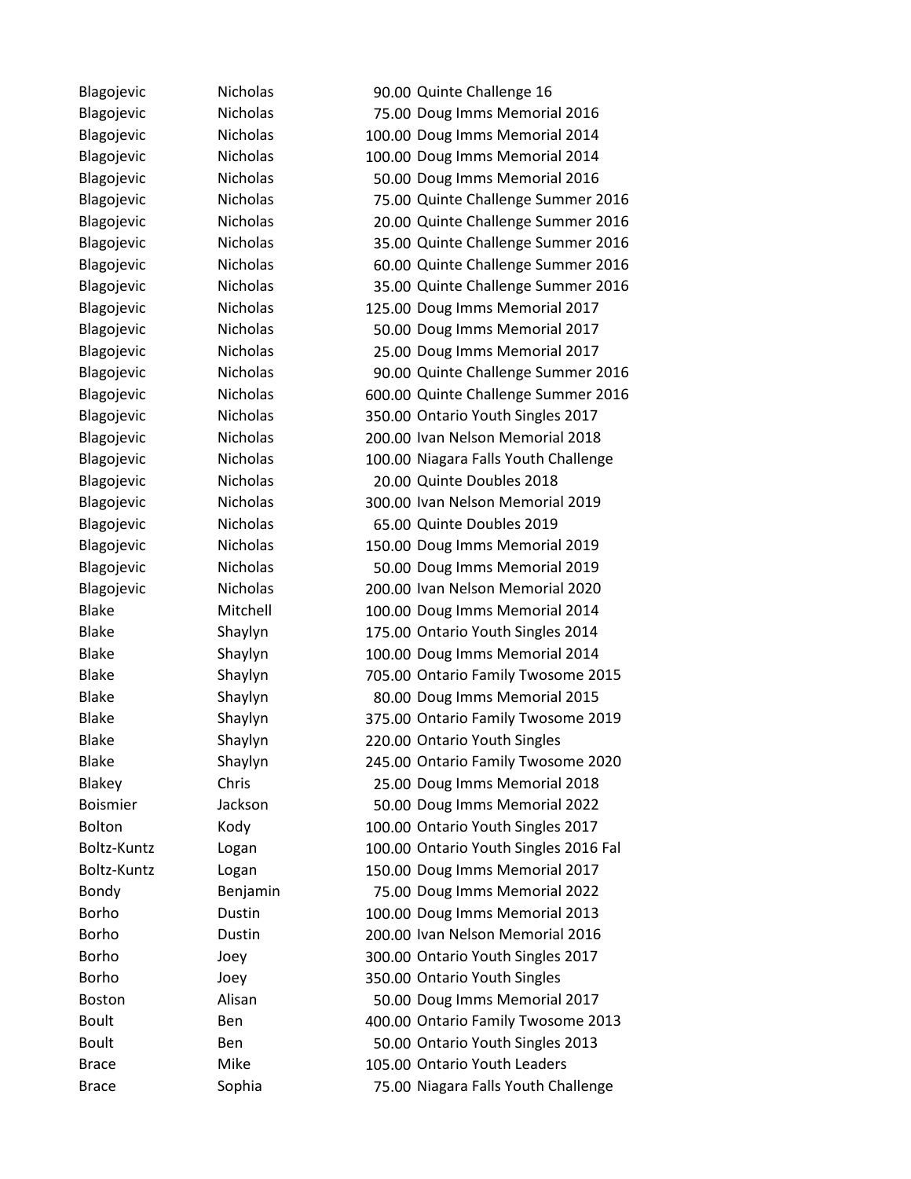| | | | |
|---|---|---|---|
| Blagojevic | Nicholas | 90.00 | Quinte Challenge 16 |
| Blagojevic | Nicholas | 75.00 | Doug Imms Memorial 2016 |
| Blagojevic | Nicholas | 100.00 | Doug Imms Memorial 2014 |
| Blagojevic | Nicholas | 100.00 | Doug Imms Memorial 2014 |
| Blagojevic | Nicholas | 50.00 | Doug Imms Memorial 2016 |
| Blagojevic | Nicholas | 75.00 | Quinte Challenge Summer 2016 |
| Blagojevic | Nicholas | 20.00 | Quinte Challenge Summer 2016 |
| Blagojevic | Nicholas | 35.00 | Quinte Challenge Summer 2016 |
| Blagojevic | Nicholas | 60.00 | Quinte Challenge Summer 2016 |
| Blagojevic | Nicholas | 35.00 | Quinte Challenge Summer 2016 |
| Blagojevic | Nicholas | 125.00 | Doug Imms Memorial 2017 |
| Blagojevic | Nicholas | 50.00 | Doug Imms Memorial 2017 |
| Blagojevic | Nicholas | 25.00 | Doug Imms Memorial 2017 |
| Blagojevic | Nicholas | 90.00 | Quinte Challenge Summer 2016 |
| Blagojevic | Nicholas | 600.00 | Quinte Challenge Summer 2016 |
| Blagojevic | Nicholas | 350.00 | Ontario Youth Singles 2017 |
| Blagojevic | Nicholas | 200.00 | Ivan Nelson Memorial 2018 |
| Blagojevic | Nicholas | 100.00 | Niagara Falls Youth Challenge |
| Blagojevic | Nicholas | 20.00 | Quinte Doubles 2018 |
| Blagojevic | Nicholas | 300.00 | Ivan Nelson Memorial 2019 |
| Blagojevic | Nicholas | 65.00 | Quinte Doubles 2019 |
| Blagojevic | Nicholas | 150.00 | Doug Imms Memorial 2019 |
| Blagojevic | Nicholas | 50.00 | Doug Imms Memorial 2019 |
| Blagojevic | Nicholas | 200.00 | Ivan Nelson Memorial 2020 |
| Blake | Mitchell | 100.00 | Doug Imms Memorial 2014 |
| Blake | Shaylyn | 175.00 | Ontario Youth Singles 2014 |
| Blake | Shaylyn | 100.00 | Doug Imms Memorial 2014 |
| Blake | Shaylyn | 705.00 | Ontario Family Twosome 2015 |
| Blake | Shaylyn | 80.00 | Doug Imms Memorial 2015 |
| Blake | Shaylyn | 375.00 | Ontario Family Twosome 2019 |
| Blake | Shaylyn | 220.00 | Ontario Youth Singles |
| Blake | Shaylyn | 245.00 | Ontario Family Twosome 2020 |
| Blakey | Chris | 25.00 | Doug Imms Memorial 2018 |
| Boismier | Jackson | 50.00 | Doug Imms Memorial 2022 |
| Bolton | Kody | 100.00 | Ontario Youth Singles 2017 |
| Boltz-Kuntz | Logan | 100.00 | Ontario Youth Singles 2016 Fal |
| Boltz-Kuntz | Logan | 150.00 | Doug Imms Memorial 2017 |
| Bondy | Benjamin | 75.00 | Doug Imms Memorial 2022 |
| Borho | Dustin | 100.00 | Doug Imms Memorial 2013 |
| Borho | Dustin | 200.00 | Ivan Nelson Memorial 2016 |
| Borho | Joey | 300.00 | Ontario Youth Singles 2017 |
| Borho | Joey | 350.00 | Ontario Youth Singles |
| Boston | Alisan | 50.00 | Doug Imms Memorial 2017 |
| Boult | Ben | 400.00 | Ontario Family Twosome 2013 |
| Boult | Ben | 50.00 | Ontario Youth Singles 2013 |
| Brace | Mike | 105.00 | Ontario Youth Leaders |
| Brace | Sophia | 75.00 | Niagara Falls Youth Challenge |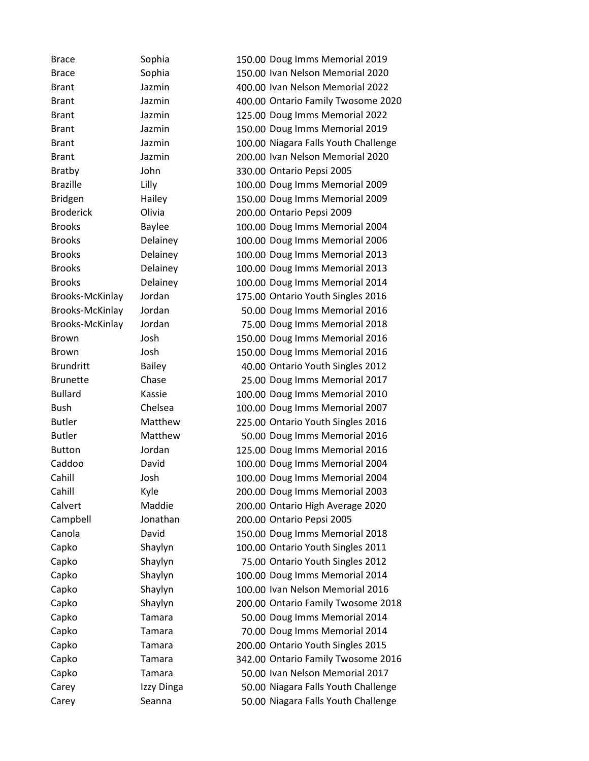| | | | |
|---|---|---|---|
| Brace | Sophia | 150.00 | Doug Imms Memorial 2019 |
| Brace | Sophia | 150.00 | Ivan Nelson Memorial 2020 |
| Brant | Jazmin | 400.00 | Ivan Nelson Memorial 2022 |
| Brant | Jazmin | 400.00 | Ontario Family Twosome 2020 |
| Brant | Jazmin | 125.00 | Doug Imms Memorial 2022 |
| Brant | Jazmin | 150.00 | Doug Imms Memorial 2019 |
| Brant | Jazmin | 100.00 | Niagara Falls Youth Challenge |
| Brant | Jazmin | 200.00 | Ivan Nelson Memorial 2020 |
| Bratby | John | 330.00 | Ontario Pepsi 2005 |
| Brazille | Lilly | 100.00 | Doug Imms Memorial 2009 |
| Bridgen | Hailey | 150.00 | Doug Imms Memorial 2009 |
| Broderick | Olivia | 200.00 | Ontario Pepsi 2009 |
| Brooks | Baylee | 100.00 | Doug Imms Memorial 2004 |
| Brooks | Delainey | 100.00 | Doug Imms Memorial 2006 |
| Brooks | Delainey | 100.00 | Doug Imms Memorial 2013 |
| Brooks | Delainey | 100.00 | Doug Imms Memorial 2013 |
| Brooks | Delainey | 100.00 | Doug Imms Memorial 2014 |
| Brooks-McKinlay | Jordan | 175.00 | Ontario Youth Singles 2016 |
| Brooks-McKinlay | Jordan | 50.00 | Doug Imms Memorial 2016 |
| Brooks-McKinlay | Jordan | 75.00 | Doug Imms Memorial 2018 |
| Brown | Josh | 150.00 | Doug Imms Memorial 2016 |
| Brown | Josh | 150.00 | Doug Imms Memorial 2016 |
| Brundritt | Bailey | 40.00 | Ontario Youth Singles 2012 |
| Brunette | Chase | 25.00 | Doug Imms Memorial 2017 |
| Bullard | Kassie | 100.00 | Doug Imms Memorial 2010 |
| Bush | Chelsea | 100.00 | Doug Imms Memorial 2007 |
| Butler | Matthew | 225.00 | Ontario Youth Singles 2016 |
| Butler | Matthew | 50.00 | Doug Imms Memorial 2016 |
| Button | Jordan | 125.00 | Doug Imms Memorial 2016 |
| Caddoo | David | 100.00 | Doug Imms Memorial 2004 |
| Cahill | Josh | 100.00 | Doug Imms Memorial 2004 |
| Cahill | Kyle | 200.00 | Doug Imms Memorial 2003 |
| Calvert | Maddie | 200.00 | Ontario High Average 2020 |
| Campbell | Jonathan | 200.00 | Ontario Pepsi 2005 |
| Canola | David | 150.00 | Doug Imms Memorial 2018 |
| Capko | Shaylyn | 100.00 | Ontario Youth Singles 2011 |
| Capko | Shaylyn | 75.00 | Ontario Youth Singles 2012 |
| Capko | Shaylyn | 100.00 | Doug Imms Memorial 2014 |
| Capko | Shaylyn | 100.00 | Ivan Nelson Memorial 2016 |
| Capko | Shaylyn | 200.00 | Ontario Family Twosome 2018 |
| Capko | Tamara | 50.00 | Doug Imms Memorial 2014 |
| Capko | Tamara | 70.00 | Doug Imms Memorial 2014 |
| Capko | Tamara | 200.00 | Ontario Youth Singles 2015 |
| Capko | Tamara | 342.00 | Ontario Family Twosome 2016 |
| Capko | Tamara | 50.00 | Ivan Nelson Memorial 2017 |
| Carey | Izzy Dinga | 50.00 | Niagara Falls Youth Challenge |
| Carey | Seanna | 50.00 | Niagara Falls Youth Challenge |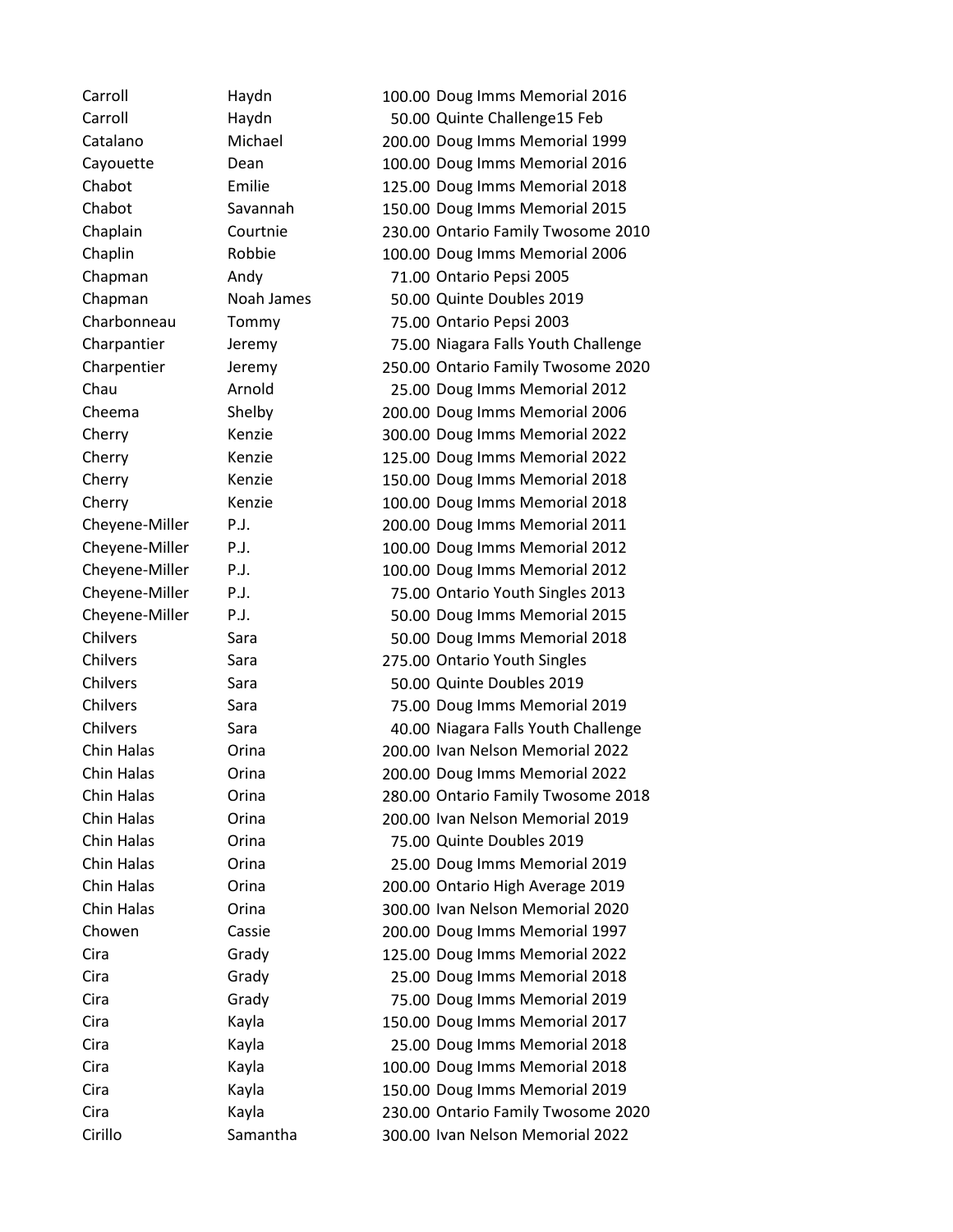| | | | |
|---|---|---|---|
| Carroll | Haydn | 100.00 | Doug Imms Memorial 2016 |
| Carroll | Haydn | 50.00 | Quinte Challenge15 Feb |
| Catalano | Michael | 200.00 | Doug Imms Memorial 1999 |
| Cayouette | Dean | 100.00 | Doug Imms Memorial 2016 |
| Chabot | Emilie | 125.00 | Doug Imms Memorial 2018 |
| Chabot | Savannah | 150.00 | Doug Imms Memorial 2015 |
| Chaplain | Courtnie | 230.00 | Ontario Family Twosome 2010 |
| Chaplin | Robbie | 100.00 | Doug Imms Memorial 2006 |
| Chapman | Andy | 71.00 | Ontario Pepsi 2005 |
| Chapman | Noah James | 50.00 | Quinte Doubles 2019 |
| Charbonneau | Tommy | 75.00 | Ontario Pepsi 2003 |
| Charpantier | Jeremy | 75.00 | Niagara Falls Youth Challenge |
| Charpentier | Jeremy | 250.00 | Ontario Family Twosome 2020 |
| Chau | Arnold | 25.00 | Doug Imms Memorial 2012 |
| Cheema | Shelby | 200.00 | Doug Imms Memorial 2006 |
| Cherry | Kenzie | 300.00 | Doug Imms Memorial 2022 |
| Cherry | Kenzie | 125.00 | Doug Imms Memorial 2022 |
| Cherry | Kenzie | 150.00 | Doug Imms Memorial 2018 |
| Cherry | Kenzie | 100.00 | Doug Imms Memorial 2018 |
| Cheyene-Miller | P.J. | 200.00 | Doug Imms Memorial 2011 |
| Cheyene-Miller | P.J. | 100.00 | Doug Imms Memorial 2012 |
| Cheyene-Miller | P.J. | 100.00 | Doug Imms Memorial 2012 |
| Cheyene-Miller | P.J. | 75.00 | Ontario Youth Singles 2013 |
| Cheyene-Miller | P.J. | 50.00 | Doug Imms Memorial 2015 |
| Chilvers | Sara | 50.00 | Doug Imms Memorial 2018 |
| Chilvers | Sara | 275.00 | Ontario Youth Singles |
| Chilvers | Sara | 50.00 | Quinte Doubles 2019 |
| Chilvers | Sara | 75.00 | Doug Imms Memorial 2019 |
| Chilvers | Sara | 40.00 | Niagara Falls Youth Challenge |
| Chin Halas | Orina | 200.00 | Ivan Nelson Memorial 2022 |
| Chin Halas | Orina | 200.00 | Doug Imms Memorial 2022 |
| Chin Halas | Orina | 280.00 | Ontario Family Twosome 2018 |
| Chin Halas | Orina | 200.00 | Ivan Nelson Memorial 2019 |
| Chin Halas | Orina | 75.00 | Quinte Doubles 2019 |
| Chin Halas | Orina | 25.00 | Doug Imms Memorial 2019 |
| Chin Halas | Orina | 200.00 | Ontario High Average 2019 |
| Chin Halas | Orina | 300.00 | Ivan Nelson Memorial 2020 |
| Chowen | Cassie | 200.00 | Doug Imms Memorial 1997 |
| Cira | Grady | 125.00 | Doug Imms Memorial 2022 |
| Cira | Grady | 25.00 | Doug Imms Memorial 2018 |
| Cira | Grady | 75.00 | Doug Imms Memorial 2019 |
| Cira | Kayla | 150.00 | Doug Imms Memorial 2017 |
| Cira | Kayla | 25.00 | Doug Imms Memorial 2018 |
| Cira | Kayla | 100.00 | Doug Imms Memorial 2018 |
| Cira | Kayla | 150.00 | Doug Imms Memorial 2019 |
| Cira | Kayla | 230.00 | Ontario Family Twosome 2020 |
| Cirillo | Samantha | 300.00 | Ivan Nelson Memorial 2022 |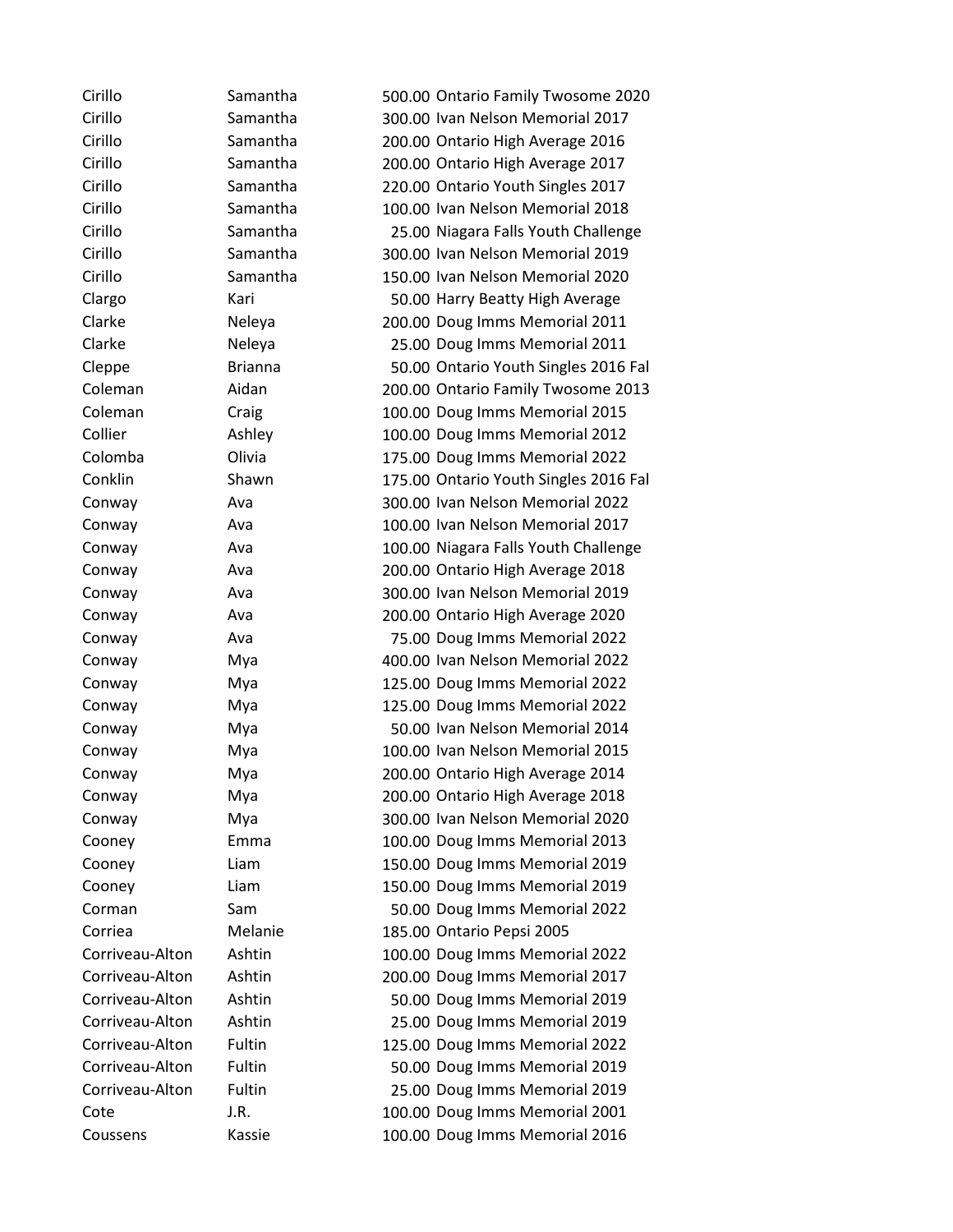| | | | |
|---|---|---|---|
| Cirillo | Samantha | 500.00 | Ontario Family Twosome 2020 |
| Cirillo | Samantha | 300.00 | Ivan Nelson Memorial 2017 |
| Cirillo | Samantha | 200.00 | Ontario High Average 2016 |
| Cirillo | Samantha | 200.00 | Ontario High Average 2017 |
| Cirillo | Samantha | 220.00 | Ontario Youth Singles 2017 |
| Cirillo | Samantha | 100.00 | Ivan Nelson Memorial 2018 |
| Cirillo | Samantha | 25.00 | Niagara Falls Youth Challenge |
| Cirillo | Samantha | 300.00 | Ivan Nelson Memorial 2019 |
| Cirillo | Samantha | 150.00 | Ivan Nelson Memorial 2020 |
| Clargo | Kari | 50.00 | Harry Beatty High Average |
| Clarke | Neleya | 200.00 | Doug Imms Memorial 2011 |
| Clarke | Neleya | 25.00 | Doug Imms Memorial 2011 |
| Cleppe | Brianna | 50.00 | Ontario Youth Singles 2016 Fal |
| Coleman | Aidan | 200.00 | Ontario Family Twosome 2013 |
| Coleman | Craig | 100.00 | Doug Imms Memorial 2015 |
| Collier | Ashley | 100.00 | Doug Imms Memorial 2012 |
| Colomba | Olivia | 175.00 | Doug Imms Memorial 2022 |
| Conklin | Shawn | 175.00 | Ontario Youth Singles 2016 Fal |
| Conway | Ava | 300.00 | Ivan Nelson Memorial 2022 |
| Conway | Ava | 100.00 | Ivan Nelson Memorial 2017 |
| Conway | Ava | 100.00 | Niagara Falls Youth Challenge |
| Conway | Ava | 200.00 | Ontario High Average 2018 |
| Conway | Ava | 300.00 | Ivan Nelson Memorial 2019 |
| Conway | Ava | 200.00 | Ontario High Average 2020 |
| Conway | Ava | 75.00 | Doug Imms Memorial 2022 |
| Conway | Mya | 400.00 | Ivan Nelson Memorial 2022 |
| Conway | Mya | 125.00 | Doug Imms Memorial 2022 |
| Conway | Mya | 125.00 | Doug Imms Memorial 2022 |
| Conway | Mya | 50.00 | Ivan Nelson Memorial 2014 |
| Conway | Mya | 100.00 | Ivan Nelson Memorial 2015 |
| Conway | Mya | 200.00 | Ontario High Average 2014 |
| Conway | Mya | 200.00 | Ontario High Average 2018 |
| Conway | Mya | 300.00 | Ivan Nelson Memorial 2020 |
| Cooney | Emma | 100.00 | Doug Imms Memorial 2013 |
| Cooney | Liam | 150.00 | Doug Imms Memorial 2019 |
| Cooney | Liam | 150.00 | Doug Imms Memorial 2019 |
| Corman | Sam | 50.00 | Doug Imms Memorial 2022 |
| Corriea | Melanie | 185.00 | Ontario Pepsi 2005 |
| Corriveau-Alton | Ashtin | 100.00 | Doug Imms Memorial 2022 |
| Corriveau-Alton | Ashtin | 200.00 | Doug Imms Memorial 2017 |
| Corriveau-Alton | Ashtin | 50.00 | Doug Imms Memorial 2019 |
| Corriveau-Alton | Ashtin | 25.00 | Doug Imms Memorial 2019 |
| Corriveau-Alton | Fultin | 125.00 | Doug Imms Memorial 2022 |
| Corriveau-Alton | Fultin | 50.00 | Doug Imms Memorial 2019 |
| Corriveau-Alton | Fultin | 25.00 | Doug Imms Memorial 2019 |
| Cote | J.R. | 100.00 | Doug Imms Memorial 2001 |
| Coussens | Kassie | 100.00 | Doug Imms Memorial 2016 |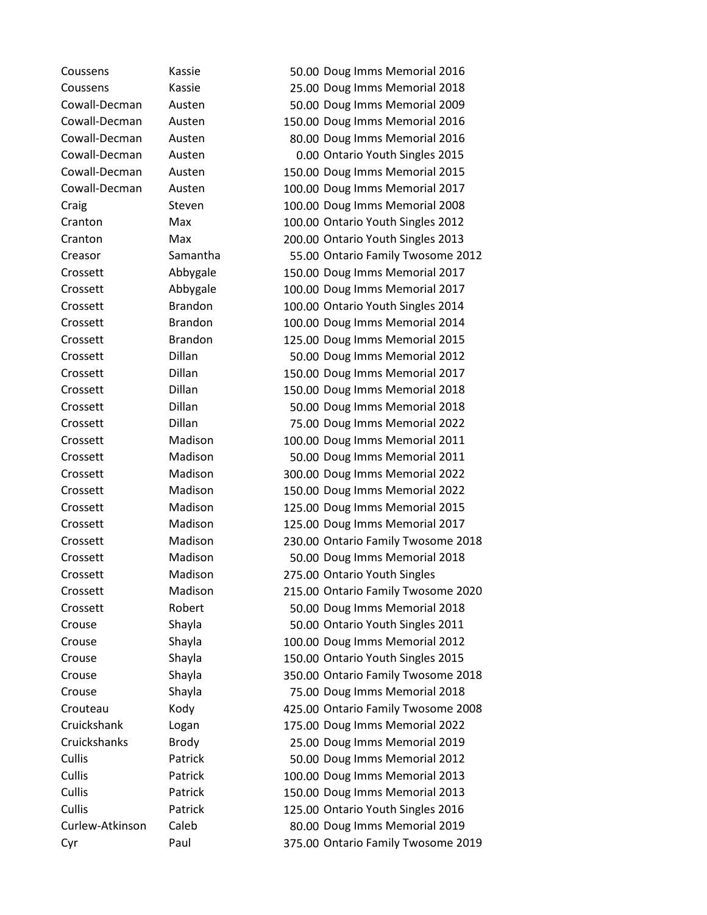| | | | |
|---|---|---|---|
| Coussens | Kassie | 50.00 | Doug Imms Memorial 2016 |
| Coussens | Kassie | 25.00 | Doug Imms Memorial 2018 |
| Cowall-Decman | Austen | 50.00 | Doug Imms Memorial 2009 |
| Cowall-Decman | Austen | 150.00 | Doug Imms Memorial 2016 |
| Cowall-Decman | Austen | 80.00 | Doug Imms Memorial 2016 |
| Cowall-Decman | Austen | 0.00 | Ontario Youth Singles 2015 |
| Cowall-Decman | Austen | 150.00 | Doug Imms Memorial 2015 |
| Cowall-Decman | Austen | 100.00 | Doug Imms Memorial 2017 |
| Craig | Steven | 100.00 | Doug Imms Memorial 2008 |
| Cranton | Max | 100.00 | Ontario Youth Singles 2012 |
| Cranton | Max | 200.00 | Ontario Youth Singles 2013 |
| Creasor | Samantha | 55.00 | Ontario Family Twosome 2012 |
| Crossett | Abbygale | 150.00 | Doug Imms Memorial 2017 |
| Crossett | Abbygale | 100.00 | Doug Imms Memorial 2017 |
| Crossett | Brandon | 100.00 | Ontario Youth Singles 2014 |
| Crossett | Brandon | 100.00 | Doug Imms Memorial 2014 |
| Crossett | Brandon | 125.00 | Doug Imms Memorial 2015 |
| Crossett | Dillan | 50.00 | Doug Imms Memorial 2012 |
| Crossett | Dillan | 150.00 | Doug Imms Memorial 2017 |
| Crossett | Dillan | 150.00 | Doug Imms Memorial 2018 |
| Crossett | Dillan | 50.00 | Doug Imms Memorial 2018 |
| Crossett | Dillan | 75.00 | Doug Imms Memorial 2022 |
| Crossett | Madison | 100.00 | Doug Imms Memorial 2011 |
| Crossett | Madison | 50.00 | Doug Imms Memorial 2011 |
| Crossett | Madison | 300.00 | Doug Imms Memorial 2022 |
| Crossett | Madison | 150.00 | Doug Imms Memorial 2022 |
| Crossett | Madison | 125.00 | Doug Imms Memorial 2015 |
| Crossett | Madison | 125.00 | Doug Imms Memorial 2017 |
| Crossett | Madison | 230.00 | Ontario Family Twosome 2018 |
| Crossett | Madison | 50.00 | Doug Imms Memorial 2018 |
| Crossett | Madison | 275.00 | Ontario Youth Singles |
| Crossett | Madison | 215.00 | Ontario Family Twosome 2020 |
| Crossett | Robert | 50.00 | Doug Imms Memorial 2018 |
| Crouse | Shayla | 50.00 | Ontario Youth Singles 2011 |
| Crouse | Shayla | 100.00 | Doug Imms Memorial 2012 |
| Crouse | Shayla | 150.00 | Ontario Youth Singles 2015 |
| Crouse | Shayla | 350.00 | Ontario Family Twosome 2018 |
| Crouse | Shayla | 75.00 | Doug Imms Memorial 2018 |
| Crouteau | Kody | 425.00 | Ontario Family Twosome 2008 |
| Cruickshank | Logan | 175.00 | Doug Imms Memorial 2022 |
| Cruickshanks | Brody | 25.00 | Doug Imms Memorial 2019 |
| Cullis | Patrick | 50.00 | Doug Imms Memorial 2012 |
| Cullis | Patrick | 100.00 | Doug Imms Memorial 2013 |
| Cullis | Patrick | 150.00 | Doug Imms Memorial 2013 |
| Cullis | Patrick | 125.00 | Ontario Youth Singles 2016 |
| Curlew-Atkinson | Caleb | 80.00 | Doug Imms Memorial 2019 |
| Cyr | Paul | 375.00 | Ontario Family Twosome 2019 |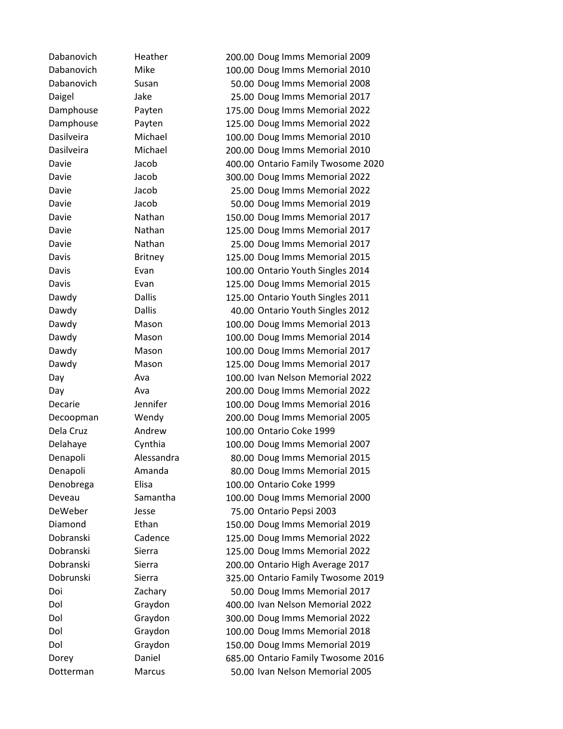| | | | |
|---|---|---|---|
| Dabanovich | Heather | 200.00 | Doug Imms Memorial 2009 |
| Dabanovich | Mike | 100.00 | Doug Imms Memorial 2010 |
| Dabanovich | Susan | 50.00 | Doug Imms Memorial 2008 |
| Daigel | Jake | 25.00 | Doug Imms Memorial 2017 |
| Damphouse | Payten | 175.00 | Doug Imms Memorial 2022 |
| Damphouse | Payten | 125.00 | Doug Imms Memorial 2022 |
| Dasilveira | Michael | 100.00 | Doug Imms Memorial 2010 |
| Dasilveira | Michael | 200.00 | Doug Imms Memorial 2010 |
| Davie | Jacob | 400.00 | Ontario Family Twosome 2020 |
| Davie | Jacob | 300.00 | Doug Imms Memorial 2022 |
| Davie | Jacob | 25.00 | Doug Imms Memorial 2022 |
| Davie | Jacob | 50.00 | Doug Imms Memorial 2019 |
| Davie | Nathan | 150.00 | Doug Imms Memorial 2017 |
| Davie | Nathan | 125.00 | Doug Imms Memorial 2017 |
| Davie | Nathan | 25.00 | Doug Imms Memorial 2017 |
| Davis | Britney | 125.00 | Doug Imms Memorial 2015 |
| Davis | Evan | 100.00 | Ontario Youth Singles 2014 |
| Davis | Evan | 125.00 | Doug Imms Memorial 2015 |
| Dawdy | Dallis | 125.00 | Ontario Youth Singles 2011 |
| Dawdy | Dallis | 40.00 | Ontario Youth Singles 2012 |
| Dawdy | Mason | 100.00 | Doug Imms Memorial 2013 |
| Dawdy | Mason | 100.00 | Doug Imms Memorial 2014 |
| Dawdy | Mason | 100.00 | Doug Imms Memorial 2017 |
| Dawdy | Mason | 125.00 | Doug Imms Memorial 2017 |
| Day | Ava | 100.00 | Ivan Nelson Memorial 2022 |
| Day | Ava | 200.00 | Doug Imms Memorial 2022 |
| Decarie | Jennifer | 100.00 | Doug Imms Memorial 2016 |
| Decoopman | Wendy | 200.00 | Doug Imms Memorial 2005 |
| Dela Cruz | Andrew | 100.00 | Ontario Coke 1999 |
| Delahaye | Cynthia | 100.00 | Doug Imms Memorial 2007 |
| Denapoli | Alessandra | 80.00 | Doug Imms Memorial 2015 |
| Denapoli | Amanda | 80.00 | Doug Imms Memorial 2015 |
| Denobrega | Elisa | 100.00 | Ontario Coke 1999 |
| Deveau | Samantha | 100.00 | Doug Imms Memorial 2000 |
| DeWeber | Jesse | 75.00 | Ontario Pepsi 2003 |
| Diamond | Ethan | 150.00 | Doug Imms Memorial 2019 |
| Dobranski | Cadence | 125.00 | Doug Imms Memorial 2022 |
| Dobranski | Sierra | 125.00 | Doug Imms Memorial 2022 |
| Dobranski | Sierra | 200.00 | Ontario High Average 2017 |
| Dobrunski | Sierra | 325.00 | Ontario Family Twosome 2019 |
| Doi | Zachary | 50.00 | Doug Imms Memorial 2017 |
| Dol | Graydon | 400.00 | Ivan Nelson Memorial 2022 |
| Dol | Graydon | 300.00 | Doug Imms Memorial 2022 |
| Dol | Graydon | 100.00 | Doug Imms Memorial 2018 |
| Dol | Graydon | 150.00 | Doug Imms Memorial 2019 |
| Dorey | Daniel | 685.00 | Ontario Family Twosome 2016 |
| Dotterman | Marcus | 50.00 | Ivan Nelson Memorial 2005 |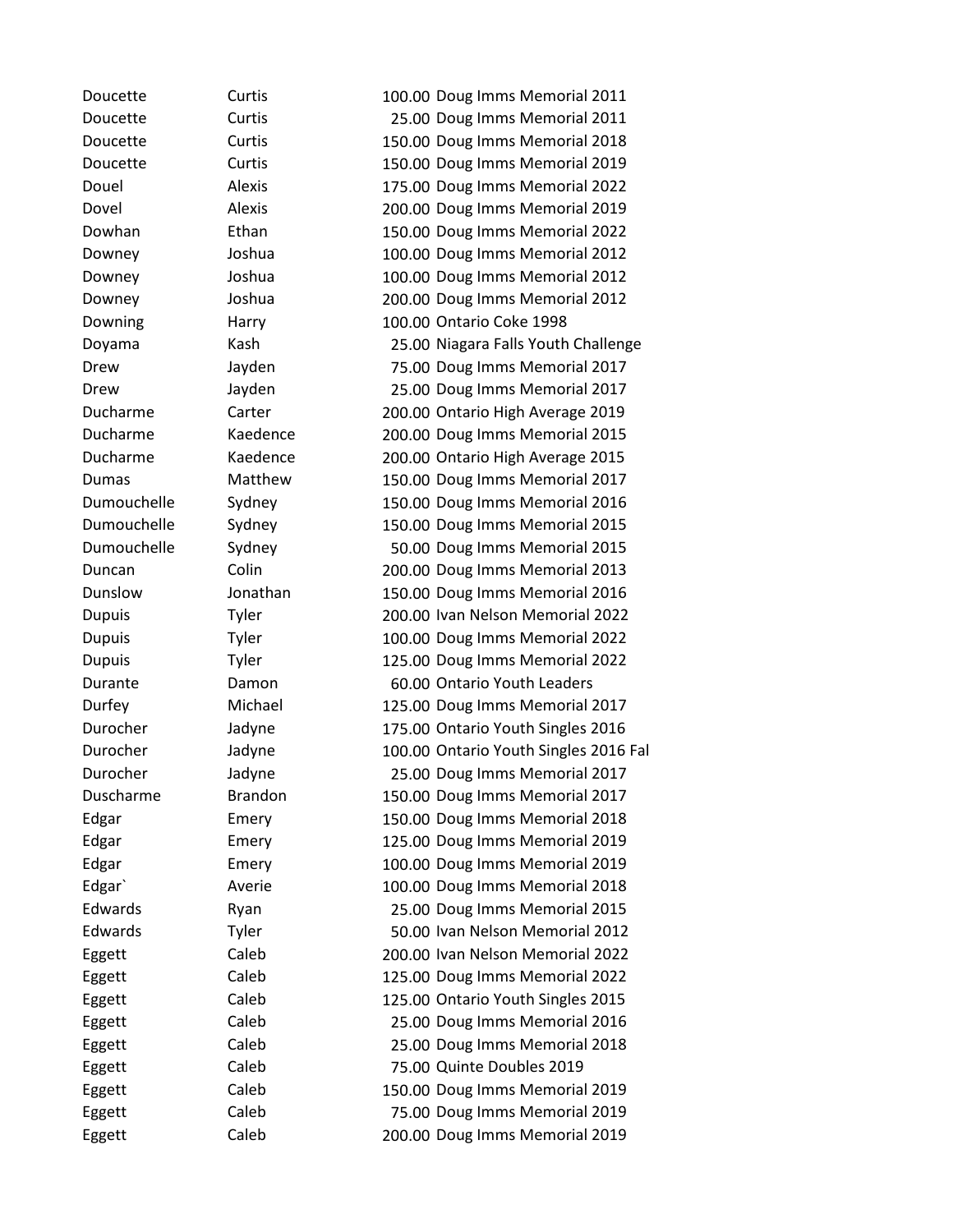| | | | |
|---|---|---|---|
| Doucette | Curtis | 100.00 | Doug Imms Memorial 2011 |
| Doucette | Curtis | 25.00 | Doug Imms Memorial 2011 |
| Doucette | Curtis | 150.00 | Doug Imms Memorial 2018 |
| Doucette | Curtis | 150.00 | Doug Imms Memorial 2019 |
| Douel | Alexis | 175.00 | Doug Imms Memorial 2022 |
| Dovel | Alexis | 200.00 | Doug Imms Memorial 2019 |
| Dowhan | Ethan | 150.00 | Doug Imms Memorial 2022 |
| Downey | Joshua | 100.00 | Doug Imms Memorial 2012 |
| Downey | Joshua | 100.00 | Doug Imms Memorial 2012 |
| Downey | Joshua | 200.00 | Doug Imms Memorial 2012 |
| Downing | Harry | 100.00 | Ontario Coke 1998 |
| Doyama | Kash | 25.00 | Niagara Falls Youth Challenge |
| Drew | Jayden | 75.00 | Doug Imms Memorial 2017 |
| Drew | Jayden | 25.00 | Doug Imms Memorial 2017 |
| Ducharme | Carter | 200.00 | Ontario High Average 2019 |
| Ducharme | Kaedence | 200.00 | Doug Imms Memorial 2015 |
| Ducharme | Kaedence | 200.00 | Ontario High Average 2015 |
| Dumas | Matthew | 150.00 | Doug Imms Memorial 2017 |
| Dumouchelle | Sydney | 150.00 | Doug Imms Memorial 2016 |
| Dumouchelle | Sydney | 150.00 | Doug Imms Memorial 2015 |
| Dumouchelle | Sydney | 50.00 | Doug Imms Memorial 2015 |
| Duncan | Colin | 200.00 | Doug Imms Memorial 2013 |
| Dunslow | Jonathan | 150.00 | Doug Imms Memorial 2016 |
| Dupuis | Tyler | 200.00 | Ivan Nelson Memorial 2022 |
| Dupuis | Tyler | 100.00 | Doug Imms Memorial 2022 |
| Dupuis | Tyler | 125.00 | Doug Imms Memorial 2022 |
| Durante | Damon | 60.00 | Ontario Youth Leaders |
| Durfey | Michael | 125.00 | Doug Imms Memorial 2017 |
| Durocher | Jadyne | 175.00 | Ontario Youth Singles 2016 |
| Durocher | Jadyne | 100.00 | Ontario Youth Singles 2016 Fal |
| Durocher | Jadyne | 25.00 | Doug Imms Memorial 2017 |
| Duscharme | Brandon | 150.00 | Doug Imms Memorial 2017 |
| Edgar | Emery | 150.00 | Doug Imms Memorial 2018 |
| Edgar | Emery | 125.00 | Doug Imms Memorial 2019 |
| Edgar | Emery | 100.00 | Doug Imms Memorial 2019 |
| Edgar` | Averie | 100.00 | Doug Imms Memorial 2018 |
| Edwards | Ryan | 25.00 | Doug Imms Memorial 2015 |
| Edwards | Tyler | 50.00 | Ivan Nelson Memorial 2012 |
| Eggett | Caleb | 200.00 | Ivan Nelson Memorial 2022 |
| Eggett | Caleb | 125.00 | Doug Imms Memorial 2022 |
| Eggett | Caleb | 125.00 | Ontario Youth Singles 2015 |
| Eggett | Caleb | 25.00 | Doug Imms Memorial 2016 |
| Eggett | Caleb | 25.00 | Doug Imms Memorial 2018 |
| Eggett | Caleb | 75.00 | Quinte Doubles 2019 |
| Eggett | Caleb | 150.00 | Doug Imms Memorial 2019 |
| Eggett | Caleb | 75.00 | Doug Imms Memorial 2019 |
| Eggett | Caleb | 200.00 | Doug Imms Memorial 2019 |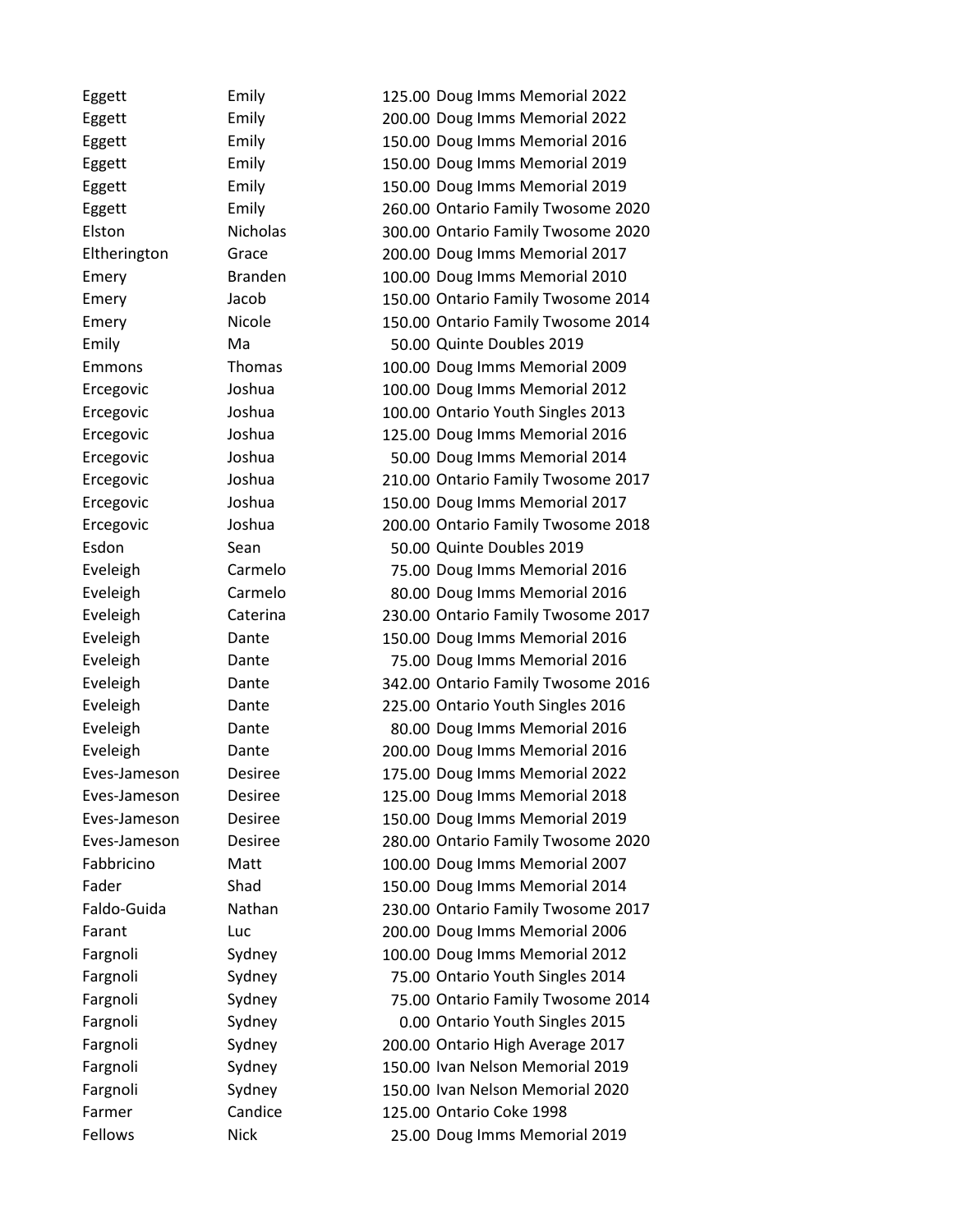| | | | |
|---|---|---|---|
| Eggett | Emily | 125.00 | Doug Imms Memorial 2022 |
| Eggett | Emily | 200.00 | Doug Imms Memorial 2022 |
| Eggett | Emily | 150.00 | Doug Imms Memorial 2016 |
| Eggett | Emily | 150.00 | Doug Imms Memorial 2019 |
| Eggett | Emily | 150.00 | Doug Imms Memorial 2019 |
| Eggett | Emily | 260.00 | Ontario Family Twosome 2020 |
| Elston | Nicholas | 300.00 | Ontario Family Twosome 2020 |
| Eltherington | Grace | 200.00 | Doug Imms Memorial 2017 |
| Emery | Branden | 100.00 | Doug Imms Memorial 2010 |
| Emery | Jacob | 150.00 | Ontario Family Twosome 2014 |
| Emery | Nicole | 150.00 | Ontario Family Twosome 2014 |
| Emily | Ma | 50.00 | Quinte Doubles 2019 |
| Emmons | Thomas | 100.00 | Doug Imms Memorial 2009 |
| Ercegovic | Joshua | 100.00 | Doug Imms Memorial 2012 |
| Ercegovic | Joshua | 100.00 | Ontario Youth Singles 2013 |
| Ercegovic | Joshua | 125.00 | Doug Imms Memorial 2016 |
| Ercegovic | Joshua | 50.00 | Doug Imms Memorial 2014 |
| Ercegovic | Joshua | 210.00 | Ontario Family Twosome 2017 |
| Ercegovic | Joshua | 150.00 | Doug Imms Memorial 2017 |
| Ercegovic | Joshua | 200.00 | Ontario Family Twosome 2018 |
| Esdon | Sean | 50.00 | Quinte Doubles 2019 |
| Eveleigh | Carmelo | 75.00 | Doug Imms Memorial 2016 |
| Eveleigh | Carmelo | 80.00 | Doug Imms Memorial 2016 |
| Eveleigh | Caterina | 230.00 | Ontario Family Twosome 2017 |
| Eveleigh | Dante | 150.00 | Doug Imms Memorial 2016 |
| Eveleigh | Dante | 75.00 | Doug Imms Memorial 2016 |
| Eveleigh | Dante | 342.00 | Ontario Family Twosome 2016 |
| Eveleigh | Dante | 225.00 | Ontario Youth Singles 2016 |
| Eveleigh | Dante | 80.00 | Doug Imms Memorial 2016 |
| Eveleigh | Dante | 200.00 | Doug Imms Memorial 2016 |
| Eves-Jameson | Desiree | 175.00 | Doug Imms Memorial 2022 |
| Eves-Jameson | Desiree | 125.00 | Doug Imms Memorial 2018 |
| Eves-Jameson | Desiree | 150.00 | Doug Imms Memorial 2019 |
| Eves-Jameson | Desiree | 280.00 | Ontario Family Twosome 2020 |
| Fabbricino | Matt | 100.00 | Doug Imms Memorial 2007 |
| Fader | Shad | 150.00 | Doug Imms Memorial 2014 |
| Faldo-Guida | Nathan | 230.00 | Ontario Family Twosome 2017 |
| Farant | Luc | 200.00 | Doug Imms Memorial 2006 |
| Fargnoli | Sydney | 100.00 | Doug Imms Memorial 2012 |
| Fargnoli | Sydney | 75.00 | Ontario Youth Singles 2014 |
| Fargnoli | Sydney | 75.00 | Ontario Family Twosome 2014 |
| Fargnoli | Sydney | 0.00 | Ontario Youth Singles 2015 |
| Fargnoli | Sydney | 200.00 | Ontario High Average 2017 |
| Fargnoli | Sydney | 150.00 | Ivan Nelson Memorial 2019 |
| Fargnoli | Sydney | 150.00 | Ivan Nelson Memorial 2020 |
| Farmer | Candice | 125.00 | Ontario Coke 1998 |
| Fellows | Nick | 25.00 | Doug Imms Memorial 2019 |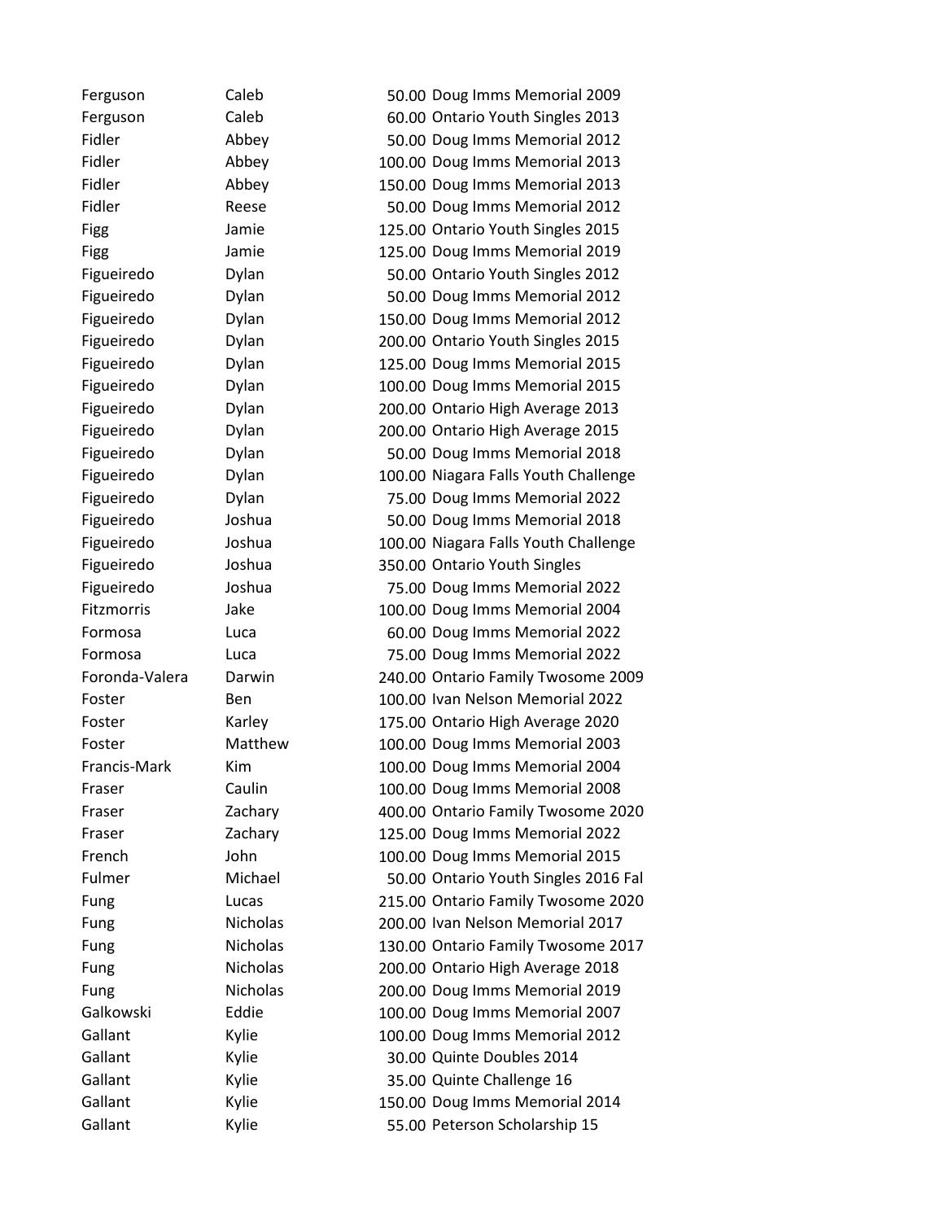| | | | |
|---|---|---|---|
| Ferguson | Caleb | 50.00 | Doug Imms Memorial 2009 |
| Ferguson | Caleb | 60.00 | Ontario Youth Singles 2013 |
| Fidler | Abbey | 50.00 | Doug Imms Memorial 2012 |
| Fidler | Abbey | 100.00 | Doug Imms Memorial 2013 |
| Fidler | Abbey | 150.00 | Doug Imms Memorial 2013 |
| Fidler | Reese | 50.00 | Doug Imms Memorial 2012 |
| Figg | Jamie | 125.00 | Ontario Youth Singles 2015 |
| Figg | Jamie | 125.00 | Doug Imms Memorial 2019 |
| Figueiredo | Dylan | 50.00 | Ontario Youth Singles 2012 |
| Figueiredo | Dylan | 50.00 | Doug Imms Memorial 2012 |
| Figueiredo | Dylan | 150.00 | Doug Imms Memorial 2012 |
| Figueiredo | Dylan | 200.00 | Ontario Youth Singles 2015 |
| Figueiredo | Dylan | 125.00 | Doug Imms Memorial 2015 |
| Figueiredo | Dylan | 100.00 | Doug Imms Memorial 2015 |
| Figueiredo | Dylan | 200.00 | Ontario High Average 2013 |
| Figueiredo | Dylan | 200.00 | Ontario High Average 2015 |
| Figueiredo | Dylan | 50.00 | Doug Imms Memorial 2018 |
| Figueiredo | Dylan | 100.00 | Niagara Falls Youth Challenge |
| Figueiredo | Dylan | 75.00 | Doug Imms Memorial 2022 |
| Figueiredo | Joshua | 50.00 | Doug Imms Memorial 2018 |
| Figueiredo | Joshua | 100.00 | Niagara Falls Youth Challenge |
| Figueiredo | Joshua | 350.00 | Ontario Youth Singles |
| Figueiredo | Joshua | 75.00 | Doug Imms Memorial 2022 |
| Fitzmorris | Jake | 100.00 | Doug Imms Memorial 2004 |
| Formosa | Luca | 60.00 | Doug Imms Memorial 2022 |
| Formosa | Luca | 75.00 | Doug Imms Memorial 2022 |
| Foronda-Valera | Darwin | 240.00 | Ontario Family Twosome 2009 |
| Foster | Ben | 100.00 | Ivan Nelson Memorial 2022 |
| Foster | Karley | 175.00 | Ontario High Average 2020 |
| Foster | Matthew | 100.00 | Doug Imms Memorial 2003 |
| Francis-Mark | Kim | 100.00 | Doug Imms Memorial 2004 |
| Fraser | Caulin | 100.00 | Doug Imms Memorial 2008 |
| Fraser | Zachary | 400.00 | Ontario Family Twosome 2020 |
| Fraser | Zachary | 125.00 | Doug Imms Memorial 2022 |
| French | John | 100.00 | Doug Imms Memorial 2015 |
| Fulmer | Michael | 50.00 | Ontario Youth Singles 2016 Fal |
| Fung | Lucas | 215.00 | Ontario Family Twosome 2020 |
| Fung | Nicholas | 200.00 | Ivan Nelson Memorial 2017 |
| Fung | Nicholas | 130.00 | Ontario Family Twosome 2017 |
| Fung | Nicholas | 200.00 | Ontario High Average 2018 |
| Fung | Nicholas | 200.00 | Doug Imms Memorial 2019 |
| Galkowski | Eddie | 100.00 | Doug Imms Memorial 2007 |
| Gallant | Kylie | 100.00 | Doug Imms Memorial 2012 |
| Gallant | Kylie | 30.00 | Quinte Doubles 2014 |
| Gallant | Kylie | 35.00 | Quinte Challenge 16 |
| Gallant | Kylie | 150.00 | Doug Imms Memorial 2014 |
| Gallant | Kylie | 55.00 | Peterson Scholarship 15 |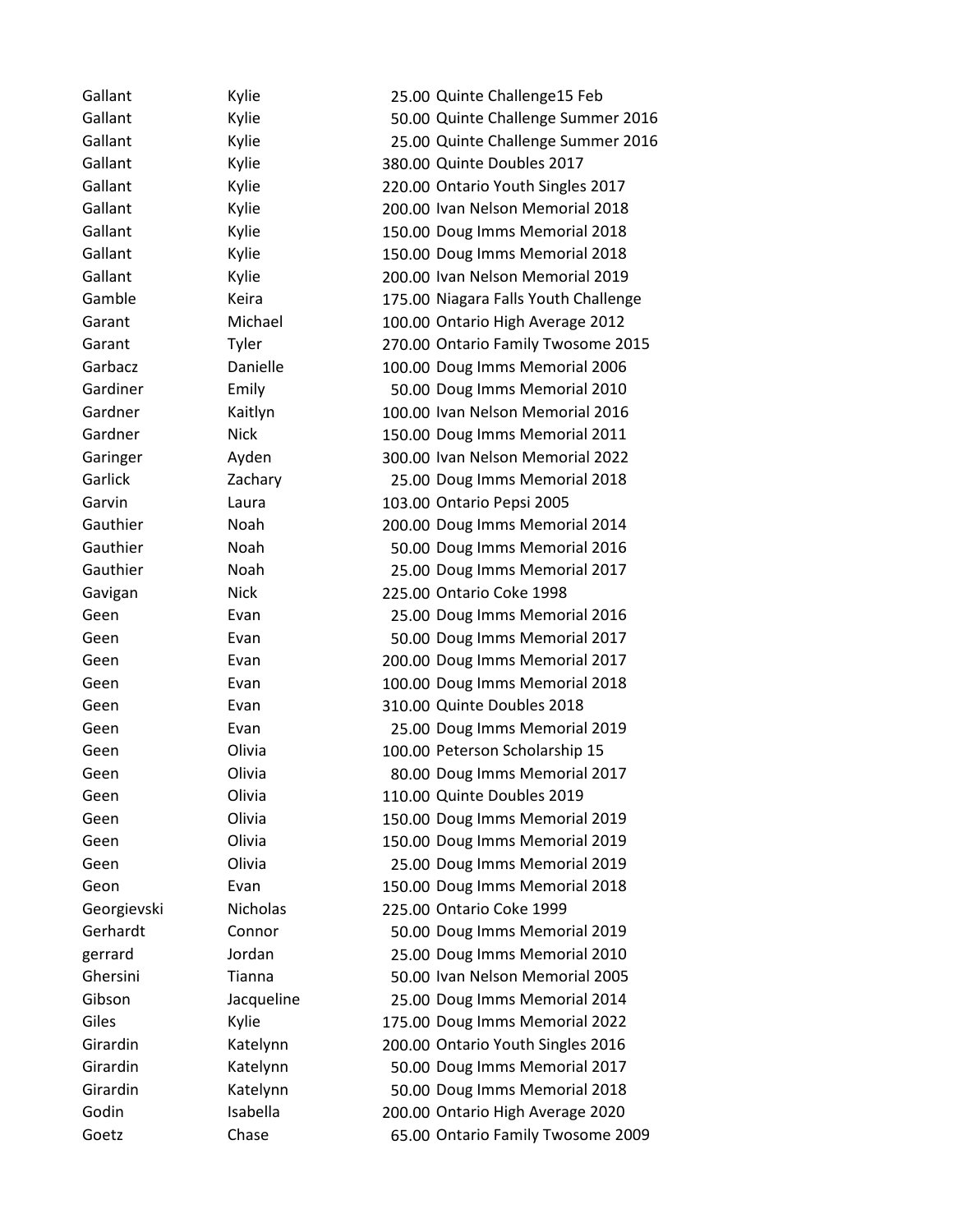| | | | |
|---|---|---|---|
| Gallant | Kylie | 25.00 | Quinte Challenge15 Feb |
| Gallant | Kylie | 50.00 | Quinte Challenge Summer 2016 |
| Gallant | Kylie | 25.00 | Quinte Challenge Summer 2016 |
| Gallant | Kylie | 380.00 | Quinte Doubles 2017 |
| Gallant | Kylie | 220.00 | Ontario Youth Singles 2017 |
| Gallant | Kylie | 200.00 | Ivan Nelson Memorial 2018 |
| Gallant | Kylie | 150.00 | Doug Imms Memorial 2018 |
| Gallant | Kylie | 150.00 | Doug Imms Memorial 2018 |
| Gallant | Kylie | 200.00 | Ivan Nelson Memorial 2019 |
| Gamble | Keira | 175.00 | Niagara Falls Youth Challenge |
| Garant | Michael | 100.00 | Ontario High Average 2012 |
| Garant | Tyler | 270.00 | Ontario Family Twosome 2015 |
| Garbacz | Danielle | 100.00 | Doug Imms Memorial 2006 |
| Gardiner | Emily | 50.00 | Doug Imms Memorial 2010 |
| Gardner | Kaitlyn | 100.00 | Ivan Nelson Memorial 2016 |
| Gardner | Nick | 150.00 | Doug Imms Memorial 2011 |
| Garinger | Ayden | 300.00 | Ivan Nelson Memorial 2022 |
| Garlick | Zachary | 25.00 | Doug Imms Memorial 2018 |
| Garvin | Laura | 103.00 | Ontario Pepsi 2005 |
| Gauthier | Noah | 200.00 | Doug Imms Memorial 2014 |
| Gauthier | Noah | 50.00 | Doug Imms Memorial 2016 |
| Gauthier | Noah | 25.00 | Doug Imms Memorial 2017 |
| Gavigan | Nick | 225.00 | Ontario Coke 1998 |
| Geen | Evan | 25.00 | Doug Imms Memorial 2016 |
| Geen | Evan | 50.00 | Doug Imms Memorial 2017 |
| Geen | Evan | 200.00 | Doug Imms Memorial 2017 |
| Geen | Evan | 100.00 | Doug Imms Memorial 2018 |
| Geen | Evan | 310.00 | Quinte Doubles 2018 |
| Geen | Evan | 25.00 | Doug Imms Memorial 2019 |
| Geen | Olivia | 100.00 | Peterson Scholarship 15 |
| Geen | Olivia | 80.00 | Doug Imms Memorial 2017 |
| Geen | Olivia | 110.00 | Quinte Doubles 2019 |
| Geen | Olivia | 150.00 | Doug Imms Memorial 2019 |
| Geen | Olivia | 150.00 | Doug Imms Memorial 2019 |
| Geen | Olivia | 25.00 | Doug Imms Memorial 2019 |
| Geon | Evan | 150.00 | Doug Imms Memorial 2018 |
| Georgievski | Nicholas | 225.00 | Ontario Coke 1999 |
| Gerhardt | Connor | 50.00 | Doug Imms Memorial 2019 |
| gerrard | Jordan | 25.00 | Doug Imms Memorial 2010 |
| Ghersini | Tianna | 50.00 | Ivan Nelson Memorial 2005 |
| Gibson | Jacqueline | 25.00 | Doug Imms Memorial 2014 |
| Giles | Kylie | 175.00 | Doug Imms Memorial 2022 |
| Girardin | Katelynn | 200.00 | Ontario Youth Singles 2016 |
| Girardin | Katelynn | 50.00 | Doug Imms Memorial 2017 |
| Girardin | Katelynn | 50.00 | Doug Imms Memorial 2018 |
| Godin | Isabella | 200.00 | Ontario High Average 2020 |
| Goetz | Chase | 65.00 | Ontario Family Twosome 2009 |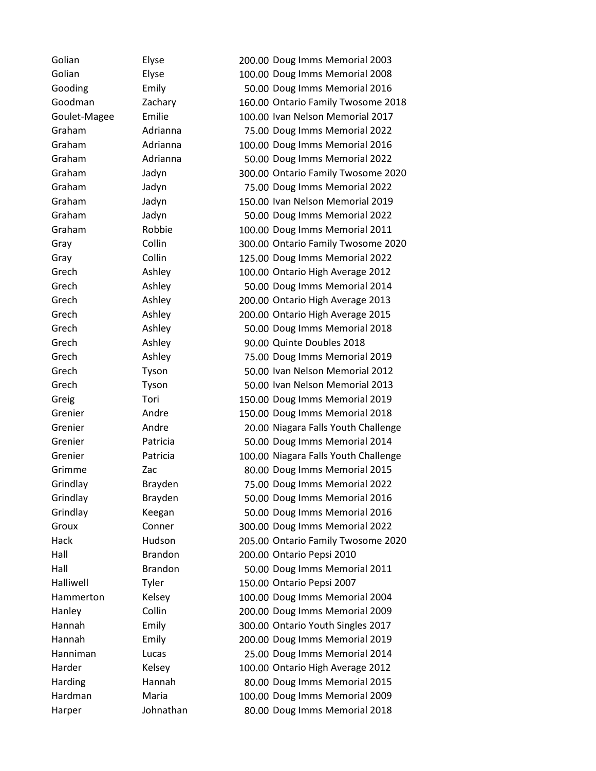| | | | |
|---|---|---|---|
| Golian | Elyse | 200.00 | Doug Imms Memorial 2003 |
| Golian | Elyse | 100.00 | Doug Imms Memorial 2008 |
| Gooding | Emily | 50.00 | Doug Imms Memorial 2016 |
| Goodman | Zachary | 160.00 | Ontario Family Twosome 2018 |
| Goulet-Magee | Emilie | 100.00 | Ivan Nelson Memorial 2017 |
| Graham | Adrianna | 75.00 | Doug Imms Memorial 2022 |
| Graham | Adrianna | 100.00 | Doug Imms Memorial 2016 |
| Graham | Adrianna | 50.00 | Doug Imms Memorial 2022 |
| Graham | Jadyn | 300.00 | Ontario Family Twosome 2020 |
| Graham | Jadyn | 75.00 | Doug Imms Memorial 2022 |
| Graham | Jadyn | 150.00 | Ivan Nelson Memorial 2019 |
| Graham | Jadyn | 50.00 | Doug Imms Memorial 2022 |
| Graham | Robbie | 100.00 | Doug Imms Memorial 2011 |
| Gray | Collin | 300.00 | Ontario Family Twosome 2020 |
| Gray | Collin | 125.00 | Doug Imms Memorial 2022 |
| Grech | Ashley | 100.00 | Ontario High Average 2012 |
| Grech | Ashley | 50.00 | Doug Imms Memorial 2014 |
| Grech | Ashley | 200.00 | Ontario High Average 2013 |
| Grech | Ashley | 200.00 | Ontario High Average 2015 |
| Grech | Ashley | 50.00 | Doug Imms Memorial 2018 |
| Grech | Ashley | 90.00 | Quinte Doubles 2018 |
| Grech | Ashley | 75.00 | Doug Imms Memorial 2019 |
| Grech | Tyson | 50.00 | Ivan Nelson Memorial 2012 |
| Grech | Tyson | 50.00 | Ivan Nelson Memorial 2013 |
| Greig | Tori | 150.00 | Doug Imms Memorial 2019 |
| Grenier | Andre | 150.00 | Doug Imms Memorial 2018 |
| Grenier | Andre | 20.00 | Niagara Falls Youth Challenge |
| Grenier | Patricia | 50.00 | Doug Imms Memorial 2014 |
| Grenier | Patricia | 100.00 | Niagara Falls Youth Challenge |
| Grimme | Zac | 80.00 | Doug Imms Memorial 2015 |
| Grindlay | Brayden | 75.00 | Doug Imms Memorial 2022 |
| Grindlay | Brayden | 50.00 | Doug Imms Memorial 2016 |
| Grindlay | Keegan | 50.00 | Doug Imms Memorial 2016 |
| Groux | Conner | 300.00 | Doug Imms Memorial 2022 |
| Hack | Hudson | 205.00 | Ontario Family Twosome 2020 |
| Hall | Brandon | 200.00 | Ontario Pepsi 2010 |
| Hall | Brandon | 50.00 | Doug Imms Memorial 2011 |
| Halliwell | Tyler | 150.00 | Ontario Pepsi 2007 |
| Hammerton | Kelsey | 100.00 | Doug Imms Memorial 2004 |
| Hanley | Collin | 200.00 | Doug Imms Memorial 2009 |
| Hannah | Emily | 300.00 | Ontario Youth Singles 2017 |
| Hannah | Emily | 200.00 | Doug Imms Memorial 2019 |
| Hanniman | Lucas | 25.00 | Doug Imms Memorial 2014 |
| Harder | Kelsey | 100.00 | Ontario High Average 2012 |
| Harding | Hannah | 80.00 | Doug Imms Memorial 2015 |
| Hardman | Maria | 100.00 | Doug Imms Memorial 2009 |
| Harper | Johnathan | 80.00 | Doug Imms Memorial 2018 |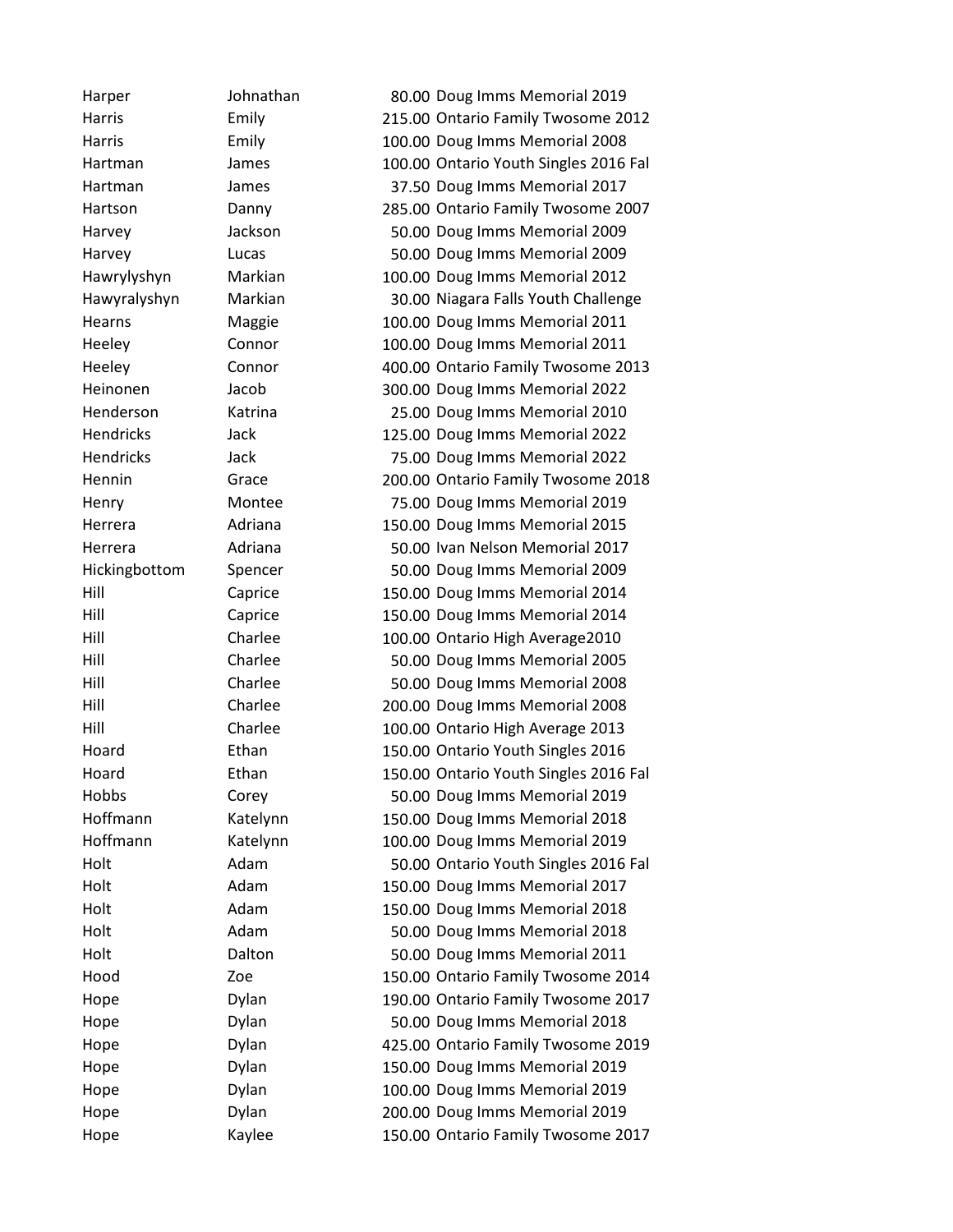| | | | |
|---|---|---|---|
| Harper | Johnathan | 80.00 | Doug Imms Memorial 2019 |
| Harris | Emily | 215.00 | Ontario Family Twosome 2012 |
| Harris | Emily | 100.00 | Doug Imms Memorial 2008 |
| Hartman | James | 100.00 | Ontario Youth Singles 2016 Fal |
| Hartman | James | 37.50 | Doug Imms Memorial 2017 |
| Hartson | Danny | 285.00 | Ontario Family Twosome 2007 |
| Harvey | Jackson | 50.00 | Doug Imms Memorial 2009 |
| Harvey | Lucas | 50.00 | Doug Imms Memorial 2009 |
| Hawrylyshyn | Markian | 100.00 | Doug Imms Memorial 2012 |
| Hawyralyshyn | Markian | 30.00 | Niagara Falls Youth Challenge |
| Hearns | Maggie | 100.00 | Doug Imms Memorial 2011 |
| Heeley | Connor | 100.00 | Doug Imms Memorial 2011 |
| Heeley | Connor | 400.00 | Ontario Family Twosome 2013 |
| Heinonen | Jacob | 300.00 | Doug Imms Memorial 2022 |
| Henderson | Katrina | 25.00 | Doug Imms Memorial 2010 |
| Hendricks | Jack | 125.00 | Doug Imms Memorial 2022 |
| Hendricks | Jack | 75.00 | Doug Imms Memorial 2022 |
| Hennin | Grace | 200.00 | Ontario Family Twosome 2018 |
| Henry | Montee | 75.00 | Doug Imms Memorial 2019 |
| Herrera | Adriana | 150.00 | Doug Imms Memorial 2015 |
| Herrera | Adriana | 50.00 | Ivan Nelson Memorial 2017 |
| Hickingbottom | Spencer | 50.00 | Doug Imms Memorial 2009 |
| Hill | Caprice | 150.00 | Doug Imms Memorial 2014 |
| Hill | Caprice | 150.00 | Doug Imms Memorial 2014 |
| Hill | Charlee | 100.00 | Ontario High Average2010 |
| Hill | Charlee | 50.00 | Doug Imms Memorial 2005 |
| Hill | Charlee | 50.00 | Doug Imms Memorial 2008 |
| Hill | Charlee | 200.00 | Doug Imms Memorial 2008 |
| Hill | Charlee | 100.00 | Ontario High Average 2013 |
| Hoard | Ethan | 150.00 | Ontario Youth Singles 2016 |
| Hoard | Ethan | 150.00 | Ontario Youth Singles 2016 Fal |
| Hobbs | Corey | 50.00 | Doug Imms Memorial 2019 |
| Hoffmann | Katelynn | 150.00 | Doug Imms Memorial 2018 |
| Hoffmann | Katelynn | 100.00 | Doug Imms Memorial 2019 |
| Holt | Adam | 50.00 | Ontario Youth Singles 2016 Fal |
| Holt | Adam | 150.00 | Doug Imms Memorial 2017 |
| Holt | Adam | 150.00 | Doug Imms Memorial 2018 |
| Holt | Adam | 50.00 | Doug Imms Memorial 2018 |
| Holt | Dalton | 50.00 | Doug Imms Memorial 2011 |
| Hood | Zoe | 150.00 | Ontario Family Twosome 2014 |
| Hope | Dylan | 190.00 | Ontario Family Twosome 2017 |
| Hope | Dylan | 50.00 | Doug Imms Memorial 2018 |
| Hope | Dylan | 425.00 | Ontario Family Twosome 2019 |
| Hope | Dylan | 150.00 | Doug Imms Memorial 2019 |
| Hope | Dylan | 100.00 | Doug Imms Memorial 2019 |
| Hope | Dylan | 200.00 | Doug Imms Memorial 2019 |
| Hope | Kaylee | 150.00 | Ontario Family Twosome 2017 |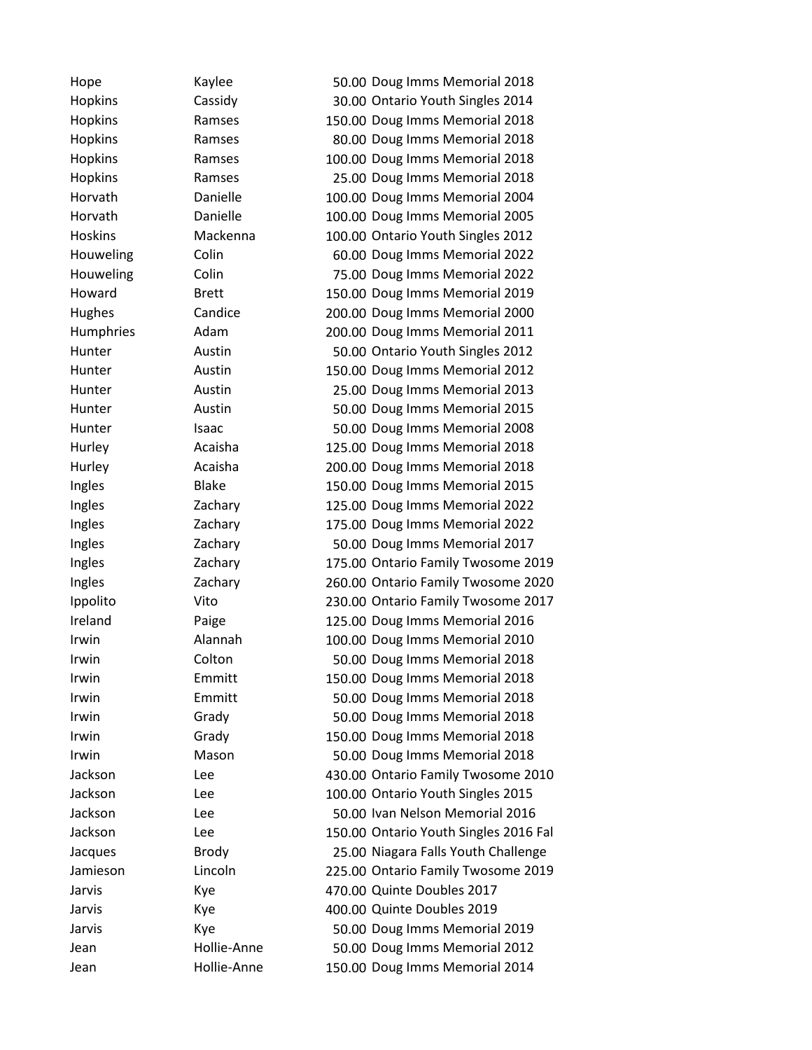| | | | |
|---|---|---|---|
| Hope | Kaylee | 50.00 | Doug Imms Memorial 2018 |
| Hopkins | Cassidy | 30.00 | Ontario Youth Singles 2014 |
| Hopkins | Ramses | 150.00 | Doug Imms Memorial 2018 |
| Hopkins | Ramses | 80.00 | Doug Imms Memorial 2018 |
| Hopkins | Ramses | 100.00 | Doug Imms Memorial 2018 |
| Hopkins | Ramses | 25.00 | Doug Imms Memorial 2018 |
| Horvath | Danielle | 100.00 | Doug Imms Memorial 2004 |
| Horvath | Danielle | 100.00 | Doug Imms Memorial 2005 |
| Hoskins | Mackenna | 100.00 | Ontario Youth Singles 2012 |
| Houweling | Colin | 60.00 | Doug Imms Memorial 2022 |
| Houweling | Colin | 75.00 | Doug Imms Memorial 2022 |
| Howard | Brett | 150.00 | Doug Imms Memorial 2019 |
| Hughes | Candice | 200.00 | Doug Imms Memorial 2000 |
| Humphries | Adam | 200.00 | Doug Imms Memorial 2011 |
| Hunter | Austin | 50.00 | Ontario Youth Singles 2012 |
| Hunter | Austin | 150.00 | Doug Imms Memorial 2012 |
| Hunter | Austin | 25.00 | Doug Imms Memorial 2013 |
| Hunter | Austin | 50.00 | Doug Imms Memorial 2015 |
| Hunter | Isaac | 50.00 | Doug Imms Memorial 2008 |
| Hurley | Acaisha | 125.00 | Doug Imms Memorial 2018 |
| Hurley | Acaisha | 200.00 | Doug Imms Memorial 2018 |
| Ingles | Blake | 150.00 | Doug Imms Memorial 2015 |
| Ingles | Zachary | 125.00 | Doug Imms Memorial 2022 |
| Ingles | Zachary | 175.00 | Doug Imms Memorial 2022 |
| Ingles | Zachary | 50.00 | Doug Imms Memorial 2017 |
| Ingles | Zachary | 175.00 | Ontario Family Twosome 2019 |
| Ingles | Zachary | 260.00 | Ontario Family Twosome 2020 |
| Ippolito | Vito | 230.00 | Ontario Family Twosome 2017 |
| Ireland | Paige | 125.00 | Doug Imms Memorial 2016 |
| Irwin | Alannah | 100.00 | Doug Imms Memorial 2010 |
| Irwin | Colton | 50.00 | Doug Imms Memorial 2018 |
| Irwin | Emmitt | 150.00 | Doug Imms Memorial 2018 |
| Irwin | Emmitt | 50.00 | Doug Imms Memorial 2018 |
| Irwin | Grady | 50.00 | Doug Imms Memorial 2018 |
| Irwin | Grady | 150.00 | Doug Imms Memorial 2018 |
| Irwin | Mason | 50.00 | Doug Imms Memorial 2018 |
| Jackson | Lee | 430.00 | Ontario Family Twosome 2010 |
| Jackson | Lee | 100.00 | Ontario Youth Singles 2015 |
| Jackson | Lee | 50.00 | Ivan Nelson Memorial 2016 |
| Jackson | Lee | 150.00 | Ontario Youth Singles 2016 Fal |
| Jacques | Brody | 25.00 | Niagara Falls Youth Challenge |
| Jamieson | Lincoln | 225.00 | Ontario Family Twosome 2019 |
| Jarvis | Kye | 470.00 | Quinte Doubles 2017 |
| Jarvis | Kye | 400.00 | Quinte Doubles 2019 |
| Jarvis | Kye | 50.00 | Doug Imms Memorial 2019 |
| Jean | Hollie-Anne | 50.00 | Doug Imms Memorial 2012 |
| Jean | Hollie-Anne | 150.00 | Doug Imms Memorial 2014 |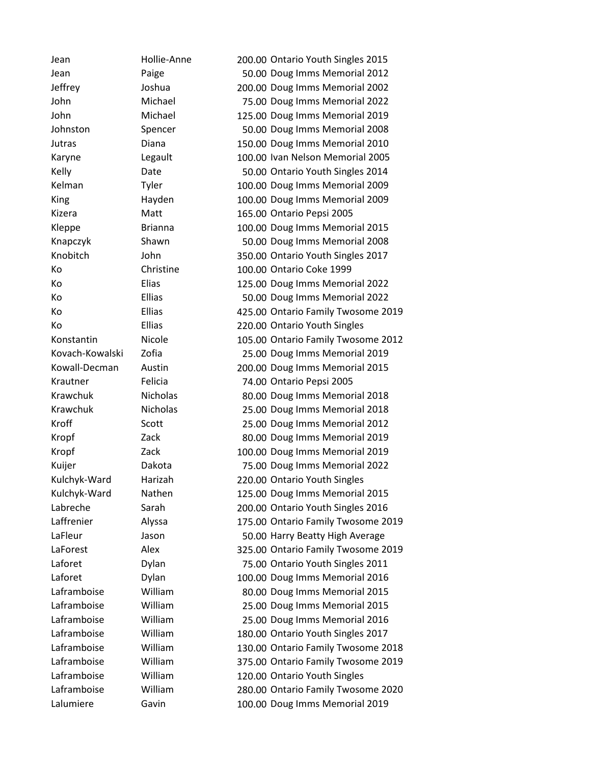| | | | |
|---|---|---|---|
| Jean | Hollie-Anne | 200.00 | Ontario Youth Singles 2015 |
| Jean | Paige | 50.00 | Doug Imms Memorial 2012 |
| Jeffrey | Joshua | 200.00 | Doug Imms Memorial 2002 |
| John | Michael | 75.00 | Doug Imms Memorial 2022 |
| John | Michael | 125.00 | Doug Imms Memorial 2019 |
| Johnston | Spencer | 50.00 | Doug Imms Memorial 2008 |
| Jutras | Diana | 150.00 | Doug Imms Memorial 2010 |
| Karyne | Legault | 100.00 | Ivan Nelson Memorial 2005 |
| Kelly | Date | 50.00 | Ontario Youth Singles 2014 |
| Kelman | Tyler | 100.00 | Doug Imms Memorial 2009 |
| King | Hayden | 100.00 | Doug Imms Memorial 2009 |
| Kizera | Matt | 165.00 | Ontario Pepsi 2005 |
| Kleppe | Brianna | 100.00 | Doug Imms Memorial 2015 |
| Knapczyk | Shawn | 50.00 | Doug Imms Memorial 2008 |
| Knobitch | John | 350.00 | Ontario Youth Singles 2017 |
| Ko | Christine | 100.00 | Ontario Coke 1999 |
| Ko | Elias | 125.00 | Doug Imms Memorial 2022 |
| Ko | Ellias | 50.00 | Doug Imms Memorial 2022 |
| Ko | Ellias | 425.00 | Ontario Family Twosome 2019 |
| Ko | Ellias | 220.00 | Ontario Youth Singles |
| Konstantin | Nicole | 105.00 | Ontario Family Twosome 2012 |
| Kovach-Kowalski | Zofia | 25.00 | Doug Imms Memorial 2019 |
| Kowall-Decman | Austin | 200.00 | Doug Imms Memorial 2015 |
| Krautner | Felicia | 74.00 | Ontario Pepsi 2005 |
| Krawchuk | Nicholas | 80.00 | Doug Imms Memorial 2018 |
| Krawchuk | Nicholas | 25.00 | Doug Imms Memorial 2018 |
| Kroff | Scott | 25.00 | Doug Imms Memorial 2012 |
| Kropf | Zack | 80.00 | Doug Imms Memorial 2019 |
| Kropf | Zack | 100.00 | Doug Imms Memorial 2019 |
| Kuijer | Dakota | 75.00 | Doug Imms Memorial 2022 |
| Kulchyk-Ward | Harizah | 220.00 | Ontario Youth Singles |
| Kulchyk-Ward | Nathen | 125.00 | Doug Imms Memorial 2015 |
| Labreche | Sarah | 200.00 | Ontario Youth Singles 2016 |
| Laffrenier | Alyssa | 175.00 | Ontario Family Twosome 2019 |
| LaFleur | Jason | 50.00 | Harry Beatty High Average |
| LaForest | Alex | 325.00 | Ontario Family Twosome 2019 |
| Laforet | Dylan | 75.00 | Ontario Youth Singles 2011 |
| Laforet | Dylan | 100.00 | Doug Imms Memorial 2016 |
| Laframboise | William | 80.00 | Doug Imms Memorial 2015 |
| Laframboise | William | 25.00 | Doug Imms Memorial 2015 |
| Laframboise | William | 25.00 | Doug Imms Memorial 2016 |
| Laframboise | William | 180.00 | Ontario Youth Singles 2017 |
| Laframboise | William | 130.00 | Ontario Family Twosome 2018 |
| Laframboise | William | 375.00 | Ontario Family Twosome 2019 |
| Laframboise | William | 120.00 | Ontario Youth Singles |
| Laframboise | William | 280.00 | Ontario Family Twosome 2020 |
| Lalumiere | Gavin | 100.00 | Doug Imms Memorial 2019 |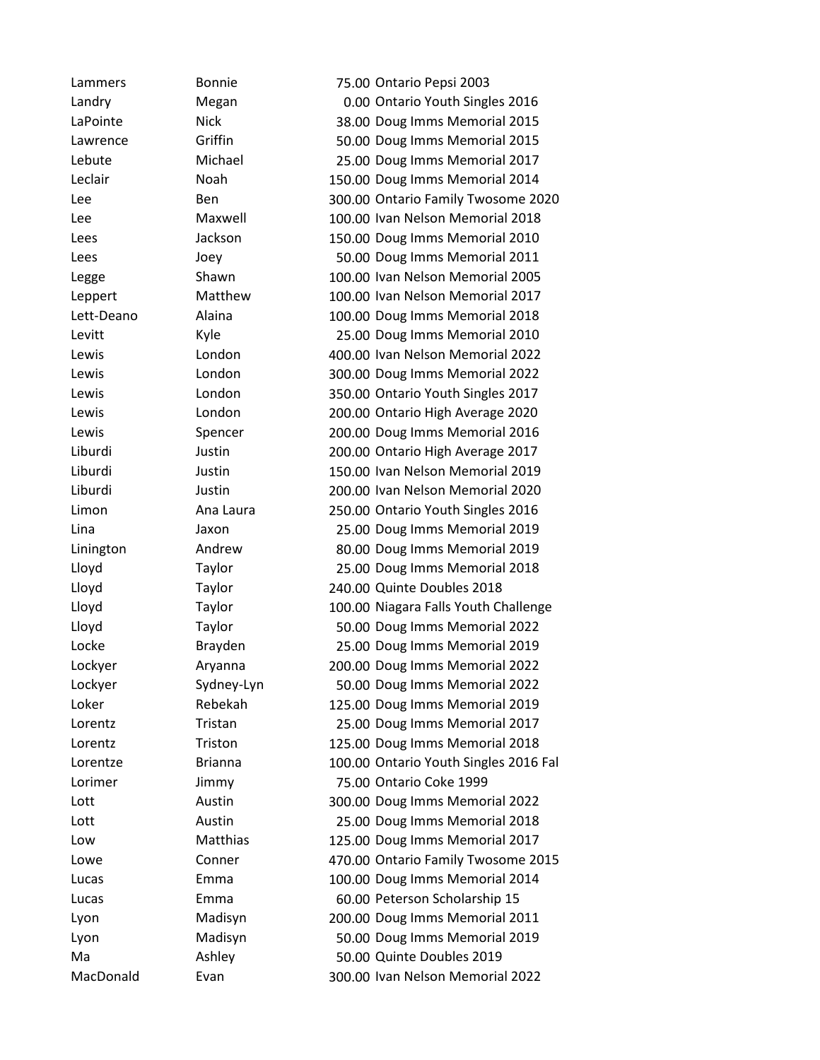| | | | |
|---|---|---|---|
| Lammers | Bonnie | 75.00 | Ontario Pepsi 2003 |
| Landry | Megan | 0.00 | Ontario Youth Singles 2016 |
| LaPointe | Nick | 38.00 | Doug Imms Memorial 2015 |
| Lawrence | Griffin | 50.00 | Doug Imms Memorial 2015 |
| Lebute | Michael | 25.00 | Doug Imms Memorial 2017 |
| Leclair | Noah | 150.00 | Doug Imms Memorial 2014 |
| Lee | Ben | 300.00 | Ontario Family Twosome 2020 |
| Lee | Maxwell | 100.00 | Ivan Nelson Memorial 2018 |
| Lees | Jackson | 150.00 | Doug Imms Memorial 2010 |
| Lees | Joey | 50.00 | Doug Imms Memorial 2011 |
| Legge | Shawn | 100.00 | Ivan Nelson Memorial 2005 |
| Leppert | Matthew | 100.00 | Ivan Nelson Memorial 2017 |
| Lett-Deano | Alaina | 100.00 | Doug Imms Memorial 2018 |
| Levitt | Kyle | 25.00 | Doug Imms Memorial 2010 |
| Lewis | London | 400.00 | Ivan Nelson Memorial 2022 |
| Lewis | London | 300.00 | Doug Imms Memorial 2022 |
| Lewis | London | 350.00 | Ontario Youth Singles 2017 |
| Lewis | London | 200.00 | Ontario High Average 2020 |
| Lewis | Spencer | 200.00 | Doug Imms Memorial 2016 |
| Liburdi | Justin | 200.00 | Ontario High Average 2017 |
| Liburdi | Justin | 150.00 | Ivan Nelson Memorial 2019 |
| Liburdi | Justin | 200.00 | Ivan Nelson Memorial 2020 |
| Limon | Ana Laura | 250.00 | Ontario Youth Singles 2016 |
| Lina | Jaxon | 25.00 | Doug Imms Memorial 2019 |
| Linington | Andrew | 80.00 | Doug Imms Memorial 2019 |
| Lloyd | Taylor | 25.00 | Doug Imms Memorial 2018 |
| Lloyd | Taylor | 240.00 | Quinte Doubles 2018 |
| Lloyd | Taylor | 100.00 | Niagara Falls Youth Challenge |
| Lloyd | Taylor | 50.00 | Doug Imms Memorial 2022 |
| Locke | Brayden | 25.00 | Doug Imms Memorial 2019 |
| Lockyer | Aryanna | 200.00 | Doug Imms Memorial 2022 |
| Lockyer | Sydney-Lyn | 50.00 | Doug Imms Memorial 2022 |
| Loker | Rebekah | 125.00 | Doug Imms Memorial 2019 |
| Lorentz | Tristan | 25.00 | Doug Imms Memorial 2017 |
| Lorentz | Triston | 125.00 | Doug Imms Memorial 2018 |
| Lorentze | Brianna | 100.00 | Ontario Youth Singles 2016 Fal |
| Lorimer | Jimmy | 75.00 | Ontario Coke 1999 |
| Lott | Austin | 300.00 | Doug Imms Memorial 2022 |
| Lott | Austin | 25.00 | Doug Imms Memorial 2018 |
| Low | Matthias | 125.00 | Doug Imms Memorial 2017 |
| Lowe | Conner | 470.00 | Ontario Family Twosome 2015 |
| Lucas | Emma | 100.00 | Doug Imms Memorial 2014 |
| Lucas | Emma | 60.00 | Peterson Scholarship 15 |
| Lyon | Madisyn | 200.00 | Doug Imms Memorial 2011 |
| Lyon | Madisyn | 50.00 | Doug Imms Memorial 2019 |
| Ma | Ashley | 50.00 | Quinte Doubles 2019 |
| MacDonald | Evan | 300.00 | Ivan Nelson Memorial 2022 |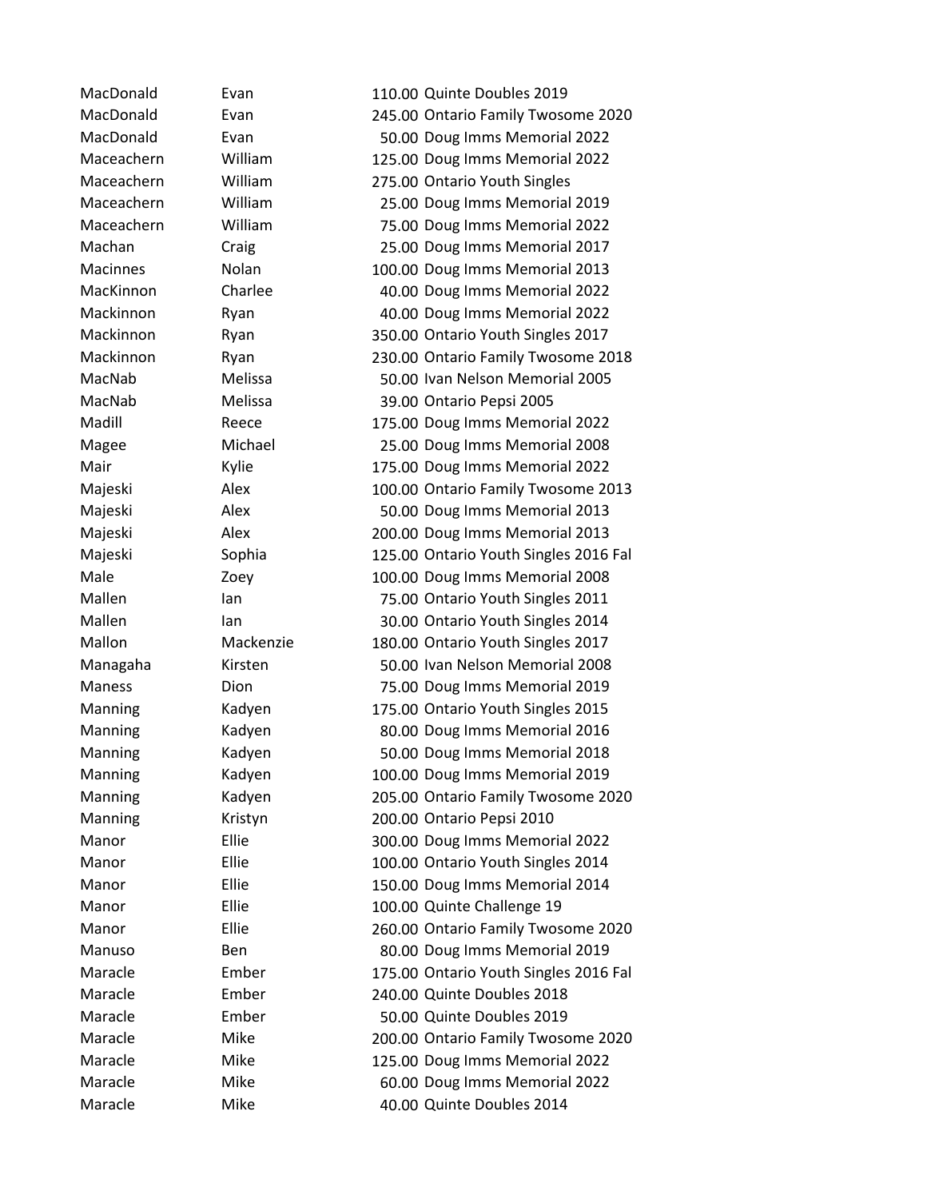| | | | |
|---|---|---|---|
| MacDonald | Evan | 110.00 | Quinte Doubles 2019 |
| MacDonald | Evan | 245.00 | Ontario Family Twosome 2020 |
| MacDonald | Evan | 50.00 | Doug Imms Memorial 2022 |
| Maceachern | William | 125.00 | Doug Imms Memorial 2022 |
| Maceachern | William | 275.00 | Ontario Youth Singles |
| Maceachern | William | 25.00 | Doug Imms Memorial 2019 |
| Maceachern | William | 75.00 | Doug Imms Memorial 2022 |
| Machan | Craig | 25.00 | Doug Imms Memorial 2017 |
| Macinnes | Nolan | 100.00 | Doug Imms Memorial 2013 |
| MacKinnon | Charlee | 40.00 | Doug Imms Memorial 2022 |
| Mackinnon | Ryan | 40.00 | Doug Imms Memorial 2022 |
| Mackinnon | Ryan | 350.00 | Ontario Youth Singles 2017 |
| Mackinnon | Ryan | 230.00 | Ontario Family Twosome 2018 |
| MacNab | Melissa | 50.00 | Ivan Nelson Memorial 2005 |
| MacNab | Melissa | 39.00 | Ontario Pepsi 2005 |
| Madill | Reece | 175.00 | Doug Imms Memorial 2022 |
| Magee | Michael | 25.00 | Doug Imms Memorial 2008 |
| Mair | Kylie | 175.00 | Doug Imms Memorial 2022 |
| Majeski | Alex | 100.00 | Ontario Family Twosome 2013 |
| Majeski | Alex | 50.00 | Doug Imms Memorial 2013 |
| Majeski | Alex | 200.00 | Doug Imms Memorial 2013 |
| Majeski | Sophia | 125.00 | Ontario Youth Singles 2016 Fal |
| Male | Zoey | 100.00 | Doug Imms Memorial 2008 |
| Mallen | Ian | 75.00 | Ontario Youth Singles 2011 |
| Mallen | Ian | 30.00 | Ontario Youth Singles 2014 |
| Mallon | Mackenzie | 180.00 | Ontario Youth Singles 2017 |
| Managaha | Kirsten | 50.00 | Ivan Nelson Memorial 2008 |
| Maness | Dion | 75.00 | Doug Imms Memorial 2019 |
| Manning | Kadyen | 175.00 | Ontario Youth Singles 2015 |
| Manning | Kadyen | 80.00 | Doug Imms Memorial 2016 |
| Manning | Kadyen | 50.00 | Doug Imms Memorial 2018 |
| Manning | Kadyen | 100.00 | Doug Imms Memorial 2019 |
| Manning | Kadyen | 205.00 | Ontario Family Twosome 2020 |
| Manning | Kristyn | 200.00 | Ontario Pepsi 2010 |
| Manor | Ellie | 300.00 | Doug Imms Memorial 2022 |
| Manor | Ellie | 100.00 | Ontario Youth Singles 2014 |
| Manor | Ellie | 150.00 | Doug Imms Memorial 2014 |
| Manor | Ellie | 100.00 | Quinte Challenge 19 |
| Manor | Ellie | 260.00 | Ontario Family Twosome 2020 |
| Manuso | Ben | 80.00 | Doug Imms Memorial 2019 |
| Maracle | Ember | 175.00 | Ontario Youth Singles 2016 Fal |
| Maracle | Ember | 240.00 | Quinte Doubles 2018 |
| Maracle | Ember | 50.00 | Quinte Doubles 2019 |
| Maracle | Mike | 200.00 | Ontario Family Twosome 2020 |
| Maracle | Mike | 125.00 | Doug Imms Memorial 2022 |
| Maracle | Mike | 60.00 | Doug Imms Memorial 2022 |
| Maracle | Mike | 40.00 | Quinte Doubles 2014 |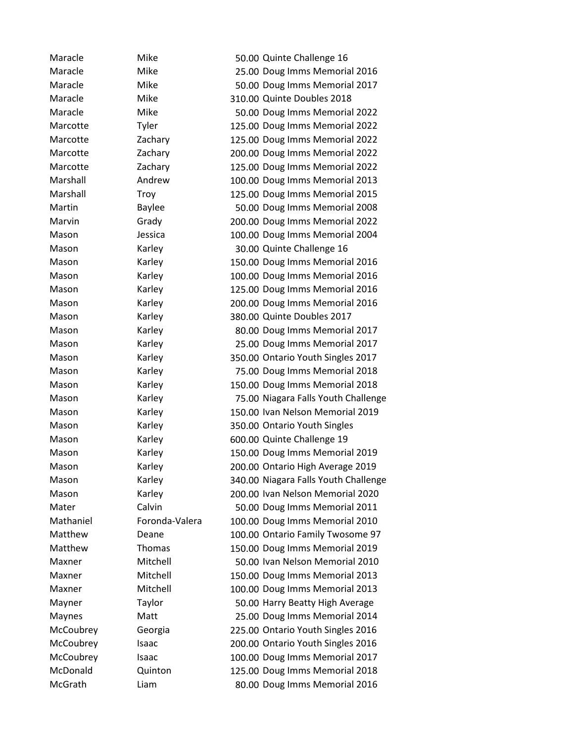| | | | |
|---|---|---|---|
| Maracle | Mike | 50.00 | Quinte Challenge 16 |
| Maracle | Mike | 25.00 | Doug Imms Memorial 2016 |
| Maracle | Mike | 50.00 | Doug Imms Memorial 2017 |
| Maracle | Mike | 310.00 | Quinte Doubles 2018 |
| Maracle | Mike | 50.00 | Doug Imms Memorial 2022 |
| Marcotte | Tyler | 125.00 | Doug Imms Memorial 2022 |
| Marcotte | Zachary | 125.00 | Doug Imms Memorial 2022 |
| Marcotte | Zachary | 200.00 | Doug Imms Memorial 2022 |
| Marcotte | Zachary | 125.00 | Doug Imms Memorial 2022 |
| Marshall | Andrew | 100.00 | Doug Imms Memorial 2013 |
| Marshall | Troy | 125.00 | Doug Imms Memorial 2015 |
| Martin | Baylee | 50.00 | Doug Imms Memorial 2008 |
| Marvin | Grady | 200.00 | Doug Imms Memorial 2022 |
| Mason | Jessica | 100.00 | Doug Imms Memorial 2004 |
| Mason | Karley | 30.00 | Quinte Challenge 16 |
| Mason | Karley | 150.00 | Doug Imms Memorial 2016 |
| Mason | Karley | 100.00 | Doug Imms Memorial 2016 |
| Mason | Karley | 125.00 | Doug Imms Memorial 2016 |
| Mason | Karley | 200.00 | Doug Imms Memorial 2016 |
| Mason | Karley | 380.00 | Quinte Doubles 2017 |
| Mason | Karley | 80.00 | Doug Imms Memorial 2017 |
| Mason | Karley | 25.00 | Doug Imms Memorial 2017 |
| Mason | Karley | 350.00 | Ontario Youth Singles 2017 |
| Mason | Karley | 75.00 | Doug Imms Memorial 2018 |
| Mason | Karley | 150.00 | Doug Imms Memorial 2018 |
| Mason | Karley | 75.00 | Niagara Falls Youth Challenge |
| Mason | Karley | 150.00 | Ivan Nelson Memorial 2019 |
| Mason | Karley | 350.00 | Ontario Youth Singles |
| Mason | Karley | 600.00 | Quinte Challenge 19 |
| Mason | Karley | 150.00 | Doug Imms Memorial 2019 |
| Mason | Karley | 200.00 | Ontario High Average 2019 |
| Mason | Karley | 340.00 | Niagara Falls Youth Challenge |
| Mason | Karley | 200.00 | Ivan Nelson Memorial 2020 |
| Mater | Calvin | 50.00 | Doug Imms Memorial 2011 |
| Mathaniel | Foronda-Valera | 100.00 | Doug Imms Memorial 2010 |
| Matthew | Deane | 100.00 | Ontario Family Twosome 97 |
| Matthew | Thomas | 150.00 | Doug Imms Memorial 2019 |
| Maxner | Mitchell | 50.00 | Ivan Nelson Memorial 2010 |
| Maxner | Mitchell | 150.00 | Doug Imms Memorial 2013 |
| Maxner | Mitchell | 100.00 | Doug Imms Memorial 2013 |
| Mayner | Taylor | 50.00 | Harry Beatty High Average |
| Maynes | Matt | 25.00 | Doug Imms Memorial 2014 |
| McCoubrey | Georgia | 225.00 | Ontario Youth Singles 2016 |
| McCoubrey | Isaac | 200.00 | Ontario Youth Singles 2016 |
| McCoubrey | Isaac | 100.00 | Doug Imms Memorial 2017 |
| McDonald | Quinton | 125.00 | Doug Imms Memorial 2018 |
| McGrath | Liam | 80.00 | Doug Imms Memorial 2016 |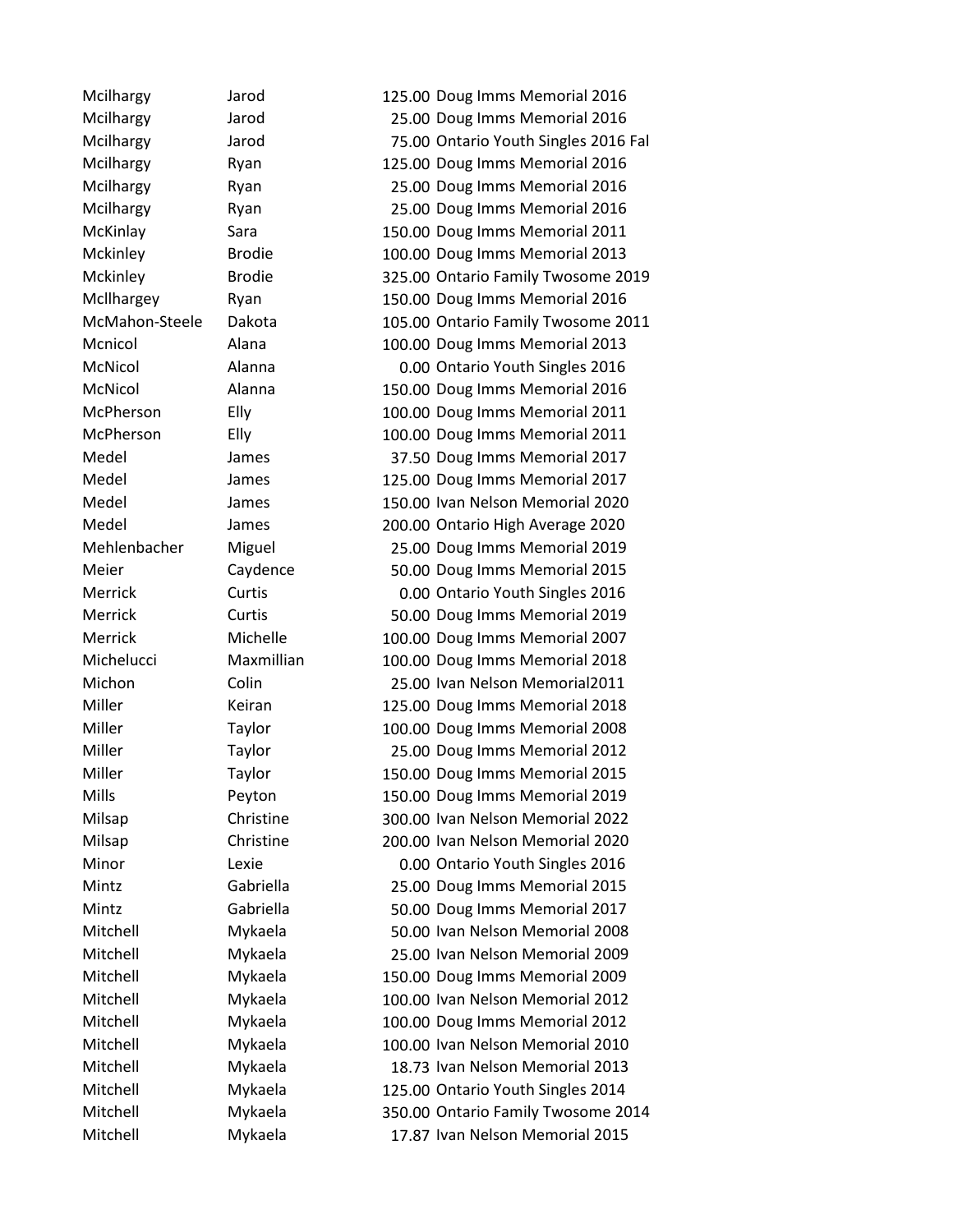| | | | |
|---|---|---|---|
| Mcilhargy | Jarod | 125.00 | Doug Imms Memorial 2016 |
| Mcilhargy | Jarod | 25.00 | Doug Imms Memorial 2016 |
| Mcilhargy | Jarod | 75.00 | Ontario Youth Singles 2016 Fal |
| Mcilhargy | Ryan | 125.00 | Doug Imms Memorial 2016 |
| Mcilhargy | Ryan | 25.00 | Doug Imms Memorial 2016 |
| Mcilhargy | Ryan | 25.00 | Doug Imms Memorial 2016 |
| McKinlay | Sara | 150.00 | Doug Imms Memorial 2011 |
| Mckinley | Brodie | 100.00 | Doug Imms Memorial 2013 |
| Mckinley | Brodie | 325.00 | Ontario Family Twosome 2019 |
| Mcllhargey | Ryan | 150.00 | Doug Imms Memorial 2016 |
| McMahon-Steele | Dakota | 105.00 | Ontario Family Twosome 2011 |
| Mcnicol | Alana | 100.00 | Doug Imms Memorial 2013 |
| McNicol | Alanna | 0.00 | Ontario Youth Singles 2016 |
| McNicol | Alanna | 150.00 | Doug Imms Memorial 2016 |
| McPherson | Elly | 100.00 | Doug Imms Memorial 2011 |
| McPherson | Elly | 100.00 | Doug Imms Memorial 2011 |
| Medel | James | 37.50 | Doug Imms Memorial 2017 |
| Medel | James | 125.00 | Doug Imms Memorial 2017 |
| Medel | James | 150.00 | Ivan Nelson Memorial 2020 |
| Medel | James | 200.00 | Ontario High Average 2020 |
| Mehlenbacher | Miguel | 25.00 | Doug Imms Memorial 2019 |
| Meier | Caydence | 50.00 | Doug Imms Memorial 2015 |
| Merrick | Curtis | 0.00 | Ontario Youth Singles 2016 |
| Merrick | Curtis | 50.00 | Doug Imms Memorial 2019 |
| Merrick | Michelle | 100.00 | Doug Imms Memorial 2007 |
| Michelucci | Maxmillian | 100.00 | Doug Imms Memorial 2018 |
| Michon | Colin | 25.00 | Ivan Nelson Memorial2011 |
| Miller | Keiran | 125.00 | Doug Imms Memorial 2018 |
| Miller | Taylor | 100.00 | Doug Imms Memorial 2008 |
| Miller | Taylor | 25.00 | Doug Imms Memorial 2012 |
| Miller | Taylor | 150.00 | Doug Imms Memorial 2015 |
| Mills | Peyton | 150.00 | Doug Imms Memorial 2019 |
| Milsap | Christine | 300.00 | Ivan Nelson Memorial 2022 |
| Milsap | Christine | 200.00 | Ivan Nelson Memorial 2020 |
| Minor | Lexie | 0.00 | Ontario Youth Singles 2016 |
| Mintz | Gabriella | 25.00 | Doug Imms Memorial 2015 |
| Mintz | Gabriella | 50.00 | Doug Imms Memorial 2017 |
| Mitchell | Mykaela | 50.00 | Ivan Nelson Memorial 2008 |
| Mitchell | Mykaela | 25.00 | Ivan Nelson Memorial 2009 |
| Mitchell | Mykaela | 150.00 | Doug Imms Memorial 2009 |
| Mitchell | Mykaela | 100.00 | Ivan Nelson Memorial 2012 |
| Mitchell | Mykaela | 100.00 | Doug Imms Memorial 2012 |
| Mitchell | Mykaela | 100.00 | Ivan Nelson Memorial 2010 |
| Mitchell | Mykaela | 18.73 | Ivan Nelson Memorial 2013 |
| Mitchell | Mykaela | 125.00 | Ontario Youth Singles 2014 |
| Mitchell | Mykaela | 350.00 | Ontario Family Twosome 2014 |
| Mitchell | Mykaela | 17.87 | Ivan Nelson Memorial 2015 |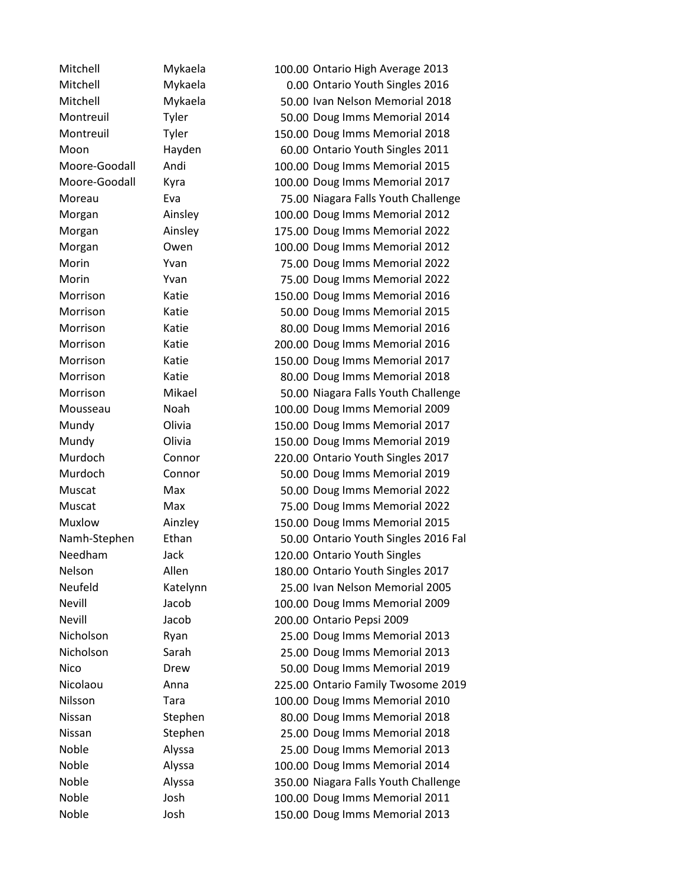| | | | |
|---|---|---|---|
| Mitchell | Mykaela | 100.00 | Ontario High Average 2013 |
| Mitchell | Mykaela | 0.00 | Ontario Youth Singles 2016 |
| Mitchell | Mykaela | 50.00 | Ivan Nelson Memorial 2018 |
| Montreuil | Tyler | 50.00 | Doug Imms Memorial 2014 |
| Montreuil | Tyler | 150.00 | Doug Imms Memorial 2018 |
| Moon | Hayden | 60.00 | Ontario Youth Singles 2011 |
| Moore-Goodall | Andi | 100.00 | Doug Imms Memorial 2015 |
| Moore-Goodall | Kyra | 100.00 | Doug Imms Memorial 2017 |
| Moreau | Eva | 75.00 | Niagara Falls Youth Challenge |
| Morgan | Ainsley | 100.00 | Doug Imms Memorial 2012 |
| Morgan | Ainsley | 175.00 | Doug Imms Memorial 2022 |
| Morgan | Owen | 100.00 | Doug Imms Memorial 2012 |
| Morin | Yvan | 75.00 | Doug Imms Memorial 2022 |
| Morin | Yvan | 75.00 | Doug Imms Memorial 2022 |
| Morrison | Katie | 150.00 | Doug Imms Memorial 2016 |
| Morrison | Katie | 50.00 | Doug Imms Memorial 2015 |
| Morrison | Katie | 80.00 | Doug Imms Memorial 2016 |
| Morrison | Katie | 200.00 | Doug Imms Memorial 2016 |
| Morrison | Katie | 150.00 | Doug Imms Memorial 2017 |
| Morrison | Katie | 80.00 | Doug Imms Memorial 2018 |
| Morrison | Mikael | 50.00 | Niagara Falls Youth Challenge |
| Mousseau | Noah | 100.00 | Doug Imms Memorial 2009 |
| Mundy | Olivia | 150.00 | Doug Imms Memorial 2017 |
| Mundy | Olivia | 150.00 | Doug Imms Memorial 2019 |
| Murdoch | Connor | 220.00 | Ontario Youth Singles 2017 |
| Murdoch | Connor | 50.00 | Doug Imms Memorial 2019 |
| Muscat | Max | 50.00 | Doug Imms Memorial 2022 |
| Muscat | Max | 75.00 | Doug Imms Memorial 2022 |
| Muxlow | Ainzley | 150.00 | Doug Imms Memorial 2015 |
| Namh-Stephen | Ethan | 50.00 | Ontario Youth Singles 2016 Fal |
| Needham | Jack | 120.00 | Ontario Youth Singles |
| Nelson | Allen | 180.00 | Ontario Youth Singles 2017 |
| Neufeld | Katelynn | 25.00 | Ivan Nelson Memorial 2005 |
| Nevill | Jacob | 100.00 | Doug Imms Memorial 2009 |
| Nevill | Jacob | 200.00 | Ontario Pepsi 2009 |
| Nicholson | Ryan | 25.00 | Doug Imms Memorial 2013 |
| Nicholson | Sarah | 25.00 | Doug Imms Memorial 2013 |
| Nico | Drew | 50.00 | Doug Imms Memorial 2019 |
| Nicolaou | Anna | 225.00 | Ontario Family Twosome 2019 |
| Nilsson | Tara | 100.00 | Doug Imms Memorial 2010 |
| Nissan | Stephen | 80.00 | Doug Imms Memorial 2018 |
| Nissan | Stephen | 25.00 | Doug Imms Memorial 2018 |
| Noble | Alyssa | 25.00 | Doug Imms Memorial 2013 |
| Noble | Alyssa | 100.00 | Doug Imms Memorial 2014 |
| Noble | Alyssa | 350.00 | Niagara Falls Youth Challenge |
| Noble | Josh | 100.00 | Doug Imms Memorial 2011 |
| Noble | Josh | 150.00 | Doug Imms Memorial 2013 |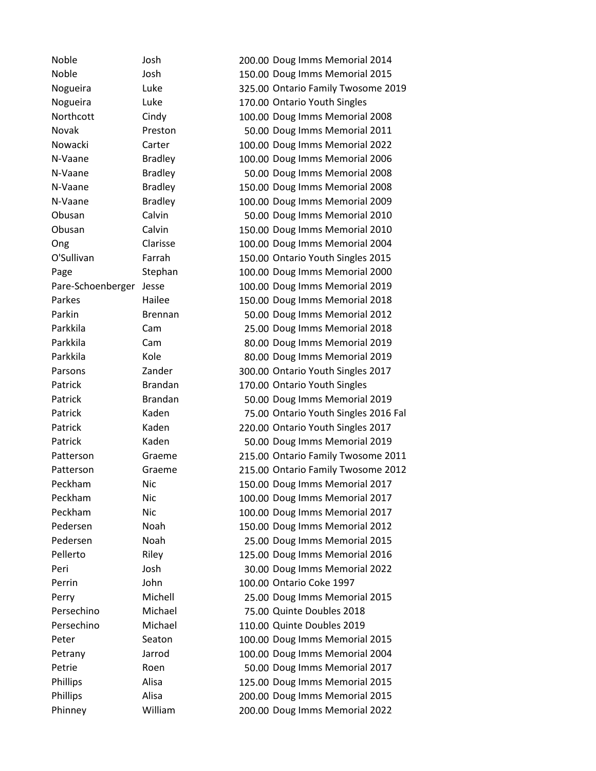| Noble | Josh | 200.00 | Doug Imms Memorial 2014 |
|---|---|---|---|
| Noble | Josh | 150.00 | Doug Imms Memorial 2015 |
| Nogueira | Luke | 325.00 | Ontario Family Twosome 2019 |
| Nogueira | Luke | 170.00 | Ontario Youth Singles |
| Northcott | Cindy | 100.00 | Doug Imms Memorial 2008 |
| Novak | Preston | 50.00 | Doug Imms Memorial 2011 |
| Nowacki | Carter | 100.00 | Doug Imms Memorial 2022 |
| N-Vaane | Bradley | 100.00 | Doug Imms Memorial 2006 |
| N-Vaane | Bradley | 50.00 | Doug Imms Memorial 2008 |
| N-Vaane | Bradley | 150.00 | Doug Imms Memorial 2008 |
| N-Vaane | Bradley | 100.00 | Doug Imms Memorial 2009 |
| Obusan | Calvin | 50.00 | Doug Imms Memorial 2010 |
| Obusan | Calvin | 150.00 | Doug Imms Memorial 2010 |
| Ong | Clarisse | 100.00 | Doug Imms Memorial 2004 |
| O'Sullivan | Farrah | 150.00 | Ontario Youth Singles 2015 |
| Page | Stephan | 100.00 | Doug Imms Memorial 2000 |
| Pare-Schoenberger | Jesse | 100.00 | Doug Imms Memorial 2019 |
| Parkes | Hailee | 150.00 | Doug Imms Memorial 2018 |
| Parkin | Brennan | 50.00 | Doug Imms Memorial 2012 |
| Parkkila | Cam | 25.00 | Doug Imms Memorial 2018 |
| Parkkila | Cam | 80.00 | Doug Imms Memorial 2019 |
| Parkkila | Kole | 80.00 | Doug Imms Memorial 2019 |
| Parsons | Zander | 300.00 | Ontario Youth Singles 2017 |
| Patrick | Brandan | 170.00 | Ontario Youth Singles |
| Patrick | Brandan | 50.00 | Doug Imms Memorial 2019 |
| Patrick | Kaden | 75.00 | Ontario Youth Singles 2016 Fal |
| Patrick | Kaden | 220.00 | Ontario Youth Singles 2017 |
| Patrick | Kaden | 50.00 | Doug Imms Memorial 2019 |
| Patterson | Graeme | 215.00 | Ontario Family Twosome 2011 |
| Patterson | Graeme | 215.00 | Ontario Family Twosome 2012 |
| Peckham | Nic | 150.00 | Doug Imms Memorial 2017 |
| Peckham | Nic | 100.00 | Doug Imms Memorial 2017 |
| Peckham | Nic | 100.00 | Doug Imms Memorial 2017 |
| Pedersen | Noah | 150.00 | Doug Imms Memorial 2012 |
| Pedersen | Noah | 25.00 | Doug Imms Memorial 2015 |
| Pellerto | Riley | 125.00 | Doug Imms Memorial 2016 |
| Peri | Josh | 30.00 | Doug Imms Memorial 2022 |
| Perrin | John | 100.00 | Ontario Coke 1997 |
| Perry | Michell | 25.00 | Doug Imms Memorial 2015 |
| Persechino | Michael | 75.00 | Quinte Doubles 2018 |
| Persechino | Michael | 110.00 | Quinte Doubles 2019 |
| Peter | Seaton | 100.00 | Doug Imms Memorial 2015 |
| Petrany | Jarrod | 100.00 | Doug Imms Memorial 2004 |
| Petrie | Roen | 50.00 | Doug Imms Memorial 2017 |
| Phillips | Alisa | 125.00 | Doug Imms Memorial 2015 |
| Phillips | Alisa | 200.00 | Doug Imms Memorial 2015 |
| Phinney | William | 200.00 | Doug Imms Memorial 2022 |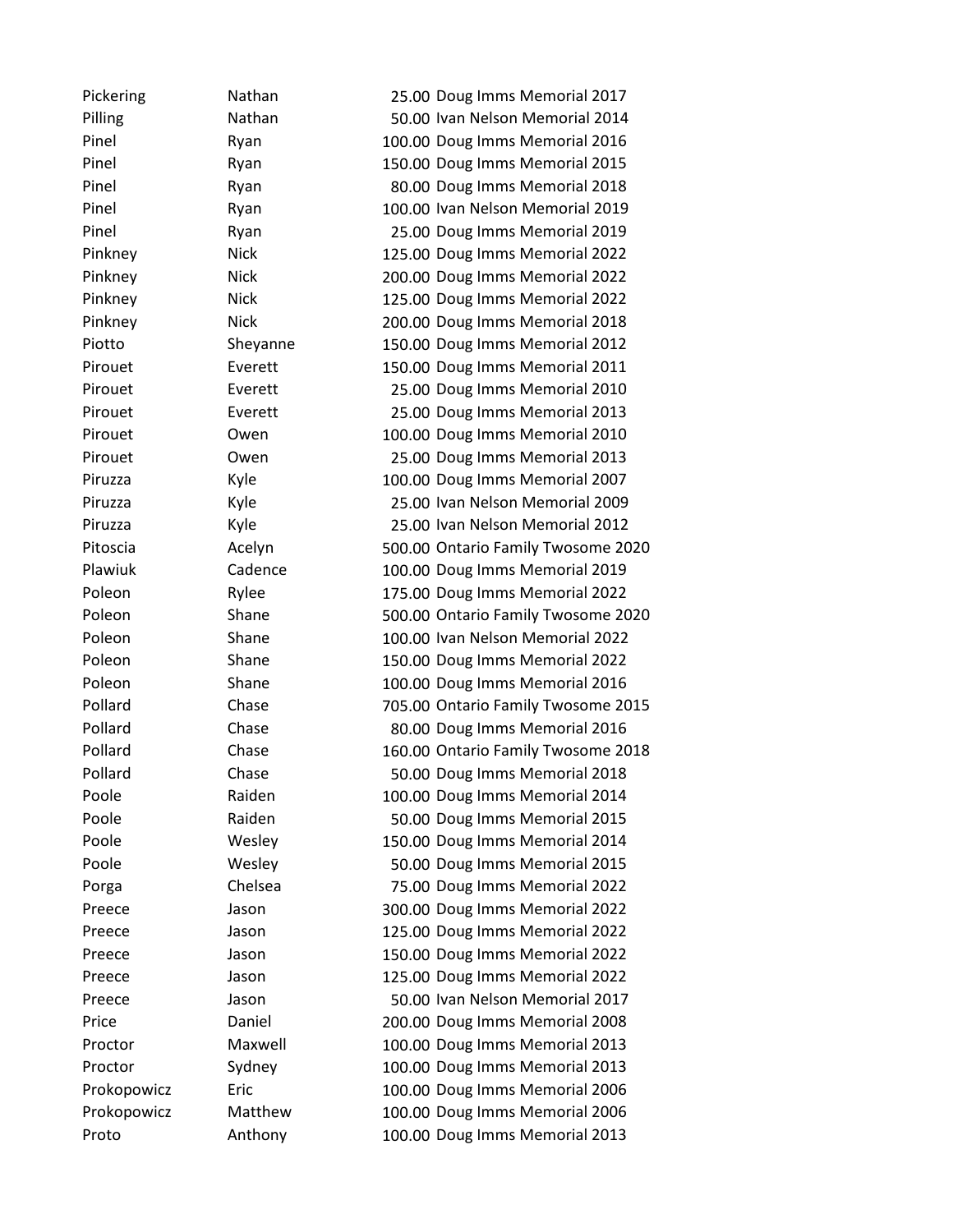| | | | |
|---|---|---|---|
| Pickering | Nathan | 25.00 | Doug Imms Memorial 2017 |
| Pilling | Nathan | 50.00 | Ivan Nelson Memorial 2014 |
| Pinel | Ryan | 100.00 | Doug Imms Memorial 2016 |
| Pinel | Ryan | 150.00 | Doug Imms Memorial 2015 |
| Pinel | Ryan | 80.00 | Doug Imms Memorial 2018 |
| Pinel | Ryan | 100.00 | Ivan Nelson Memorial 2019 |
| Pinel | Ryan | 25.00 | Doug Imms Memorial 2019 |
| Pinkney | Nick | 125.00 | Doug Imms Memorial 2022 |
| Pinkney | Nick | 200.00 | Doug Imms Memorial 2022 |
| Pinkney | Nick | 125.00 | Doug Imms Memorial 2022 |
| Pinkney | Nick | 200.00 | Doug Imms Memorial 2018 |
| Piotto | Sheyanne | 150.00 | Doug Imms Memorial 2012 |
| Pirouet | Everett | 150.00 | Doug Imms Memorial 2011 |
| Pirouet | Everett | 25.00 | Doug Imms Memorial 2010 |
| Pirouet | Everett | 25.00 | Doug Imms Memorial 2013 |
| Pirouet | Owen | 100.00 | Doug Imms Memorial 2010 |
| Pirouet | Owen | 25.00 | Doug Imms Memorial 2013 |
| Piruzza | Kyle | 100.00 | Doug Imms Memorial 2007 |
| Piruzza | Kyle | 25.00 | Ivan Nelson Memorial 2009 |
| Piruzza | Kyle | 25.00 | Ivan Nelson Memorial 2012 |
| Pitoscia | Acelyn | 500.00 | Ontario Family Twosome 2020 |
| Plawiuk | Cadence | 100.00 | Doug Imms Memorial 2019 |
| Poleon | Rylee | 175.00 | Doug Imms Memorial 2022 |
| Poleon | Shane | 500.00 | Ontario Family Twosome 2020 |
| Poleon | Shane | 100.00 | Ivan Nelson Memorial 2022 |
| Poleon | Shane | 150.00 | Doug Imms Memorial 2022 |
| Poleon | Shane | 100.00 | Doug Imms Memorial 2016 |
| Pollard | Chase | 705.00 | Ontario Family Twosome 2015 |
| Pollard | Chase | 80.00 | Doug Imms Memorial 2016 |
| Pollard | Chase | 160.00 | Ontario Family Twosome 2018 |
| Pollard | Chase | 50.00 | Doug Imms Memorial 2018 |
| Poole | Raiden | 100.00 | Doug Imms Memorial 2014 |
| Poole | Raiden | 50.00 | Doug Imms Memorial 2015 |
| Poole | Wesley | 150.00 | Doug Imms Memorial 2014 |
| Poole | Wesley | 50.00 | Doug Imms Memorial 2015 |
| Porga | Chelsea | 75.00 | Doug Imms Memorial 2022 |
| Preece | Jason | 300.00 | Doug Imms Memorial 2022 |
| Preece | Jason | 125.00 | Doug Imms Memorial 2022 |
| Preece | Jason | 150.00 | Doug Imms Memorial 2022 |
| Preece | Jason | 125.00 | Doug Imms Memorial 2022 |
| Preece | Jason | 50.00 | Ivan Nelson Memorial 2017 |
| Price | Daniel | 200.00 | Doug Imms Memorial 2008 |
| Proctor | Maxwell | 100.00 | Doug Imms Memorial 2013 |
| Proctor | Sydney | 100.00 | Doug Imms Memorial 2013 |
| Prokopowicz | Eric | 100.00 | Doug Imms Memorial 2006 |
| Prokopowicz | Matthew | 100.00 | Doug Imms Memorial 2006 |
| Proto | Anthony | 100.00 | Doug Imms Memorial 2013 |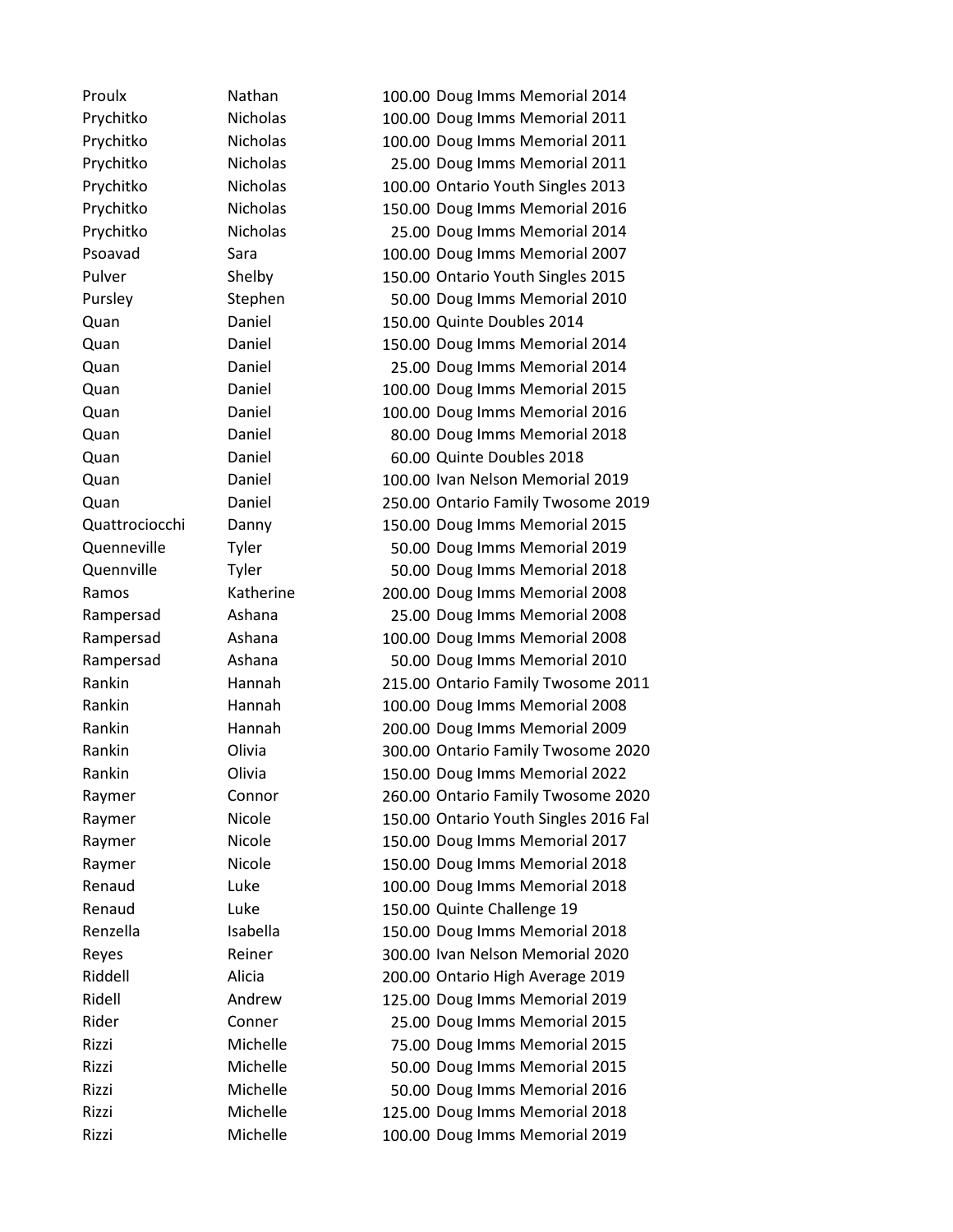| | | | |
|---|---|---|---|
| Proulx | Nathan | 100.00 | Doug Imms Memorial 2014 |
| Prychitko | Nicholas | 100.00 | Doug Imms Memorial 2011 |
| Prychitko | Nicholas | 100.00 | Doug Imms Memorial 2011 |
| Prychitko | Nicholas | 25.00 | Doug Imms Memorial 2011 |
| Prychitko | Nicholas | 100.00 | Ontario Youth Singles 2013 |
| Prychitko | Nicholas | 150.00 | Doug Imms Memorial 2016 |
| Prychitko | Nicholas | 25.00 | Doug Imms Memorial 2014 |
| Psoavad | Sara | 100.00 | Doug Imms Memorial 2007 |
| Pulver | Shelby | 150.00 | Ontario Youth Singles 2015 |
| Pursley | Stephen | 50.00 | Doug Imms Memorial 2010 |
| Quan | Daniel | 150.00 | Quinte Doubles 2014 |
| Quan | Daniel | 150.00 | Doug Imms Memorial 2014 |
| Quan | Daniel | 25.00 | Doug Imms Memorial 2014 |
| Quan | Daniel | 100.00 | Doug Imms Memorial 2015 |
| Quan | Daniel | 100.00 | Doug Imms Memorial 2016 |
| Quan | Daniel | 80.00 | Doug Imms Memorial 2018 |
| Quan | Daniel | 60.00 | Quinte Doubles 2018 |
| Quan | Daniel | 100.00 | Ivan Nelson Memorial 2019 |
| Quan | Daniel | 250.00 | Ontario Family Twosome 2019 |
| Quattrociocchi | Danny | 150.00 | Doug Imms Memorial 2015 |
| Quenneville | Tyler | 50.00 | Doug Imms Memorial 2019 |
| Quennville | Tyler | 50.00 | Doug Imms Memorial 2018 |
| Ramos | Katherine | 200.00 | Doug Imms Memorial 2008 |
| Rampersad | Ashana | 25.00 | Doug Imms Memorial 2008 |
| Rampersad | Ashana | 100.00 | Doug Imms Memorial 2008 |
| Rampersad | Ashana | 50.00 | Doug Imms Memorial 2010 |
| Rankin | Hannah | 215.00 | Ontario Family Twosome 2011 |
| Rankin | Hannah | 100.00 | Doug Imms Memorial 2008 |
| Rankin | Hannah | 200.00 | Doug Imms Memorial 2009 |
| Rankin | Olivia | 300.00 | Ontario Family Twosome 2020 |
| Rankin | Olivia | 150.00 | Doug Imms Memorial 2022 |
| Raymer | Connor | 260.00 | Ontario Family Twosome 2020 |
| Raymer | Nicole | 150.00 | Ontario Youth Singles 2016 Fal |
| Raymer | Nicole | 150.00 | Doug Imms Memorial 2017 |
| Raymer | Nicole | 150.00 | Doug Imms Memorial 2018 |
| Renaud | Luke | 100.00 | Doug Imms Memorial 2018 |
| Renaud | Luke | 150.00 | Quinte Challenge 19 |
| Renzella | Isabella | 150.00 | Doug Imms Memorial 2018 |
| Reyes | Reiner | 300.00 | Ivan Nelson Memorial 2020 |
| Riddell | Alicia | 200.00 | Ontario High Average 2019 |
| Ridell | Andrew | 125.00 | Doug Imms Memorial 2019 |
| Rider | Conner | 25.00 | Doug Imms Memorial 2015 |
| Rizzi | Michelle | 75.00 | Doug Imms Memorial 2015 |
| Rizzi | Michelle | 50.00 | Doug Imms Memorial 2015 |
| Rizzi | Michelle | 50.00 | Doug Imms Memorial 2016 |
| Rizzi | Michelle | 125.00 | Doug Imms Memorial 2018 |
| Rizzi | Michelle | 100.00 | Doug Imms Memorial 2019 |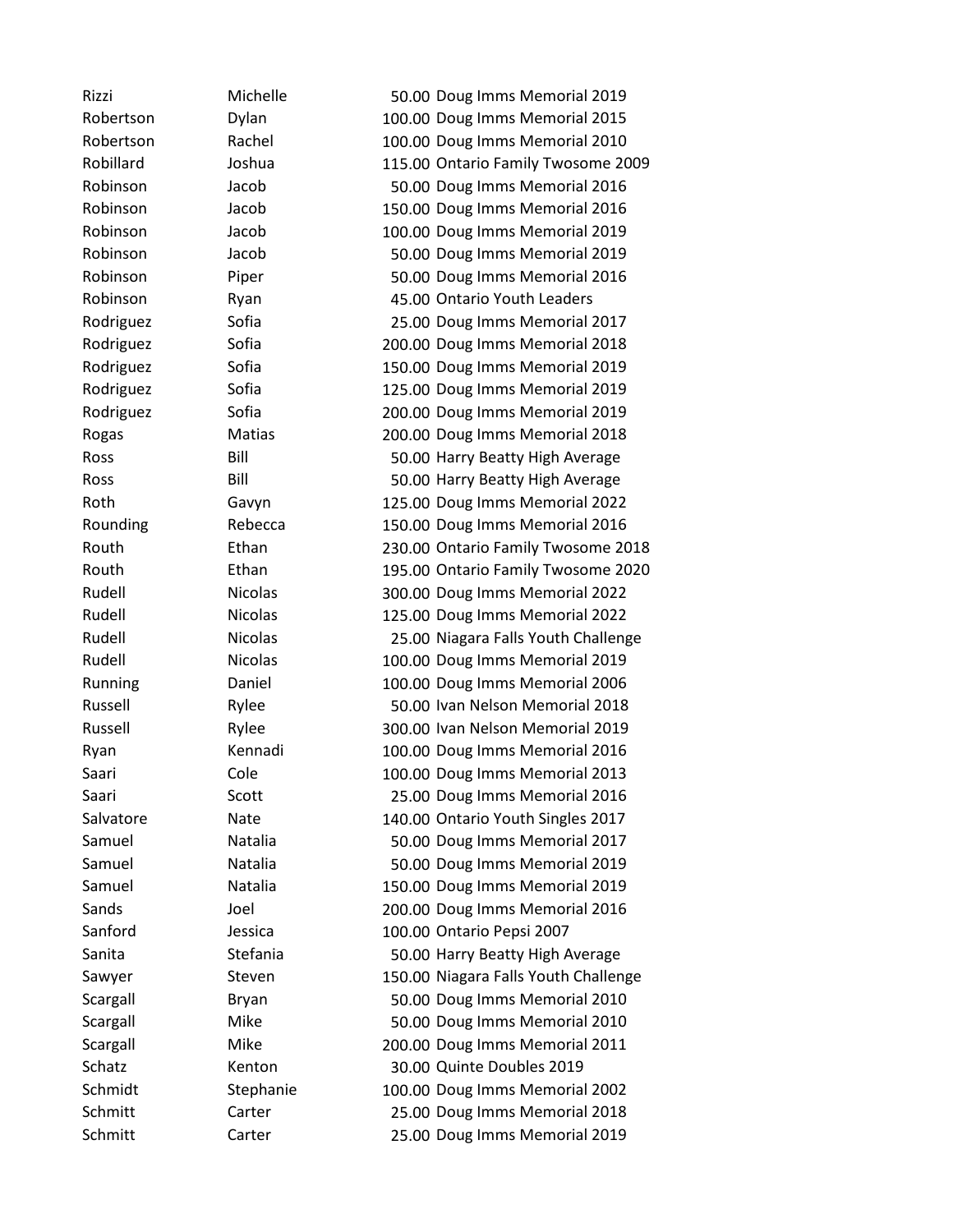| | | | |
|---|---|---|---|
| Rizzi | Michelle | 50.00 | Doug Imms Memorial 2019 |
| Robertson | Dylan | 100.00 | Doug Imms Memorial 2015 |
| Robertson | Rachel | 100.00 | Doug Imms Memorial 2010 |
| Robillard | Joshua | 115.00 | Ontario Family Twosome 2009 |
| Robinson | Jacob | 50.00 | Doug Imms Memorial 2016 |
| Robinson | Jacob | 150.00 | Doug Imms Memorial 2016 |
| Robinson | Jacob | 100.00 | Doug Imms Memorial 2019 |
| Robinson | Jacob | 50.00 | Doug Imms Memorial 2019 |
| Robinson | Piper | 50.00 | Doug Imms Memorial 2016 |
| Robinson | Ryan | 45.00 | Ontario Youth Leaders |
| Rodriguez | Sofia | 25.00 | Doug Imms Memorial 2017 |
| Rodriguez | Sofia | 200.00 | Doug Imms Memorial 2018 |
| Rodriguez | Sofia | 150.00 | Doug Imms Memorial 2019 |
| Rodriguez | Sofia | 125.00 | Doug Imms Memorial 2019 |
| Rodriguez | Sofia | 200.00 | Doug Imms Memorial 2019 |
| Rogas | Matias | 200.00 | Doug Imms Memorial 2018 |
| Ross | Bill | 50.00 | Harry Beatty High Average |
| Ross | Bill | 50.00 | Harry Beatty High Average |
| Roth | Gavyn | 125.00 | Doug Imms Memorial 2022 |
| Rounding | Rebecca | 150.00 | Doug Imms Memorial 2016 |
| Routh | Ethan | 230.00 | Ontario Family Twosome 2018 |
| Routh | Ethan | 195.00 | Ontario Family Twosome 2020 |
| Rudell | Nicolas | 300.00 | Doug Imms Memorial 2022 |
| Rudell | Nicolas | 125.00 | Doug Imms Memorial 2022 |
| Rudell | Nicolas | 25.00 | Niagara Falls Youth Challenge |
| Rudell | Nicolas | 100.00 | Doug Imms Memorial 2019 |
| Running | Daniel | 100.00 | Doug Imms Memorial 2006 |
| Russell | Rylee | 50.00 | Ivan Nelson Memorial 2018 |
| Russell | Rylee | 300.00 | Ivan Nelson Memorial 2019 |
| Ryan | Kennadi | 100.00 | Doug Imms Memorial 2016 |
| Saari | Cole | 100.00 | Doug Imms Memorial 2013 |
| Saari | Scott | 25.00 | Doug Imms Memorial 2016 |
| Salvatore | Nate | 140.00 | Ontario Youth Singles 2017 |
| Samuel | Natalia | 50.00 | Doug Imms Memorial 2017 |
| Samuel | Natalia | 50.00 | Doug Imms Memorial 2019 |
| Samuel | Natalia | 150.00 | Doug Imms Memorial 2019 |
| Sands | Joel | 200.00 | Doug Imms Memorial 2016 |
| Sanford | Jessica | 100.00 | Ontario Pepsi 2007 |
| Sanita | Stefania | 50.00 | Harry Beatty High Average |
| Sawyer | Steven | 150.00 | Niagara Falls Youth Challenge |
| Scargall | Bryan | 50.00 | Doug Imms Memorial 2010 |
| Scargall | Mike | 50.00 | Doug Imms Memorial 2010 |
| Scargall | Mike | 200.00 | Doug Imms Memorial 2011 |
| Schatz | Kenton | 30.00 | Quinte Doubles 2019 |
| Schmidt | Stephanie | 100.00 | Doug Imms Memorial 2002 |
| Schmitt | Carter | 25.00 | Doug Imms Memorial 2018 |
| Schmitt | Carter | 25.00 | Doug Imms Memorial 2019 |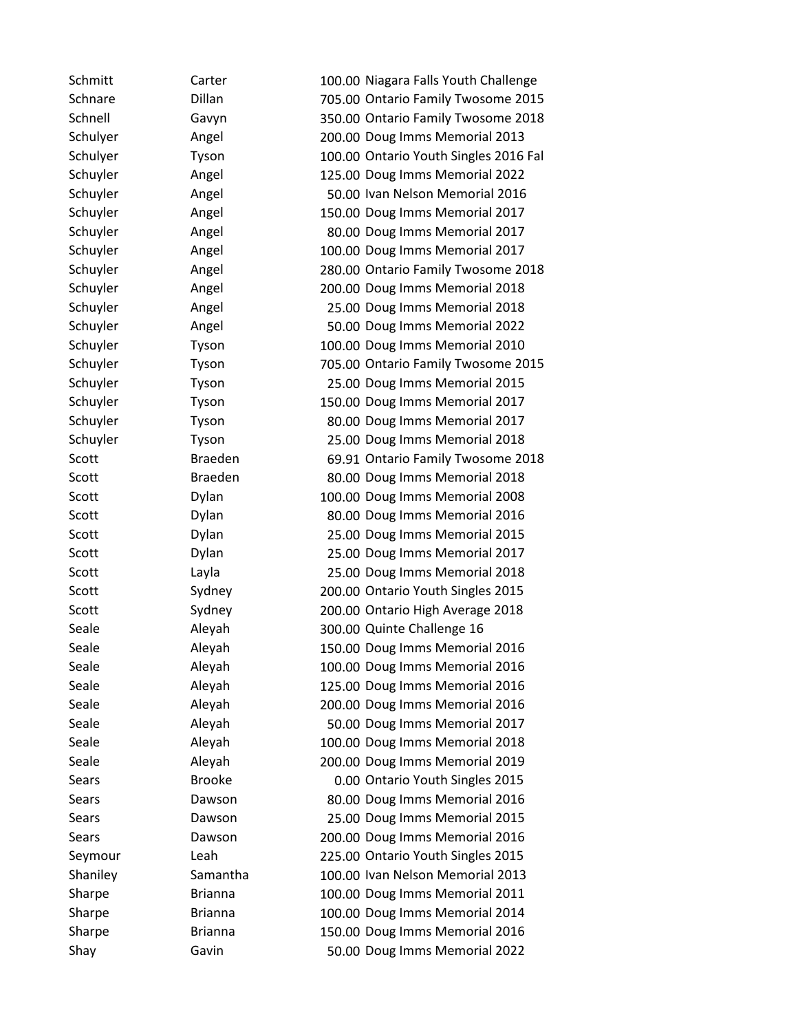| | | | |
|---|---|---|---|
| Schmitt | Carter | 100.00 | Niagara Falls Youth Challenge |
| Schnare | Dillan | 705.00 | Ontario Family Twosome 2015 |
| Schnell | Gavyn | 350.00 | Ontario Family Twosome 2018 |
| Schulyer | Angel | 200.00 | Doug Imms Memorial 2013 |
| Schulyer | Tyson | 100.00 | Ontario Youth Singles 2016 Fal |
| Schuyler | Angel | 125.00 | Doug Imms Memorial 2022 |
| Schuyler | Angel | 50.00 | Ivan Nelson Memorial 2016 |
| Schuyler | Angel | 150.00 | Doug Imms Memorial 2017 |
| Schuyler | Angel | 80.00 | Doug Imms Memorial 2017 |
| Schuyler | Angel | 100.00 | Doug Imms Memorial 2017 |
| Schuyler | Angel | 280.00 | Ontario Family Twosome 2018 |
| Schuyler | Angel | 200.00 | Doug Imms Memorial 2018 |
| Schuyler | Angel | 25.00 | Doug Imms Memorial 2018 |
| Schuyler | Angel | 50.00 | Doug Imms Memorial 2022 |
| Schuyler | Tyson | 100.00 | Doug Imms Memorial 2010 |
| Schuyler | Tyson | 705.00 | Ontario Family Twosome 2015 |
| Schuyler | Tyson | 25.00 | Doug Imms Memorial 2015 |
| Schuyler | Tyson | 150.00 | Doug Imms Memorial 2017 |
| Schuyler | Tyson | 80.00 | Doug Imms Memorial 2017 |
| Schuyler | Tyson | 25.00 | Doug Imms Memorial 2018 |
| Scott | Braeden | 69.91 | Ontario Family Twosome 2018 |
| Scott | Braeden | 80.00 | Doug Imms Memorial 2018 |
| Scott | Dylan | 100.00 | Doug Imms Memorial 2008 |
| Scott | Dylan | 80.00 | Doug Imms Memorial 2016 |
| Scott | Dylan | 25.00 | Doug Imms Memorial 2015 |
| Scott | Dylan | 25.00 | Doug Imms Memorial 2017 |
| Scott | Layla | 25.00 | Doug Imms Memorial 2018 |
| Scott | Sydney | 200.00 | Ontario Youth Singles 2015 |
| Scott | Sydney | 200.00 | Ontario High Average 2018 |
| Seale | Aleyah | 300.00 | Quinte Challenge 16 |
| Seale | Aleyah | 150.00 | Doug Imms Memorial 2016 |
| Seale | Aleyah | 100.00 | Doug Imms Memorial 2016 |
| Seale | Aleyah | 125.00 | Doug Imms Memorial 2016 |
| Seale | Aleyah | 200.00 | Doug Imms Memorial 2016 |
| Seale | Aleyah | 50.00 | Doug Imms Memorial 2017 |
| Seale | Aleyah | 100.00 | Doug Imms Memorial 2018 |
| Seale | Aleyah | 200.00 | Doug Imms Memorial 2019 |
| Sears | Brooke | 0.00 | Ontario Youth Singles 2015 |
| Sears | Dawson | 80.00 | Doug Imms Memorial 2016 |
| Sears | Dawson | 25.00 | Doug Imms Memorial 2015 |
| Sears | Dawson | 200.00 | Doug Imms Memorial 2016 |
| Seymour | Leah | 225.00 | Ontario Youth Singles 2015 |
| Shaniley | Samantha | 100.00 | Ivan Nelson Memorial 2013 |
| Sharpe | Brianna | 100.00 | Doug Imms Memorial 2011 |
| Sharpe | Brianna | 100.00 | Doug Imms Memorial 2014 |
| Sharpe | Brianna | 150.00 | Doug Imms Memorial 2016 |
| Shay | Gavin | 50.00 | Doug Imms Memorial 2022 |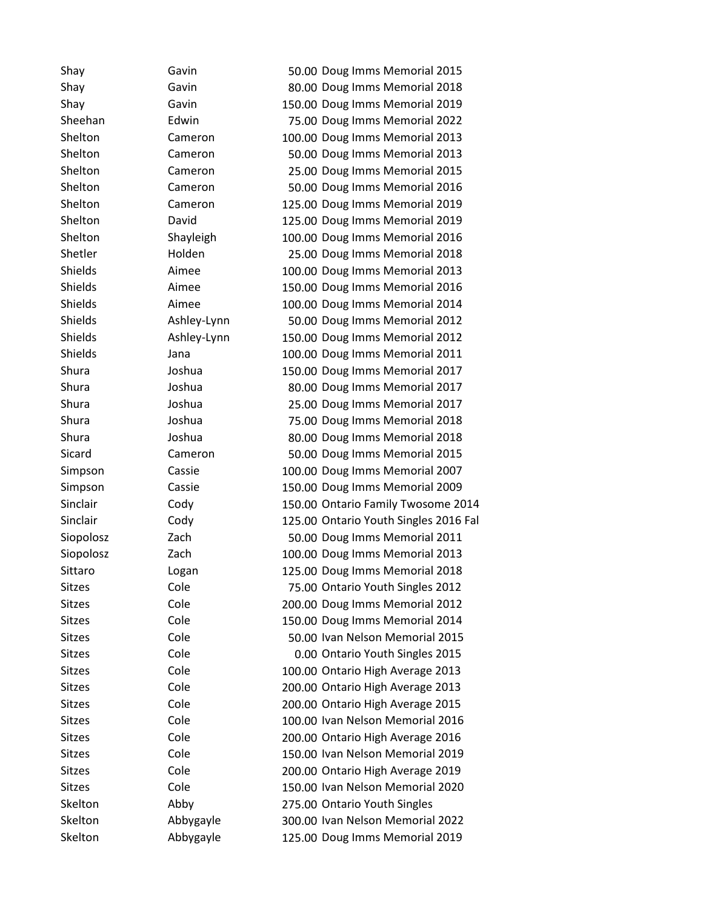| | | | |
|---|---|---|---|
| Shay | Gavin | 50.00 | Doug Imms Memorial 2015 |
| Shay | Gavin | 80.00 | Doug Imms Memorial 2018 |
| Shay | Gavin | 150.00 | Doug Imms Memorial 2019 |
| Sheehan | Edwin | 75.00 | Doug Imms Memorial 2022 |
| Shelton | Cameron | 100.00 | Doug Imms Memorial 2013 |
| Shelton | Cameron | 50.00 | Doug Imms Memorial 2013 |
| Shelton | Cameron | 25.00 | Doug Imms Memorial 2015 |
| Shelton | Cameron | 50.00 | Doug Imms Memorial 2016 |
| Shelton | Cameron | 125.00 | Doug Imms Memorial 2019 |
| Shelton | David | 125.00 | Doug Imms Memorial 2019 |
| Shelton | Shayleigh | 100.00 | Doug Imms Memorial 2016 |
| Shetler | Holden | 25.00 | Doug Imms Memorial 2018 |
| Shields | Aimee | 100.00 | Doug Imms Memorial 2013 |
| Shields | Aimee | 150.00 | Doug Imms Memorial 2016 |
| Shields | Aimee | 100.00 | Doug Imms Memorial 2014 |
| Shields | Ashley-Lynn | 50.00 | Doug Imms Memorial 2012 |
| Shields | Ashley-Lynn | 150.00 | Doug Imms Memorial 2012 |
| Shields | Jana | 100.00 | Doug Imms Memorial 2011 |
| Shura | Joshua | 150.00 | Doug Imms Memorial 2017 |
| Shura | Joshua | 80.00 | Doug Imms Memorial 2017 |
| Shura | Joshua | 25.00 | Doug Imms Memorial 2017 |
| Shura | Joshua | 75.00 | Doug Imms Memorial 2018 |
| Shura | Joshua | 80.00 | Doug Imms Memorial 2018 |
| Sicard | Cameron | 50.00 | Doug Imms Memorial 2015 |
| Simpson | Cassie | 100.00 | Doug Imms Memorial 2007 |
| Simpson | Cassie | 150.00 | Doug Imms Memorial 2009 |
| Sinclair | Cody | 150.00 | Ontario Family Twosome 2014 |
| Sinclair | Cody | 125.00 | Ontario Youth Singles 2016 Fal |
| Siopolosz | Zach | 50.00 | Doug Imms Memorial 2011 |
| Siopolosz | Zach | 100.00 | Doug Imms Memorial 2013 |
| Sittaro | Logan | 125.00 | Doug Imms Memorial 2018 |
| Sitzes | Cole | 75.00 | Ontario Youth Singles 2012 |
| Sitzes | Cole | 200.00 | Doug Imms Memorial 2012 |
| Sitzes | Cole | 150.00 | Doug Imms Memorial 2014 |
| Sitzes | Cole | 50.00 | Ivan Nelson Memorial 2015 |
| Sitzes | Cole | 0.00 | Ontario Youth Singles 2015 |
| Sitzes | Cole | 100.00 | Ontario High Average 2013 |
| Sitzes | Cole | 200.00 | Ontario High Average 2013 |
| Sitzes | Cole | 200.00 | Ontario High Average 2015 |
| Sitzes | Cole | 100.00 | Ivan Nelson Memorial 2016 |
| Sitzes | Cole | 200.00 | Ontario High Average 2016 |
| Sitzes | Cole | 150.00 | Ivan Nelson Memorial 2019 |
| Sitzes | Cole | 200.00 | Ontario High Average 2019 |
| Sitzes | Cole | 150.00 | Ivan Nelson Memorial 2020 |
| Skelton | Abby | 275.00 | Ontario Youth Singles |
| Skelton | Abbygayle | 300.00 | Ivan Nelson Memorial 2022 |
| Skelton | Abbygayle | 125.00 | Doug Imms Memorial 2019 |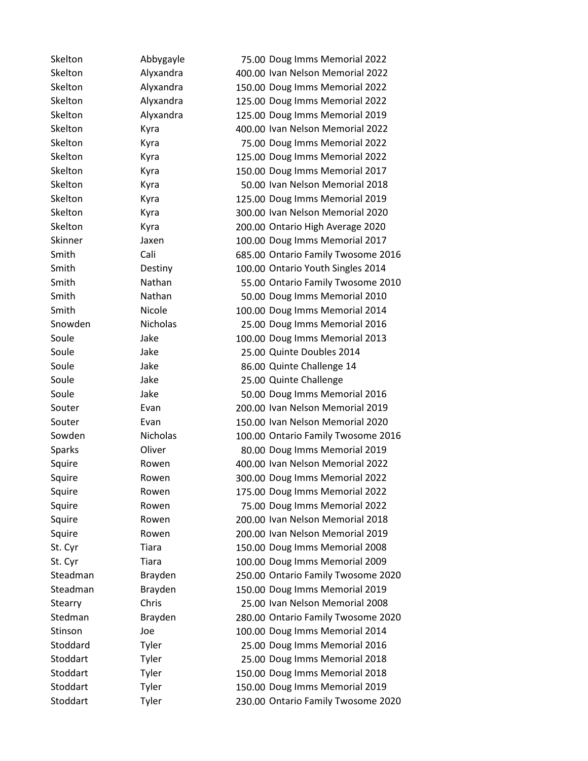| | | | |
|---|---|---|---|
| Skelton | Abbygayle | 75.00 | Doug Imms Memorial 2022 |
| Skelton | Alyxandra | 400.00 | Ivan Nelson Memorial 2022 |
| Skelton | Alyxandra | 150.00 | Doug Imms Memorial 2022 |
| Skelton | Alyxandra | 125.00 | Doug Imms Memorial 2022 |
| Skelton | Alyxandra | 125.00 | Doug Imms Memorial 2019 |
| Skelton | Kyra | 400.00 | Ivan Nelson Memorial 2022 |
| Skelton | Kyra | 75.00 | Doug Imms Memorial 2022 |
| Skelton | Kyra | 125.00 | Doug Imms Memorial 2022 |
| Skelton | Kyra | 150.00 | Doug Imms Memorial 2017 |
| Skelton | Kyra | 50.00 | Ivan Nelson Memorial 2018 |
| Skelton | Kyra | 125.00 | Doug Imms Memorial 2019 |
| Skelton | Kyra | 300.00 | Ivan Nelson Memorial 2020 |
| Skelton | Kyra | 200.00 | Ontario High Average 2020 |
| Skinner | Jaxen | 100.00 | Doug Imms Memorial 2017 |
| Smith | Cali | 685.00 | Ontario Family Twosome 2016 |
| Smith | Destiny | 100.00 | Ontario Youth Singles 2014 |
| Smith | Nathan | 55.00 | Ontario Family Twosome 2010 |
| Smith | Nathan | 50.00 | Doug Imms Memorial 2010 |
| Smith | Nicole | 100.00 | Doug Imms Memorial 2014 |
| Snowden | Nicholas | 25.00 | Doug Imms Memorial 2016 |
| Soule | Jake | 100.00 | Doug Imms Memorial 2013 |
| Soule | Jake | 25.00 | Quinte Doubles 2014 |
| Soule | Jake | 86.00 | Quinte Challenge 14 |
| Soule | Jake | 25.00 | Quinte Challenge |
| Soule | Jake | 50.00 | Doug Imms Memorial 2016 |
| Souter | Evan | 200.00 | Ivan Nelson Memorial 2019 |
| Souter | Evan | 150.00 | Ivan Nelson Memorial 2020 |
| Sowden | Nicholas | 100.00 | Ontario Family Twosome 2016 |
| Sparks | Oliver | 80.00 | Doug Imms Memorial 2019 |
| Squire | Rowen | 400.00 | Ivan Nelson Memorial 2022 |
| Squire | Rowen | 300.00 | Doug Imms Memorial 2022 |
| Squire | Rowen | 175.00 | Doug Imms Memorial 2022 |
| Squire | Rowen | 75.00 | Doug Imms Memorial 2022 |
| Squire | Rowen | 200.00 | Ivan Nelson Memorial 2018 |
| Squire | Rowen | 200.00 | Ivan Nelson Memorial 2019 |
| St. Cyr | Tiara | 150.00 | Doug Imms Memorial 2008 |
| St. Cyr | Tiara | 100.00 | Doug Imms Memorial 2009 |
| Steadman | Brayden | 250.00 | Ontario Family Twosome 2020 |
| Steadman | Brayden | 150.00 | Doug Imms Memorial 2019 |
| Stearry | Chris | 25.00 | Ivan Nelson Memorial 2008 |
| Stedman | Brayden | 280.00 | Ontario Family Twosome 2020 |
| Stinson | Joe | 100.00 | Doug Imms Memorial 2014 |
| Stoddard | Tyler | 25.00 | Doug Imms Memorial 2016 |
| Stoddart | Tyler | 25.00 | Doug Imms Memorial 2018 |
| Stoddart | Tyler | 150.00 | Doug Imms Memorial 2018 |
| Stoddart | Tyler | 150.00 | Doug Imms Memorial 2019 |
| Stoddart | Tyler | 230.00 | Ontario Family Twosome 2020 |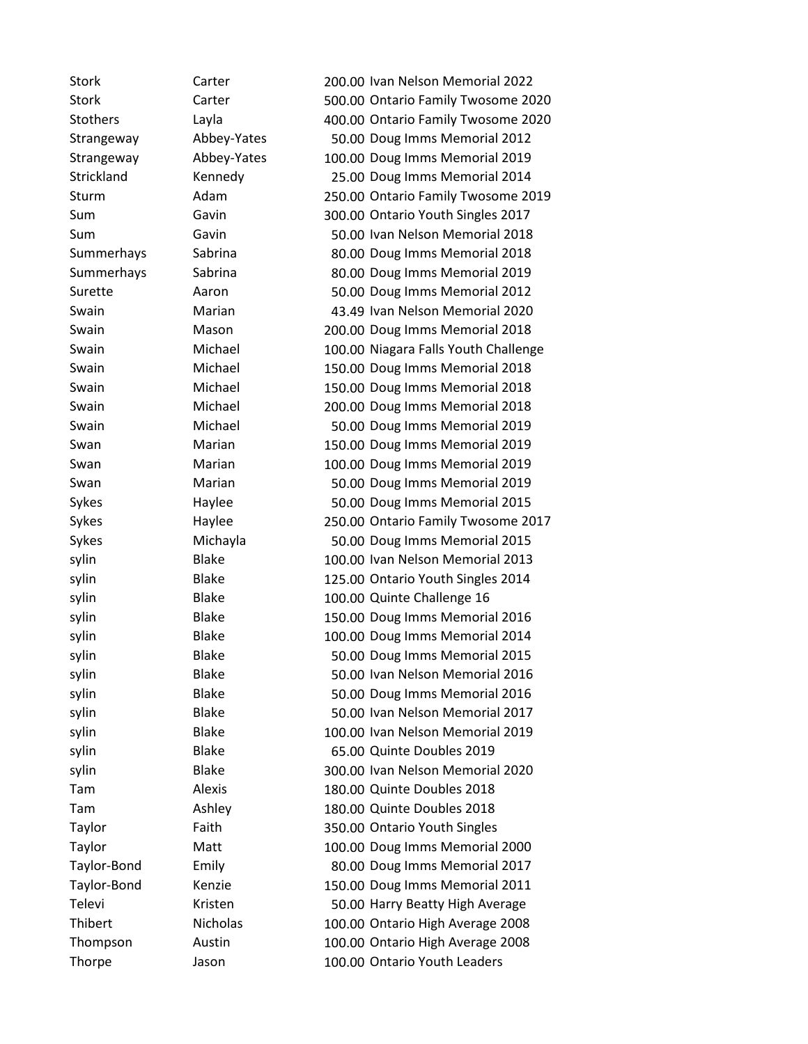| | | | |
|---|---|---|---|
| Stork | Carter | 200.00 | Ivan Nelson Memorial 2022 |
| Stork | Carter | 500.00 | Ontario Family Twosome 2020 |
| Stothers | Layla | 400.00 | Ontario Family Twosome 2020 |
| Strangeway | Abbey-Yates | 50.00 | Doug Imms Memorial 2012 |
| Strangeway | Abbey-Yates | 100.00 | Doug Imms Memorial 2019 |
| Strickland | Kennedy | 25.00 | Doug Imms Memorial 2014 |
| Sturm | Adam | 250.00 | Ontario Family Twosome 2019 |
| Sum | Gavin | 300.00 | Ontario Youth Singles 2017 |
| Sum | Gavin | 50.00 | Ivan Nelson Memorial 2018 |
| Summerhays | Sabrina | 80.00 | Doug Imms Memorial 2018 |
| Summerhays | Sabrina | 80.00 | Doug Imms Memorial 2019 |
| Surette | Aaron | 50.00 | Doug Imms Memorial 2012 |
| Swain | Marian | 43.49 | Ivan Nelson Memorial 2020 |
| Swain | Mason | 200.00 | Doug Imms Memorial 2018 |
| Swain | Michael | 100.00 | Niagara Falls Youth Challenge |
| Swain | Michael | 150.00 | Doug Imms Memorial 2018 |
| Swain | Michael | 150.00 | Doug Imms Memorial 2018 |
| Swain | Michael | 200.00 | Doug Imms Memorial 2018 |
| Swain | Michael | 50.00 | Doug Imms Memorial 2019 |
| Swan | Marian | 150.00 | Doug Imms Memorial 2019 |
| Swan | Marian | 100.00 | Doug Imms Memorial 2019 |
| Swan | Marian | 50.00 | Doug Imms Memorial 2019 |
| Sykes | Haylee | 50.00 | Doug Imms Memorial 2015 |
| Sykes | Haylee | 250.00 | Ontario Family Twosome 2017 |
| Sykes | Michayla | 50.00 | Doug Imms Memorial 2015 |
| sylin | Blake | 100.00 | Ivan Nelson Memorial 2013 |
| sylin | Blake | 125.00 | Ontario Youth Singles 2014 |
| sylin | Blake | 100.00 | Quinte Challenge 16 |
| sylin | Blake | 150.00 | Doug Imms Memorial 2016 |
| sylin | Blake | 100.00 | Doug Imms Memorial 2014 |
| sylin | Blake | 50.00 | Doug Imms Memorial 2015 |
| sylin | Blake | 50.00 | Ivan Nelson Memorial 2016 |
| sylin | Blake | 50.00 | Doug Imms Memorial 2016 |
| sylin | Blake | 50.00 | Ivan Nelson Memorial 2017 |
| sylin | Blake | 100.00 | Ivan Nelson Memorial 2019 |
| sylin | Blake | 65.00 | Quinte Doubles 2019 |
| sylin | Blake | 300.00 | Ivan Nelson Memorial 2020 |
| Tam | Alexis | 180.00 | Quinte Doubles 2018 |
| Tam | Ashley | 180.00 | Quinte Doubles 2018 |
| Taylor | Faith | 350.00 | Ontario Youth Singles |
| Taylor | Matt | 100.00 | Doug Imms Memorial 2000 |
| Taylor-Bond | Emily | 80.00 | Doug Imms Memorial 2017 |
| Taylor-Bond | Kenzie | 150.00 | Doug Imms Memorial 2011 |
| Televi | Kristen | 50.00 | Harry Beatty High Average |
| Thibert | Nicholas | 100.00 | Ontario High Average 2008 |
| Thompson | Austin | 100.00 | Ontario High Average 2008 |
| Thorpe | Jason | 100.00 | Ontario Youth Leaders |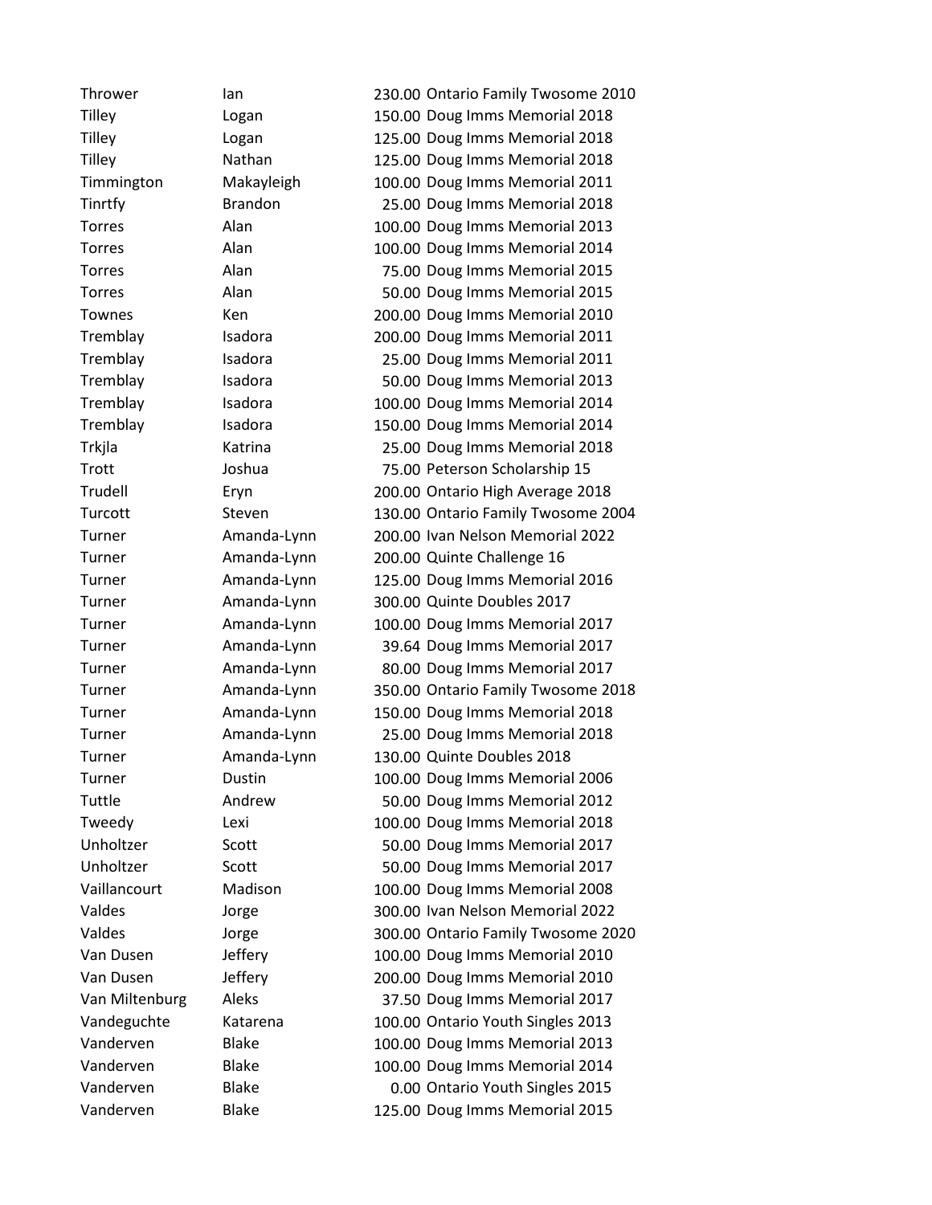| | | | |
|---|---|---|---|
| Thrower | Ian | 230.00 | Ontario Family Twosome 2010 |
| Tilley | Logan | 150.00 | Doug Imms Memorial 2018 |
| Tilley | Logan | 125.00 | Doug Imms Memorial 2018 |
| Tilley | Nathan | 125.00 | Doug Imms Memorial 2018 |
| Timmington | Makayleigh | 100.00 | Doug Imms Memorial 2011 |
| Tinrtfy | Brandon | 25.00 | Doug Imms Memorial 2018 |
| Torres | Alan | 100.00 | Doug Imms Memorial 2013 |
| Torres | Alan | 100.00 | Doug Imms Memorial 2014 |
| Torres | Alan | 75.00 | Doug Imms Memorial 2015 |
| Torres | Alan | 50.00 | Doug Imms Memorial 2015 |
| Townes | Ken | 200.00 | Doug Imms Memorial 2010 |
| Tremblay | Isadora | 200.00 | Doug Imms Memorial 2011 |
| Tremblay | Isadora | 25.00 | Doug Imms Memorial 2011 |
| Tremblay | Isadora | 50.00 | Doug Imms Memorial 2013 |
| Tremblay | Isadora | 100.00 | Doug Imms Memorial 2014 |
| Tremblay | Isadora | 150.00 | Doug Imms Memorial 2014 |
| Trkjla | Katrina | 25.00 | Doug Imms Memorial 2018 |
| Trott | Joshua | 75.00 | Peterson Scholarship 15 |
| Trudell | Eryn | 200.00 | Ontario High Average 2018 |
| Turcott | Steven | 130.00 | Ontario Family Twosome 2004 |
| Turner | Amanda-Lynn | 200.00 | Ivan Nelson Memorial 2022 |
| Turner | Amanda-Lynn | 200.00 | Quinte Challenge 16 |
| Turner | Amanda-Lynn | 125.00 | Doug Imms Memorial 2016 |
| Turner | Amanda-Lynn | 300.00 | Quinte Doubles 2017 |
| Turner | Amanda-Lynn | 100.00 | Doug Imms Memorial 2017 |
| Turner | Amanda-Lynn | 39.64 | Doug Imms Memorial 2017 |
| Turner | Amanda-Lynn | 80.00 | Doug Imms Memorial 2017 |
| Turner | Amanda-Lynn | 350.00 | Ontario Family Twosome 2018 |
| Turner | Amanda-Lynn | 150.00 | Doug Imms Memorial 2018 |
| Turner | Amanda-Lynn | 25.00 | Doug Imms Memorial 2018 |
| Turner | Amanda-Lynn | 130.00 | Quinte Doubles 2018 |
| Turner | Dustin | 100.00 | Doug Imms Memorial 2006 |
| Tuttle | Andrew | 50.00 | Doug Imms Memorial 2012 |
| Tweedy | Lexi | 100.00 | Doug Imms Memorial 2018 |
| Unholtzer | Scott | 50.00 | Doug Imms Memorial 2017 |
| Unholtzer | Scott | 50.00 | Doug Imms Memorial 2017 |
| Vaillancourt | Madison | 100.00 | Doug Imms Memorial 2008 |
| Valdes | Jorge | 300.00 | Ivan Nelson Memorial 2022 |
| Valdes | Jorge | 300.00 | Ontario Family Twosome 2020 |
| Van Dusen | Jeffery | 100.00 | Doug Imms Memorial 2010 |
| Van Dusen | Jeffery | 200.00 | Doug Imms Memorial 2010 |
| Van Miltenburg | Aleks | 37.50 | Doug Imms Memorial 2017 |
| Vandeguchte | Katarena | 100.00 | Ontario Youth Singles 2013 |
| Vanderven | Blake | 100.00 | Doug Imms Memorial 2013 |
| Vanderven | Blake | 100.00 | Doug Imms Memorial 2014 |
| Vanderven | Blake | 0.00 | Ontario Youth Singles 2015 |
| Vanderven | Blake | 125.00 | Doug Imms Memorial 2015 |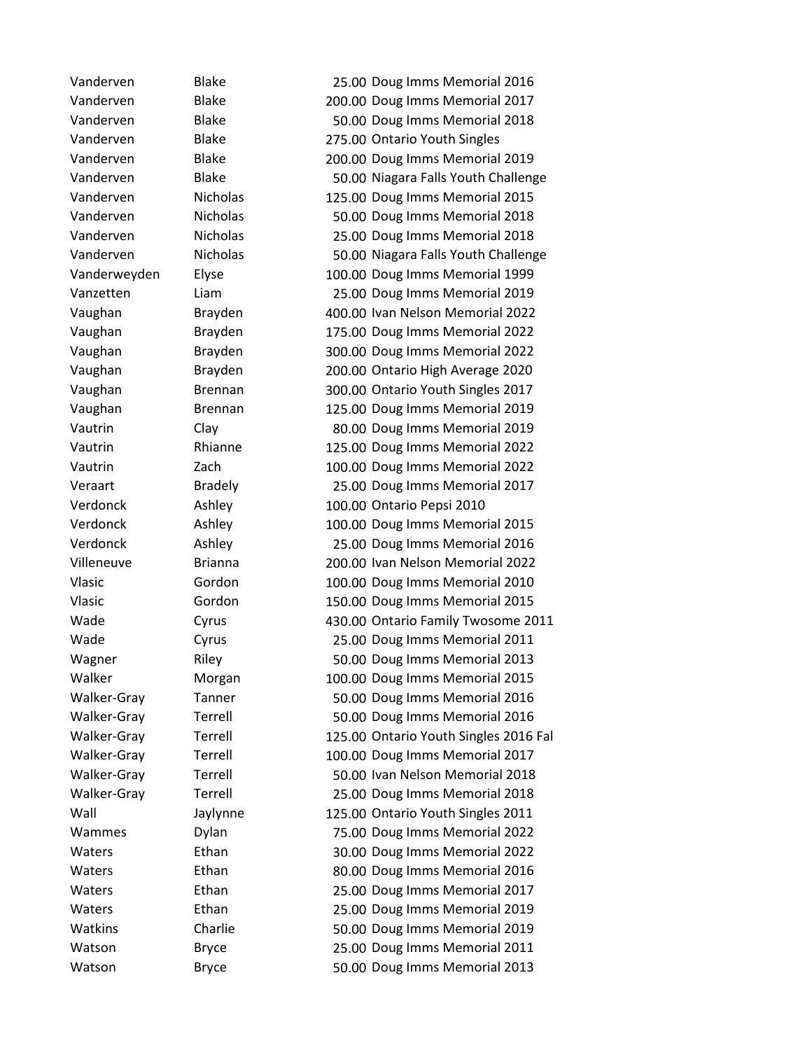| | | | |
|---|---|---|---|
| Vanderven | Blake | 25.00 | Doug Imms Memorial 2016 |
| Vanderven | Blake | 200.00 | Doug Imms Memorial 2017 |
| Vanderven | Blake | 50.00 | Doug Imms Memorial 2018 |
| Vanderven | Blake | 275.00 | Ontario Youth Singles |
| Vanderven | Blake | 200.00 | Doug Imms Memorial 2019 |
| Vanderven | Blake | 50.00 | Niagara Falls Youth Challenge |
| Vanderven | Nicholas | 125.00 | Doug Imms Memorial 2015 |
| Vanderven | Nicholas | 50.00 | Doug Imms Memorial 2018 |
| Vanderven | Nicholas | 25.00 | Doug Imms Memorial 2018 |
| Vanderven | Nicholas | 50.00 | Niagara Falls Youth Challenge |
| Vanderweyden | Elyse | 100.00 | Doug Imms Memorial 1999 |
| Vanzetten | Liam | 25.00 | Doug Imms Memorial 2019 |
| Vaughan | Brayden | 400.00 | Ivan Nelson Memorial 2022 |
| Vaughan | Brayden | 175.00 | Doug Imms Memorial 2022 |
| Vaughan | Brayden | 300.00 | Doug Imms Memorial 2022 |
| Vaughan | Brayden | 200.00 | Ontario High Average 2020 |
| Vaughan | Brennan | 300.00 | Ontario Youth Singles 2017 |
| Vaughan | Brennan | 125.00 | Doug Imms Memorial 2019 |
| Vautrin | Clay | 80.00 | Doug Imms Memorial 2019 |
| Vautrin | Rhianne | 125.00 | Doug Imms Memorial 2022 |
| Vautrin | Zach | 100.00 | Doug Imms Memorial 2022 |
| Veraart | Bradely | 25.00 | Doug Imms Memorial 2017 |
| Verdonck | Ashley | 100.00 | Ontario Pepsi 2010 |
| Verdonck | Ashley | 100.00 | Doug Imms Memorial 2015 |
| Verdonck | Ashley | 25.00 | Doug Imms Memorial 2016 |
| Villeneuve | Brianna | 200.00 | Ivan Nelson Memorial 2022 |
| Vlasic | Gordon | 100.00 | Doug Imms Memorial 2010 |
| Vlasic | Gordon | 150.00 | Doug Imms Memorial 2015 |
| Wade | Cyrus | 430.00 | Ontario Family Twosome 2011 |
| Wade | Cyrus | 25.00 | Doug Imms Memorial 2011 |
| Wagner | Riley | 50.00 | Doug Imms Memorial 2013 |
| Walker | Morgan | 100.00 | Doug Imms Memorial 2015 |
| Walker-Gray | Tanner | 50.00 | Doug Imms Memorial 2016 |
| Walker-Gray | Terrell | 50.00 | Doug Imms Memorial 2016 |
| Walker-Gray | Terrell | 125.00 | Ontario Youth Singles 2016 Fal |
| Walker-Gray | Terrell | 100.00 | Doug Imms Memorial 2017 |
| Walker-Gray | Terrell | 50.00 | Ivan Nelson Memorial 2018 |
| Walker-Gray | Terrell | 25.00 | Doug Imms Memorial 2018 |
| Wall | Jaylynne | 125.00 | Ontario Youth Singles 2011 |
| Wammes | Dylan | 75.00 | Doug Imms Memorial 2022 |
| Waters | Ethan | 30.00 | Doug Imms Memorial 2022 |
| Waters | Ethan | 80.00 | Doug Imms Memorial 2016 |
| Waters | Ethan | 25.00 | Doug Imms Memorial 2017 |
| Waters | Ethan | 25.00 | Doug Imms Memorial 2019 |
| Watkins | Charlie | 50.00 | Doug Imms Memorial 2019 |
| Watson | Bryce | 25.00 | Doug Imms Memorial 2011 |
| Watson | Bryce | 50.00 | Doug Imms Memorial 2013 |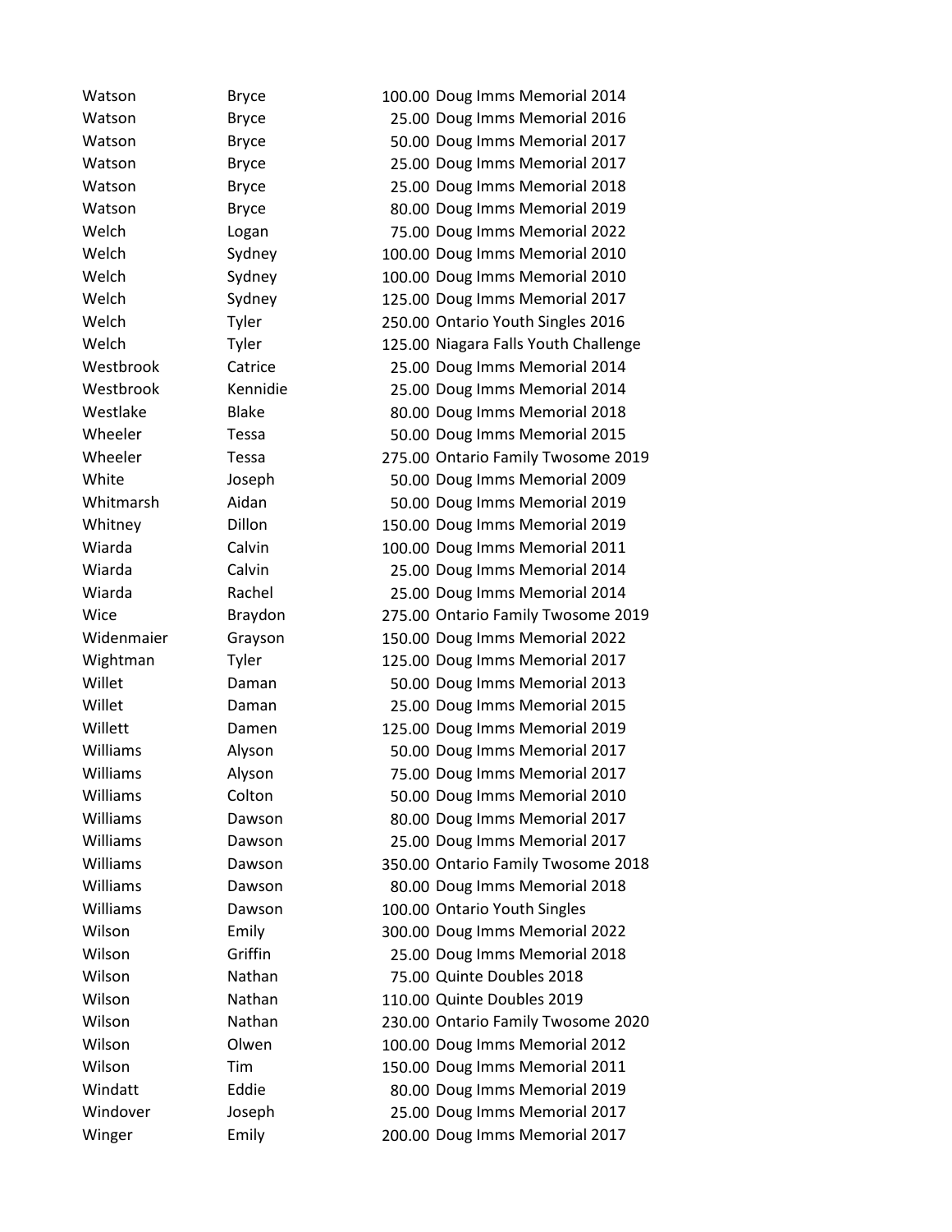| | | | |
|---|---|---|---|
| Watson | Bryce | 100.00 | Doug Imms Memorial 2014 |
| Watson | Bryce | 25.00 | Doug Imms Memorial 2016 |
| Watson | Bryce | 50.00 | Doug Imms Memorial 2017 |
| Watson | Bryce | 25.00 | Doug Imms Memorial 2017 |
| Watson | Bryce | 25.00 | Doug Imms Memorial 2018 |
| Watson | Bryce | 80.00 | Doug Imms Memorial 2019 |
| Welch | Logan | 75.00 | Doug Imms Memorial 2022 |
| Welch | Sydney | 100.00 | Doug Imms Memorial 2010 |
| Welch | Sydney | 100.00 | Doug Imms Memorial 2010 |
| Welch | Sydney | 125.00 | Doug Imms Memorial 2017 |
| Welch | Tyler | 250.00 | Ontario Youth Singles 2016 |
| Welch | Tyler | 125.00 | Niagara Falls Youth Challenge |
| Westbrook | Catrice | 25.00 | Doug Imms Memorial 2014 |
| Westbrook | Kennidie | 25.00 | Doug Imms Memorial 2014 |
| Westlake | Blake | 80.00 | Doug Imms Memorial 2018 |
| Wheeler | Tessa | 50.00 | Doug Imms Memorial 2015 |
| Wheeler | Tessa | 275.00 | Ontario Family Twosome 2019 |
| White | Joseph | 50.00 | Doug Imms Memorial 2009 |
| Whitmarsh | Aidan | 50.00 | Doug Imms Memorial 2019 |
| Whitney | Dillon | 150.00 | Doug Imms Memorial 2019 |
| Wiarda | Calvin | 100.00 | Doug Imms Memorial 2011 |
| Wiarda | Calvin | 25.00 | Doug Imms Memorial 2014 |
| Wiarda | Rachel | 25.00 | Doug Imms Memorial 2014 |
| Wice | Braydon | 275.00 | Ontario Family Twosome 2019 |
| Widenmaier | Grayson | 150.00 | Doug Imms Memorial 2022 |
| Wightman | Tyler | 125.00 | Doug Imms Memorial 2017 |
| Willet | Daman | 50.00 | Doug Imms Memorial 2013 |
| Willet | Daman | 25.00 | Doug Imms Memorial 2015 |
| Willett | Damen | 125.00 | Doug Imms Memorial 2019 |
| Williams | Alyson | 50.00 | Doug Imms Memorial 2017 |
| Williams | Alyson | 75.00 | Doug Imms Memorial 2017 |
| Williams | Colton | 50.00 | Doug Imms Memorial 2010 |
| Williams | Dawson | 80.00 | Doug Imms Memorial 2017 |
| Williams | Dawson | 25.00 | Doug Imms Memorial 2017 |
| Williams | Dawson | 350.00 | Ontario Family Twosome 2018 |
| Williams | Dawson | 80.00 | Doug Imms Memorial 2018 |
| Williams | Dawson | 100.00 | Ontario Youth Singles |
| Wilson | Emily | 300.00 | Doug Imms Memorial 2022 |
| Wilson | Griffin | 25.00 | Doug Imms Memorial 2018 |
| Wilson | Nathan | 75.00 | Quinte Doubles 2018 |
| Wilson | Nathan | 110.00 | Quinte Doubles 2019 |
| Wilson | Nathan | 230.00 | Ontario Family Twosome 2020 |
| Wilson | Olwen | 100.00 | Doug Imms Memorial 2012 |
| Wilson | Tim | 150.00 | Doug Imms Memorial 2011 |
| Windatt | Eddie | 80.00 | Doug Imms Memorial 2019 |
| Windover | Joseph | 25.00 | Doug Imms Memorial 2017 |
| Winger | Emily | 200.00 | Doug Imms Memorial 2017 |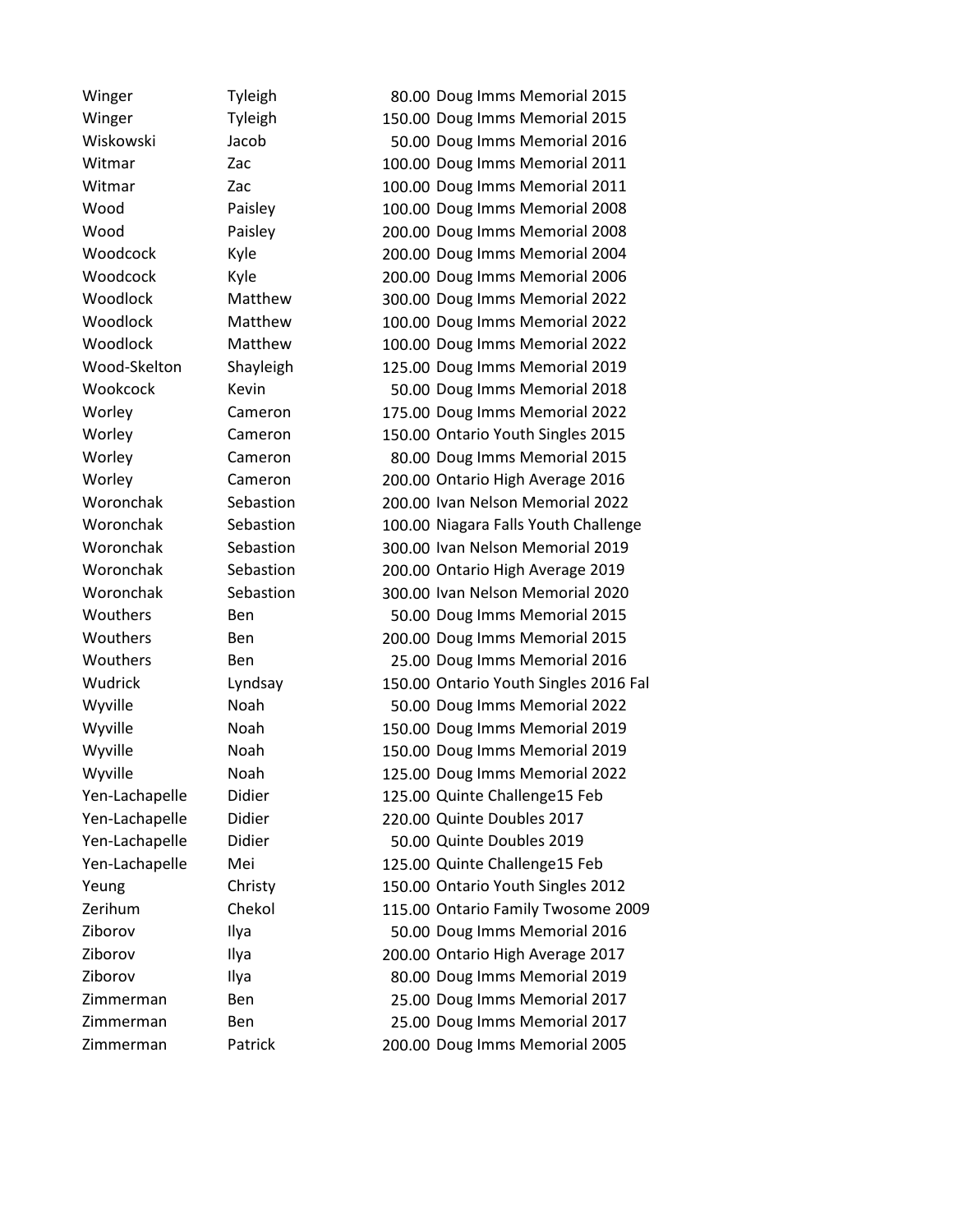| | | | |
|---|---|---|---|
| Winger | Tyleigh | 80.00 | Doug Imms Memorial 2015 |
| Winger | Tyleigh | 150.00 | Doug Imms Memorial 2015 |
| Wiskowski | Jacob | 50.00 | Doug Imms Memorial 2016 |
| Witmar | Zac | 100.00 | Doug Imms Memorial 2011 |
| Witmar | Zac | 100.00 | Doug Imms Memorial 2011 |
| Wood | Paisley | 100.00 | Doug Imms Memorial 2008 |
| Wood | Paisley | 200.00 | Doug Imms Memorial 2008 |
| Woodcock | Kyle | 200.00 | Doug Imms Memorial 2004 |
| Woodcock | Kyle | 200.00 | Doug Imms Memorial 2006 |
| Woodlock | Matthew | 300.00 | Doug Imms Memorial 2022 |
| Woodlock | Matthew | 100.00 | Doug Imms Memorial 2022 |
| Woodlock | Matthew | 100.00 | Doug Imms Memorial 2022 |
| Wood-Skelton | Shayleigh | 125.00 | Doug Imms Memorial 2019 |
| Wookcock | Kevin | 50.00 | Doug Imms Memorial 2018 |
| Worley | Cameron | 175.00 | Doug Imms Memorial 2022 |
| Worley | Cameron | 150.00 | Ontario Youth Singles 2015 |
| Worley | Cameron | 80.00 | Doug Imms Memorial 2015 |
| Worley | Cameron | 200.00 | Ontario High Average 2016 |
| Woronchak | Sebastion | 200.00 | Ivan Nelson Memorial 2022 |
| Woronchak | Sebastion | 100.00 | Niagara Falls Youth Challenge |
| Woronchak | Sebastion | 300.00 | Ivan Nelson Memorial 2019 |
| Woronchak | Sebastion | 200.00 | Ontario High Average 2019 |
| Woronchak | Sebastion | 300.00 | Ivan Nelson Memorial 2020 |
| Wouthers | Ben | 50.00 | Doug Imms Memorial 2015 |
| Wouthers | Ben | 200.00 | Doug Imms Memorial 2015 |
| Wouthers | Ben | 25.00 | Doug Imms Memorial 2016 |
| Wudrick | Lyndsay | 150.00 | Ontario Youth Singles 2016 Fal |
| Wyville | Noah | 50.00 | Doug Imms Memorial 2022 |
| Wyville | Noah | 150.00 | Doug Imms Memorial 2019 |
| Wyville | Noah | 150.00 | Doug Imms Memorial 2019 |
| Wyville | Noah | 125.00 | Doug Imms Memorial 2022 |
| Yen-Lachapelle | Didier | 125.00 | Quinte Challenge15 Feb |
| Yen-Lachapelle | Didier | 220.00 | Quinte Doubles 2017 |
| Yen-Lachapelle | Didier | 50.00 | Quinte Doubles 2019 |
| Yen-Lachapelle | Mei | 125.00 | Quinte Challenge15 Feb |
| Yeung | Christy | 150.00 | Ontario Youth Singles 2012 |
| Zerihum | Chekol | 115.00 | Ontario Family Twosome 2009 |
| Ziborov | Ilya | 50.00 | Doug Imms Memorial 2016 |
| Ziborov | Ilya | 200.00 | Ontario High Average 2017 |
| Ziborov | Ilya | 80.00 | Doug Imms Memorial 2019 |
| Zimmerman | Ben | 25.00 | Doug Imms Memorial 2017 |
| Zimmerman | Ben | 25.00 | Doug Imms Memorial 2017 |
| Zimmerman | Patrick | 200.00 | Doug Imms Memorial 2005 |